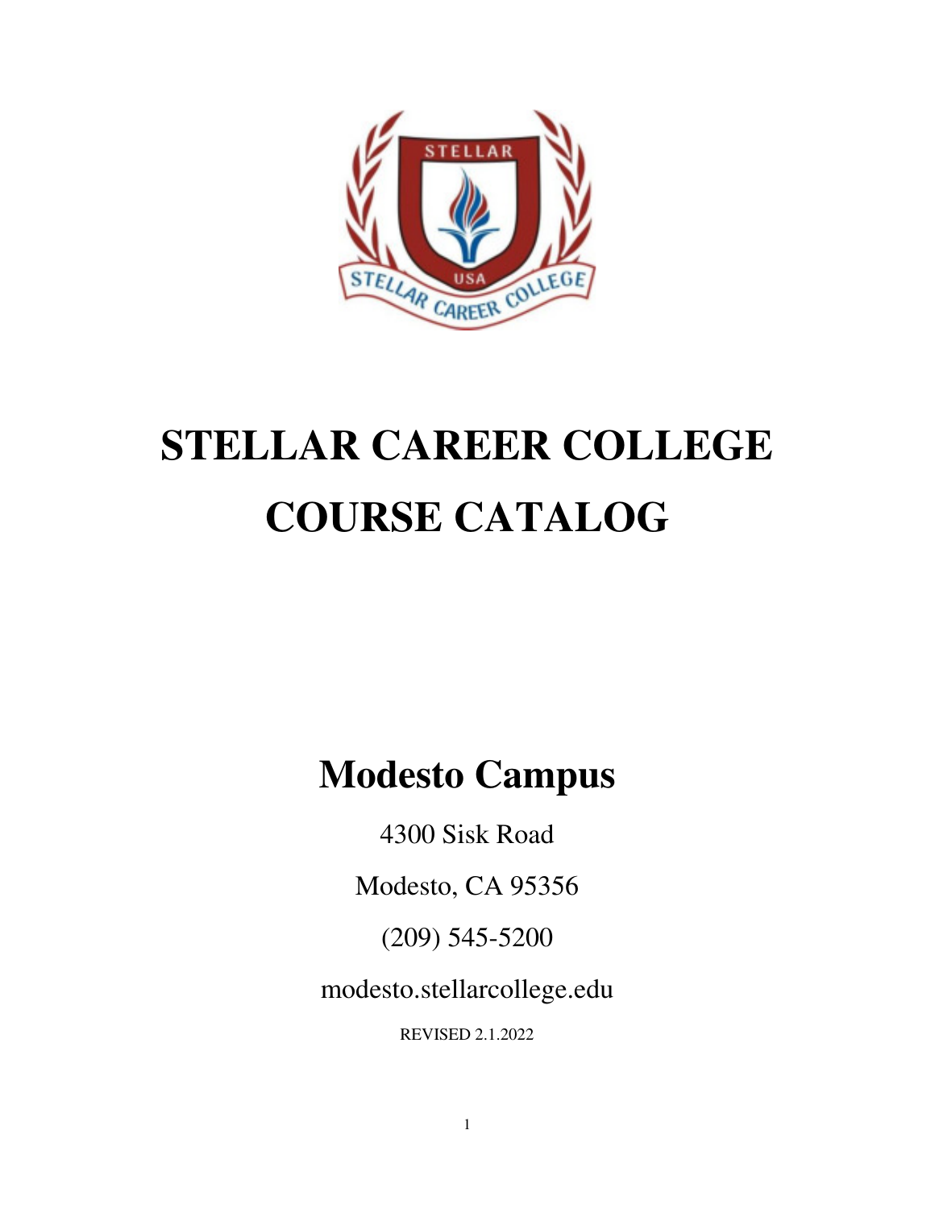# STELLAR CAREER COLLEGE COURSE CATALOG

## Modesto Campus

4300 Sisk Road

Modesto, CA 95356

(209) 545-5200

modesto.stellarcollege.edu

REVISED 2.1.2022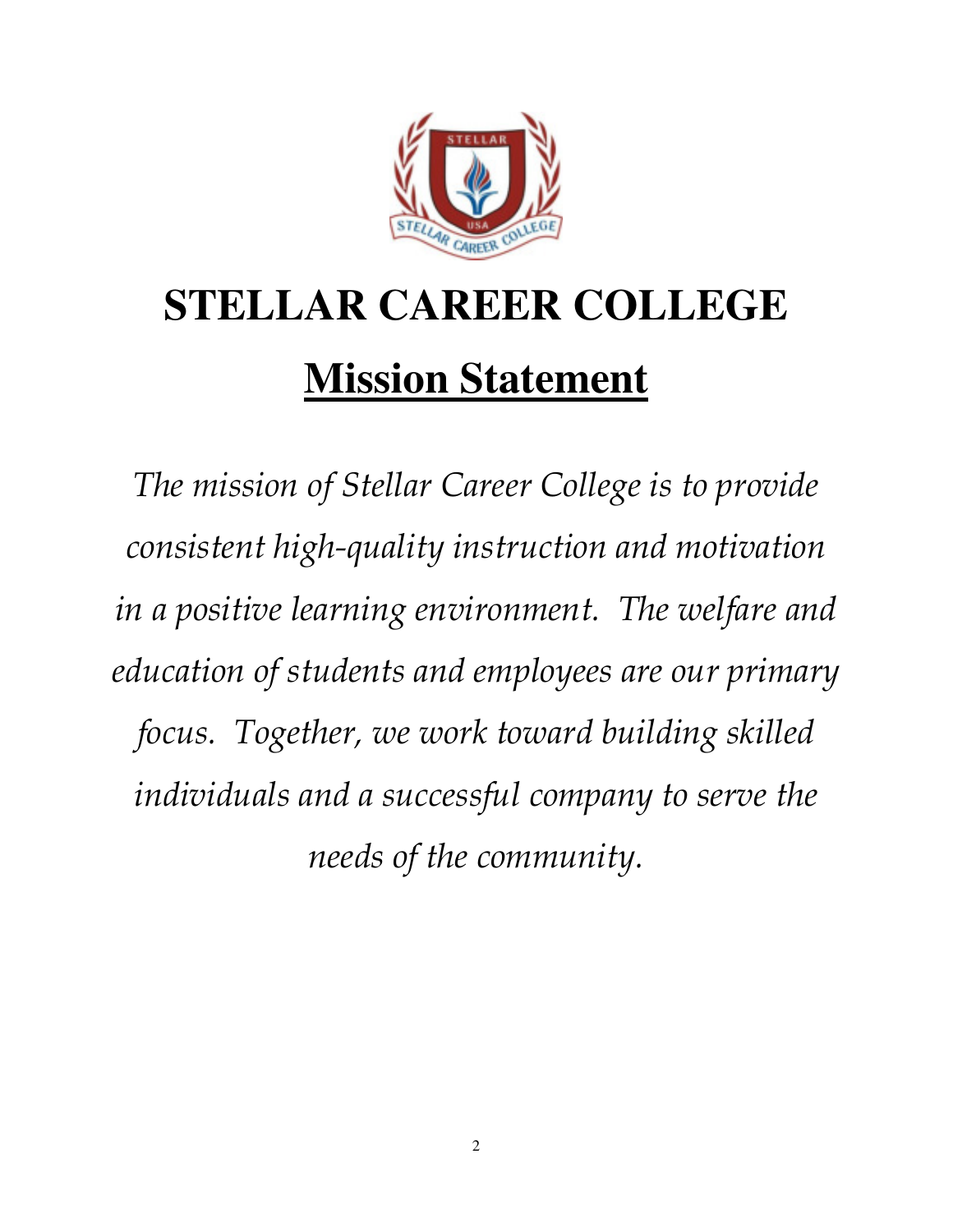# STELLAR CAREER COLLEGE

## Mission Statement

*The mission of Stellar Career College is to provide consistent high-quality instruction and motivation in a positive learning environment. The welfare and education of students and employees are our primary focus. Together, we work toward building skilled individuals and a successful company to serve the needs of the community.*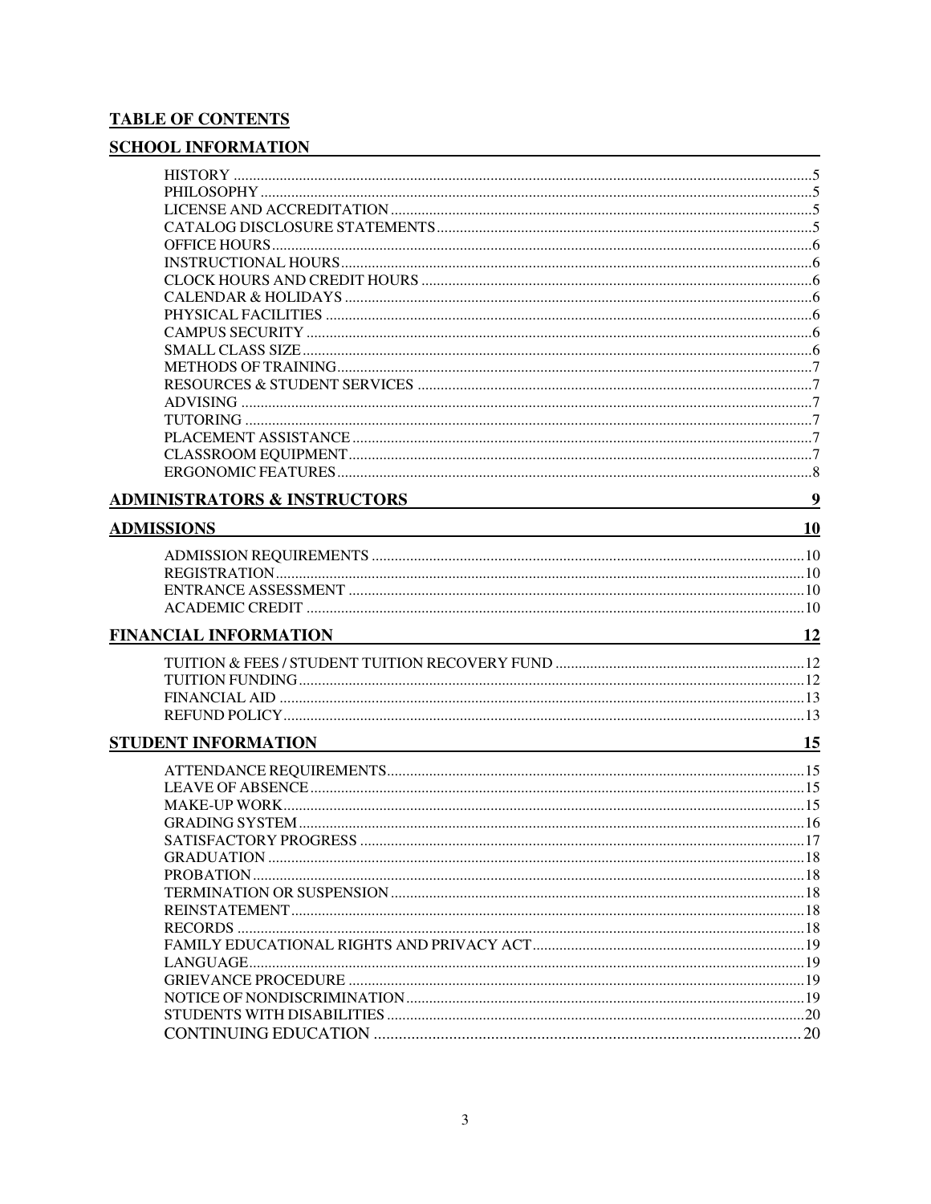## TABLE OF CONTENTS

### SCHOOL INFORMATION

- HISTORY ..... 5
- PHILOSOPHY ..... 5
- LICENSE AND ACCREDITATION ..... 5
- CATALOG DISCLOSURE STATEMENTS ..... 5
- OFFICE HOURS ..... 6
- INSTRUCTIONAL HOURS ..... 6
- CLOCK HOURS AND CREDIT HOURS ..... 6
- CALENDAR & HOLIDAYS ..... 6
- PHYSICAL FACILITIES ..... 6
- CAMPUS SECURITY ..... 6
- SMALL CLASS SIZE ..... 6
- METHODS OF TRAINING ..... 7
- RESOURCES & STUDENT SERVICES ..... 7
- ADVISING ..... 7
- TUTORING ..... 7
- PLACEMENT ASSISTANCE ..... 7
- CLASSROOM EQUIPMENT ..... 7
- ERGONOMIC FEATURES ..... 8

### ADMINISTRATORS & INSTRUCTORS ..... 9

### ADMISSIONS ..... 10

- ADMISSION REQUIREMENTS ..... 10
- REGISTRATION ..... 10
- ENTRANCE ASSESSMENT ..... 10
- ACADEMIC CREDIT ..... 10

### FINANCIAL INFORMATION ..... 12

- TUITION & FEES / STUDENT TUITION RECOVERY FUND ..... 12
- TUITION FUNDING ..... 12
- FINANCIAL AID ..... 13
- REFUND POLICY ..... 13

### STUDENT INFORMATION ..... 15

- ATTENDANCE REQUIREMENTS ..... 15
- LEAVE OF ABSENCE ..... 15
- MAKE-UP WORK ..... 15
- GRADING SYSTEM ..... 16
- SATISFACTORY PROGRESS ..... 17
- GRADUATION ..... 18
- PROBATION ..... 18
- TERMINATION OR SUSPENSION ..... 18
- REINSTATEMENT ..... 18
- RECORDS ..... 18
- FAMILY EDUCATIONAL RIGHTS AND PRIVACY ACT ..... 19
- LANGUAGE ..... 19
- GRIEVANCE PROCEDURE ..... 19
- NOTICE OF NONDISCRIMINATION ..... 19
- STUDENTS WITH DISABILITIES ..... 20
- CONTINUING EDUCATION ..... 20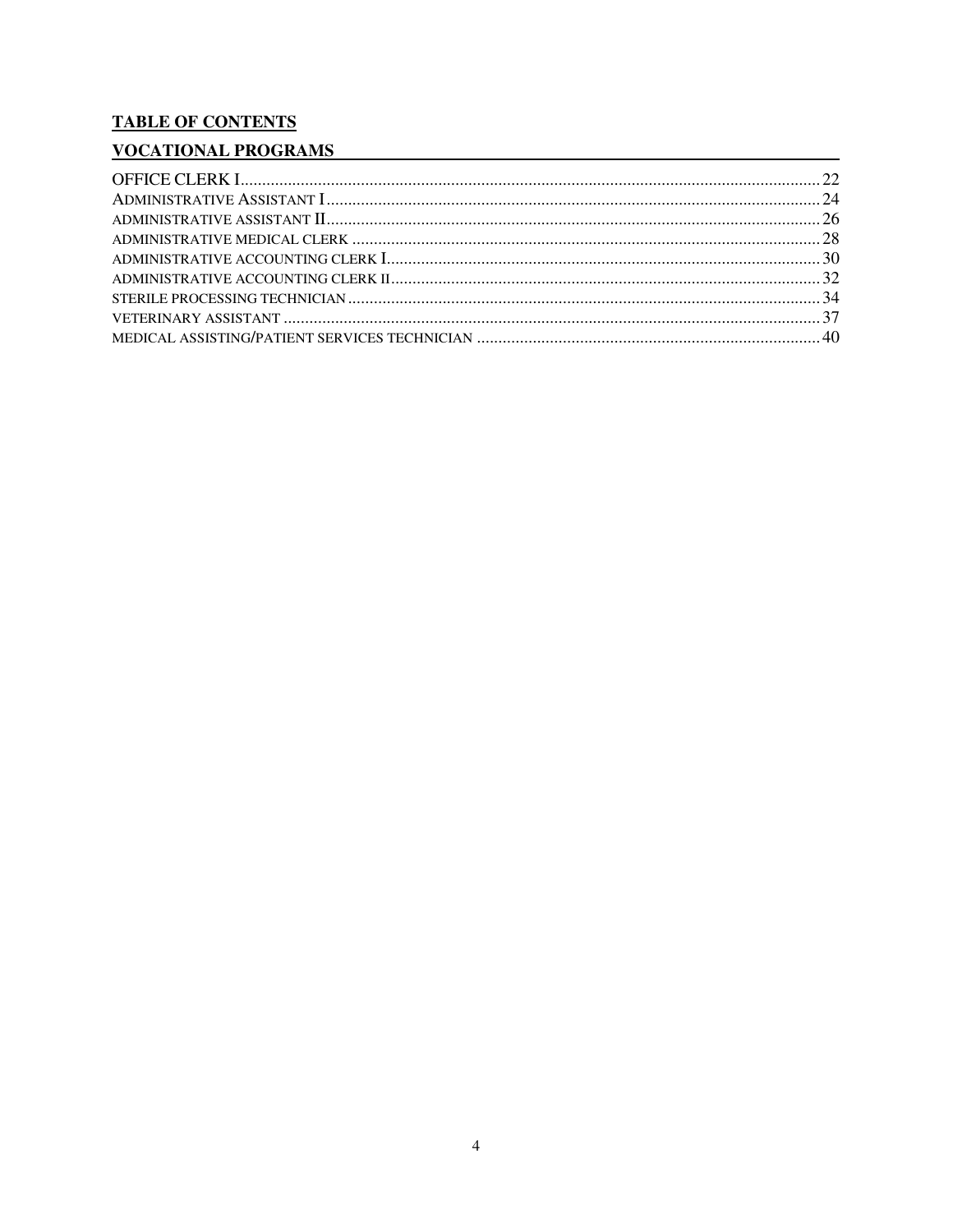**TABLE OF CONTENTS**

**VOCATIONAL PROGRAMS**

| | |
|---|---|
| OFFICE CLERK I | 22 |
| ADMINISTRATIVE ASSISTANT I | 24 |
| ADMINISTRATIVE ASSISTANT II | 26 |
| ADMINISTRATIVE MEDICAL CLERK | 28 |
| ADMINISTRATIVE ACCOUNTING CLERK I | 30 |
| ADMINISTRATIVE ACCOUNTING CLERK II | 32 |
| STERILE PROCESSING TECHNICIAN | 34 |
| VETERINARY ASSISTANT | 37 |
| MEDICAL ASSISTING/PATIENT SERVICES TECHNICIAN | 40 |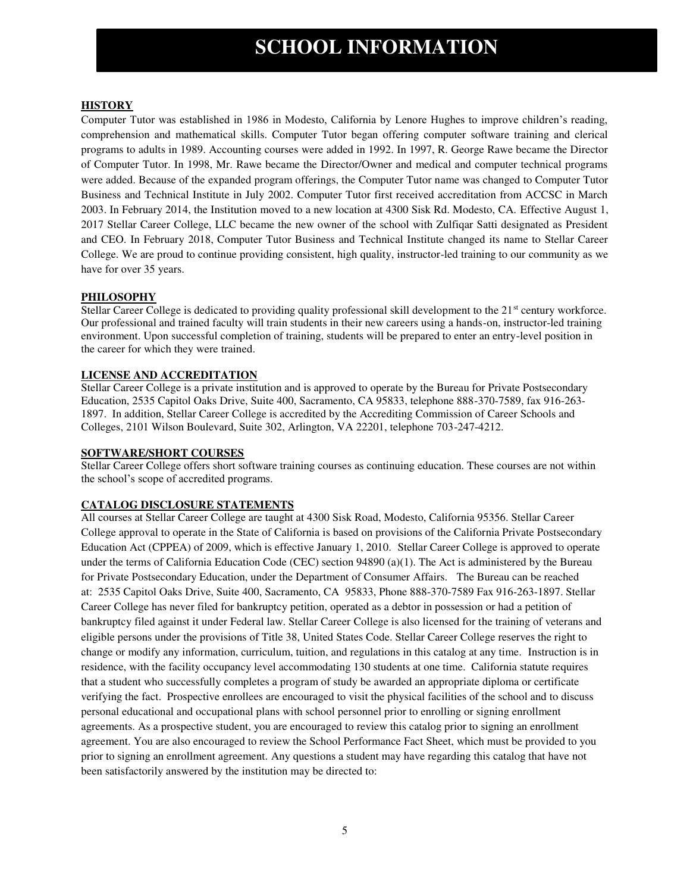# SCHOOL INFORMATION

## HISTORY

Computer Tutor was established in 1986 in Modesto, California by Lenore Hughes to improve children's reading, comprehension and mathematical skills. Computer Tutor began offering computer software training and clerical programs to adults in 1989. Accounting courses were added in 1992. In 1997, R. George Rawe became the Director of Computer Tutor. In 1998, Mr. Rawe became the Director/Owner and medical and computer technical programs were added. Because of the expanded program offerings, the Computer Tutor name was changed to Computer Tutor Business and Technical Institute in July 2002. Computer Tutor first received accreditation from ACCSC in March 2003. In February 2014, the Institution moved to a new location at 4300 Sisk Rd. Modesto, CA. Effective August 1, 2017 Stellar Career College, LLC became the new owner of the school with Zulfiqar Satti designated as President and CEO. In February 2018, Computer Tutor Business and Technical Institute changed its name to Stellar Career College. We are proud to continue providing consistent, high quality, instructor-led training to our community as we have for over 35 years.

## PHILOSOPHY

Stellar Career College is dedicated to providing quality professional skill development to the 21st century workforce. Our professional and trained faculty will train students in their new careers using a hands-on, instructor-led training environment. Upon successful completion of training, students will be prepared to enter an entry-level position in the career for which they were trained.

## LICENSE AND ACCREDITATION

Stellar Career College is a private institution and is approved to operate by the Bureau for Private Postsecondary Education, 2535 Capitol Oaks Drive, Suite 400, Sacramento, CA 95833, telephone 888-370-7589, fax 916-263-1897. In addition, Stellar Career College is accredited by the Accrediting Commission of Career Schools and Colleges, 2101 Wilson Boulevard, Suite 302, Arlington, VA 22201, telephone 703-247-4212.

## SOFTWARE/SHORT COURSES

Stellar Career College offers short software training courses as continuing education. These courses are not within the school's scope of accredited programs.

## CATALOG DISCLOSURE STATEMENTS

All courses at Stellar Career College are taught at 4300 Sisk Road, Modesto, California 95356. Stellar Career College approval to operate in the State of California is based on provisions of the California Private Postsecondary Education Act (CPPEA) of 2009, which is effective January 1, 2010. Stellar Career College is approved to operate under the terms of California Education Code (CEC) section 94890 (a)(1). The Act is administered by the Bureau for Private Postsecondary Education, under the Department of Consumer Affairs. The Bureau can be reached at: 2535 Capitol Oaks Drive, Suite 400, Sacramento, CA 95833, Phone 888-370-7589 Fax 916-263-1897. Stellar Career College has never filed for bankruptcy petition, operated as a debtor in possession or had a petition of bankruptcy filed against it under Federal law. Stellar Career College is also licensed for the training of veterans and eligible persons under the provisions of Title 38, United States Code. Stellar Career College reserves the right to change or modify any information, curriculum, tuition, and regulations in this catalog at any time. Instruction is in residence, with the facility occupancy level accommodating 130 students at one time. California statute requires that a student who successfully completes a program of study be awarded an appropriate diploma or certificate verifying the fact. Prospective enrollees are encouraged to visit the physical facilities of the school and to discuss personal educational and occupational plans with school personnel prior to enrolling or signing enrollment agreements. As a prospective student, you are encouraged to review this catalog prior to signing an enrollment agreement. You are also encouraged to review the School Performance Fact Sheet, which must be provided to you prior to signing an enrollment agreement. Any questions a student may have regarding this catalog that have not been satisfactorily answered by the institution may be directed to: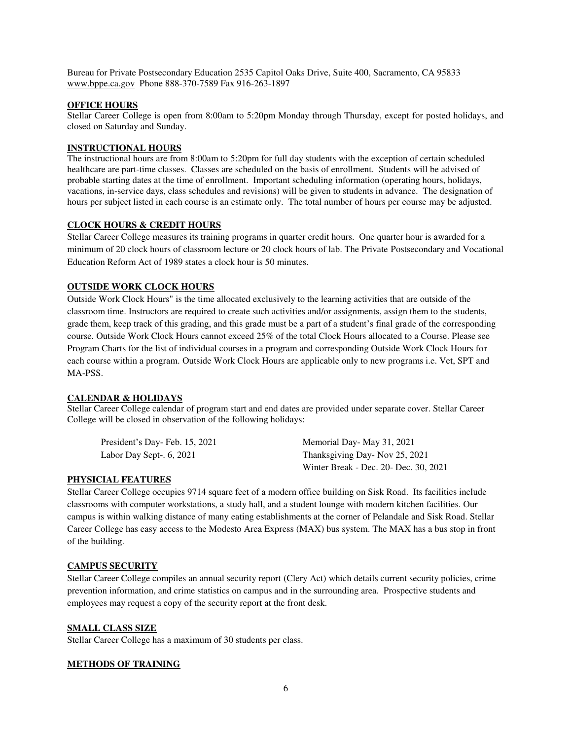Bureau for Private Postsecondary Education 2535 Capitol Oaks Drive, Suite 400, Sacramento, CA 95833
www.bppe.ca.gov Phone 888-370-7589 Fax 916-263-1897

## OFFICE HOURS

Stellar Career College is open from 8:00am to 5:20pm Monday through Thursday, except for posted holidays, and closed on Saturday and Sunday.

## INSTRUCTIONAL HOURS

The instructional hours are from 8:00am to 5:20pm for full day students with the exception of certain scheduled healthcare are part-time classes. Classes are scheduled on the basis of enrollment. Students will be advised of probable starting dates at the time of enrollment. Important scheduling information (operating hours, holidays, vacations, in-service days, class schedules and revisions) will be given to students in advance. The designation of hours per subject listed in each course is an estimate only. The total number of hours per course may be adjusted.

## CLOCK HOURS & CREDIT HOURS

Stellar Career College measures its training programs in quarter credit hours. One quarter hour is awarded for a minimum of 20 clock hours of classroom lecture or 20 clock hours of lab. The Private Postsecondary and Vocational Education Reform Act of 1989 states a clock hour is 50 minutes.

## OUTSIDE WORK CLOCK HOURS

Outside Work Clock Hours" is the time allocated exclusively to the learning activities that are outside of the classroom time. Instructors are required to create such activities and/or assignments, assign them to the students, grade them, keep track of this grading, and this grade must be a part of a student's final grade of the corresponding course. Outside Work Clock Hours cannot exceed 25% of the total Clock Hours allocated to a Course. Please see Program Charts for the list of individual courses in a program and corresponding Outside Work Clock Hours for each course within a program. Outside Work Clock Hours are applicable only to new programs i.e. Vet, SPT and MA-PSS.

## CALENDAR & HOLIDAYS

Stellar Career College calendar of program start and end dates are provided under separate cover. Stellar Career College will be closed in observation of the following holidays:

- President's Day- Feb. 15, 2021
- Memorial Day- May 31, 2021
- Labor Day Sept-. 6, 2021
- Thanksgiving Day- Nov 25, 2021
- Winter Break - Dec. 20- Dec. 30, 2021

## PHYSICIAL FEATURES

Stellar Career College occupies 9714 square feet of a modern office building on Sisk Road. Its facilities include classrooms with computer workstations, a study hall, and a student lounge with modern kitchen facilities. Our campus is within walking distance of many eating establishments at the corner of Pelandale and Sisk Road. Stellar Career College has easy access to the Modesto Area Express (MAX) bus system. The MAX has a bus stop in front of the building.

## CAMPUS SECURITY

Stellar Career College compiles an annual security report (Clery Act) which details current security policies, crime prevention information, and crime statistics on campus and in the surrounding area. Prospective students and employees may request a copy of the security report at the front desk.

## SMALL CLASS SIZE

Stellar Career College has a maximum of 30 students per class.

## METHODS OF TRAINING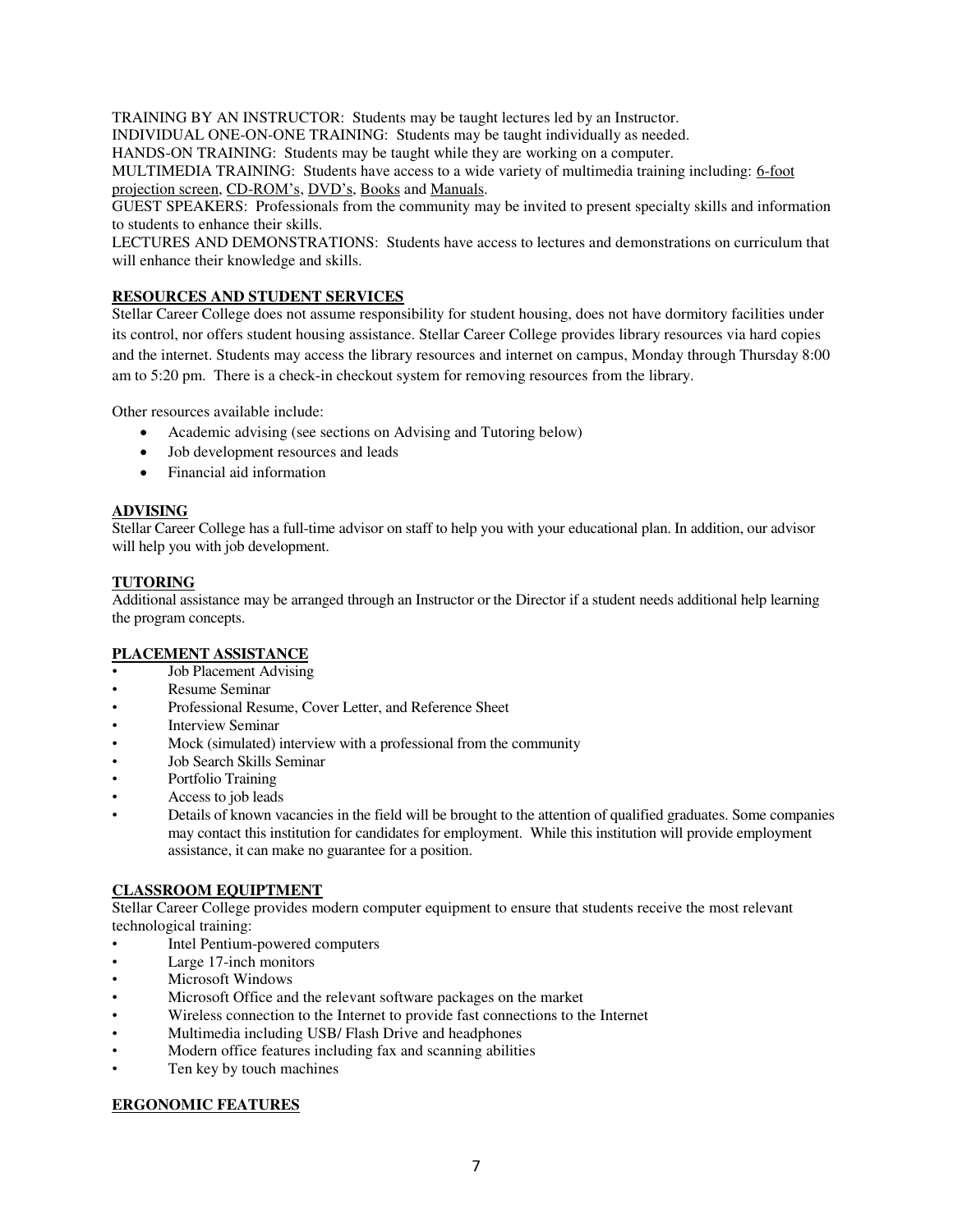TRAINING BY AN INSTRUCTOR: Students may be taught lectures led by an Instructor.
INDIVIDUAL ONE-ON-ONE TRAINING: Students may be taught individually as needed.
HANDS-ON TRAINING: Students may be taught while they are working on a computer.
MULTIMEDIA TRAINING: Students have access to a wide variety of multimedia training including: 6-foot projection screen, CD-ROM's, DVD's, Books and Manuals.
GUEST SPEAKERS: Professionals from the community may be invited to present specialty skills and information to students to enhance their skills.
LECTURES AND DEMONSTRATIONS: Students have access to lectures and demonstrations on curriculum that will enhance their knowledge and skills.

## RESOURCES AND STUDENT SERVICES

Stellar Career College does not assume responsibility for student housing, does not have dormitory facilities under its control, nor offers student housing assistance. Stellar Career College provides library resources via hard copies and the internet. Students may access the library resources and internet on campus, Monday through Thursday 8:00 am to 5:20 pm. There is a check-in checkout system for removing resources from the library.

Other resources available include:

- Academic advising (see sections on Advising and Tutoring below)
- Job development resources and leads
- Financial aid information

## ADVISING

Stellar Career College has a full-time advisor on staff to help you with your educational plan. In addition, our advisor will help you with job development.

## TUTORING

Additional assistance may be arranged through an Instructor or the Director if a student needs additional help learning the program concepts.

## PLACEMENT ASSISTANCE

- Job Placement Advising
- Resume Seminar
- Professional Resume, Cover Letter, and Reference Sheet
- Interview Seminar
- Mock (simulated) interview with a professional from the community
- Job Search Skills Seminar
- Portfolio Training
- Access to job leads
- Details of known vacancies in the field will be brought to the attention of qualified graduates. Some companies may contact this institution for candidates for employment. While this institution will provide employment assistance, it can make no guarantee for a position.

## CLASSROOM EQUIPTMENT

Stellar Career College provides modern computer equipment to ensure that students receive the most relevant technological training:

- Intel Pentium-powered computers
- Large 17-inch monitors
- Microsoft Windows
- Microsoft Office and the relevant software packages on the market
- Wireless connection to the Internet to provide fast connections to the Internet
- Multimedia including USB/ Flash Drive and headphones
- Modern office features including fax and scanning abilities
- Ten key by touch machines

## ERGONOMIC FEATURES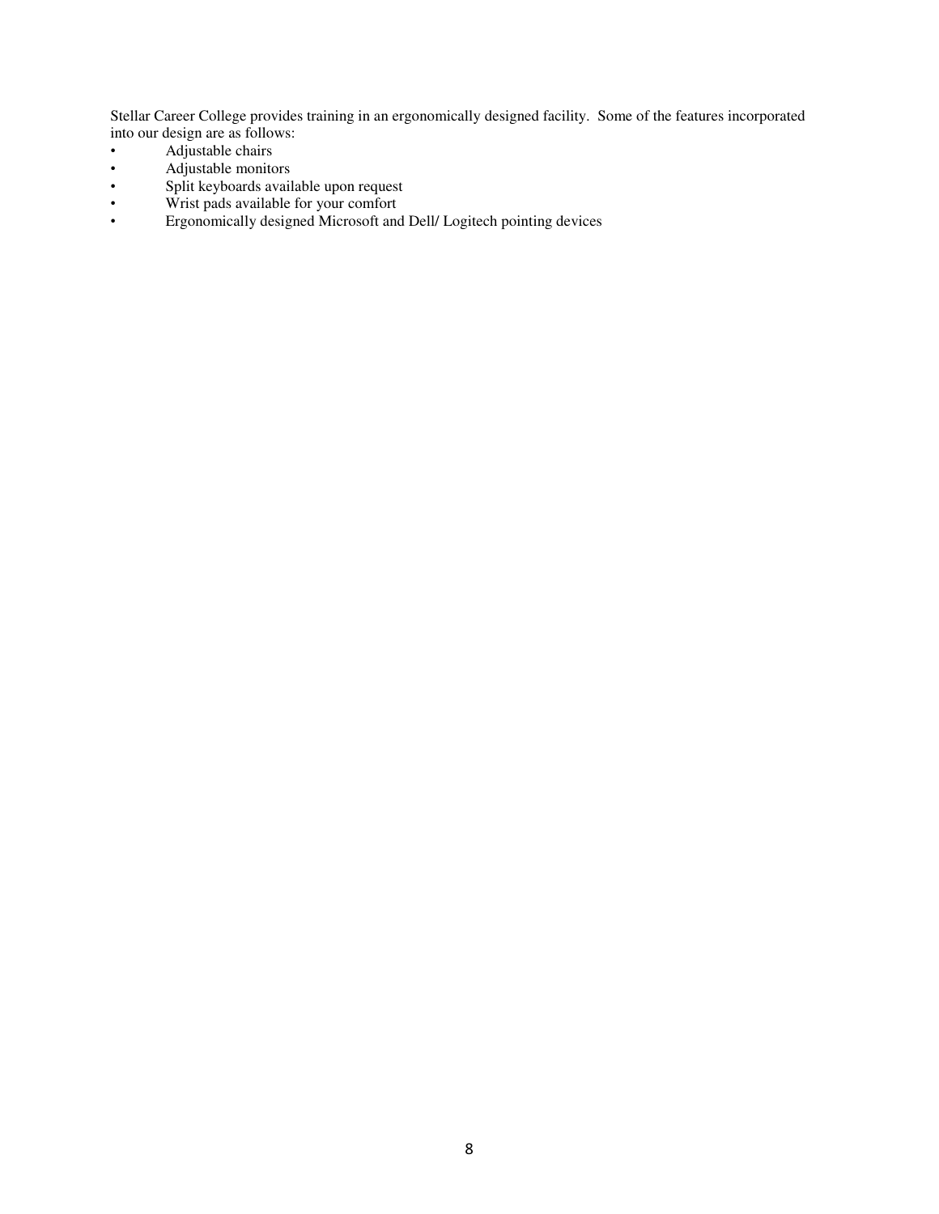Stellar Career College provides training in an ergonomically designed facility. Some of the features incorporated into our design are as follows:

- Adjustable chairs
- Adjustable monitors
- Split keyboards available upon request
- Wrist pads available for your comfort
- Ergonomically designed Microsoft and Dell/ Logitech pointing devices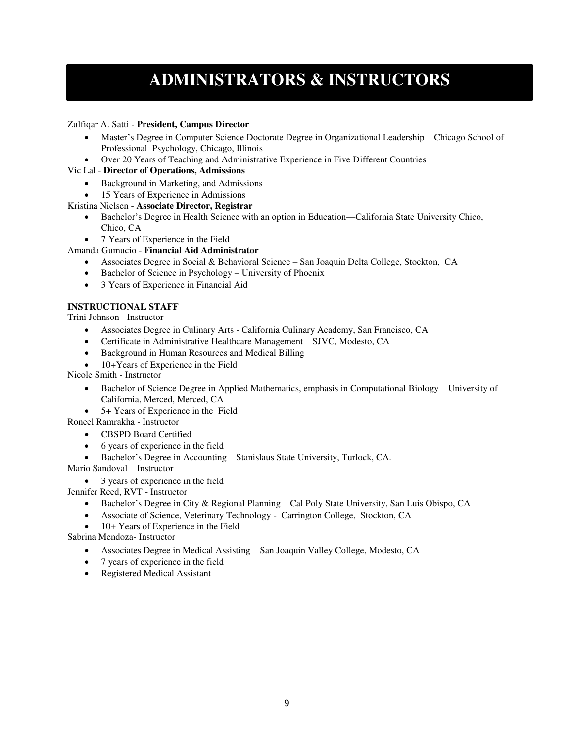# ADMINISTRATORS & INSTRUCTORS

Zulfiqar A. Satti - **President, Campus Director**

- Master's Degree in Computer Science Doctorate Degree in Organizational Leadership—Chicago School of Professional Psychology, Chicago, Illinois
- Over 20 Years of Teaching and Administrative Experience in Five Different Countries

Vic Lal - **Director of Operations, Admissions**

- Background in Marketing, and Admissions
- 15 Years of Experience in Admissions

Kristina Nielsen - **Associate Director, Registrar**

- Bachelor's Degree in Health Science with an option in Education—California State University Chico, Chico, CA
- 7 Years of Experience in the Field

Amanda Gumucio - **Financial Aid Administrator**

- Associates Degree in Social & Behavioral Science – San Joaquin Delta College, Stockton, CA
- Bachelor of Science in Psychology – University of Phoenix
- 3 Years of Experience in Financial Aid

**INSTRUCTIONAL STAFF**

Trini Johnson - Instructor

- Associates Degree in Culinary Arts - California Culinary Academy, San Francisco, CA
- Certificate in Administrative Healthcare Management—SJVC, Modesto, CA
- Background in Human Resources and Medical Billing
- 10+Years of Experience in the Field

Nicole Smith - Instructor

- Bachelor of Science Degree in Applied Mathematics, emphasis in Computational Biology – University of California, Merced, Merced, CA
- 5+ Years of Experience in the Field

Roneel Ramrakha - Instructor

- CBSPD Board Certified
- 6 years of experience in the field
- Bachelor's Degree in Accounting – Stanislaus State University, Turlock, CA.

Mario Sandoval – Instructor

- 3 years of experience in the field

Jennifer Reed, RVT - Instructor

- Bachelor's Degree in City & Regional Planning – Cal Poly State University, San Luis Obispo, CA
- Associate of Science, Veterinary Technology - Carrington College, Stockton, CA
- 10+ Years of Experience in the Field

Sabrina Mendoza- Instructor

- Associates Degree in Medical Assisting – San Joaquin Valley College, Modesto, CA
- 7 years of experience in the field
- Registered Medical Assistant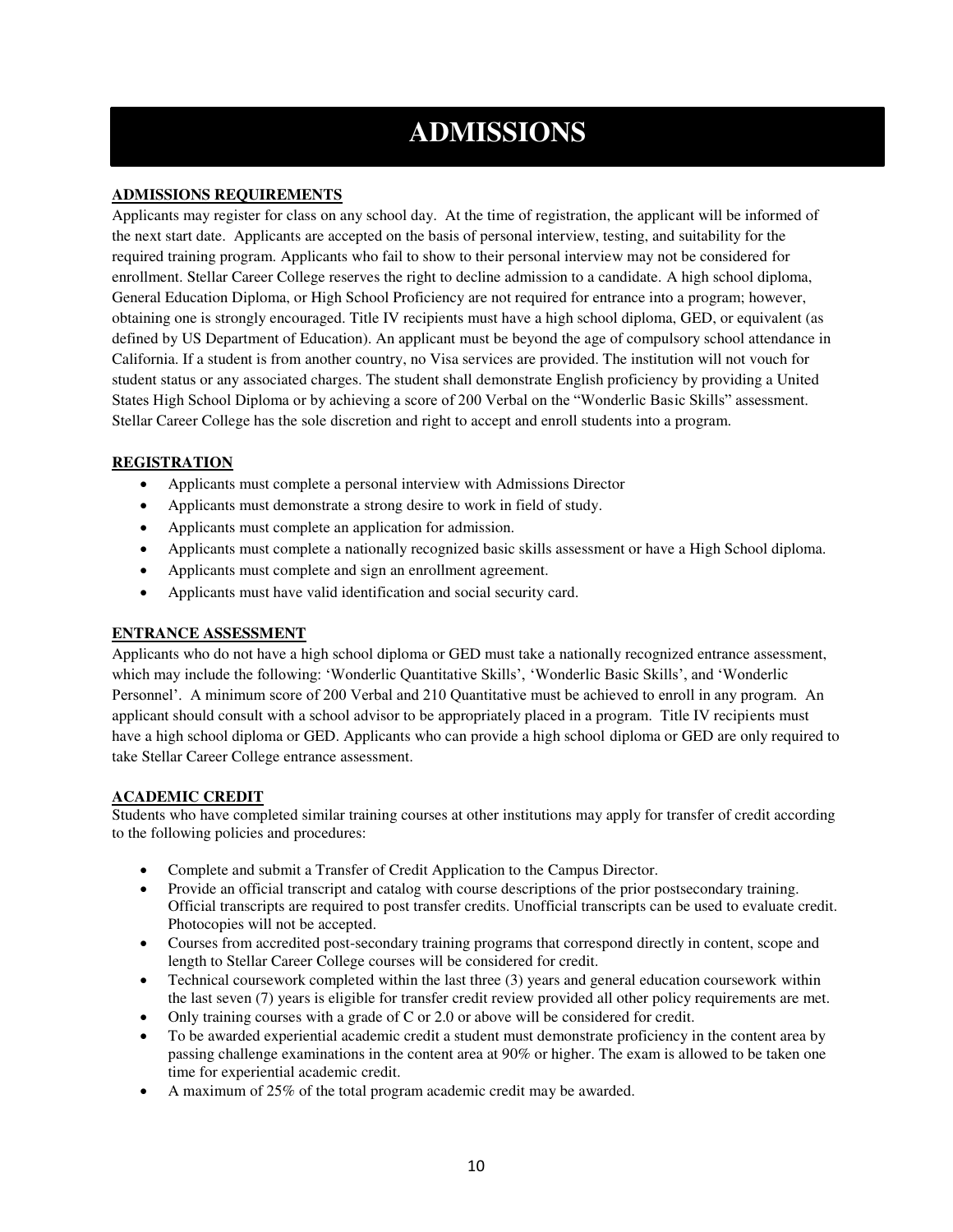# ADMISSIONS

## ADMISSIONS REQUIREMENTS

Applicants may register for class on any school day. At the time of registration, the applicant will be informed of the next start date. Applicants are accepted on the basis of personal interview, testing, and suitability for the required training program. Applicants who fail to show to their personal interview may not be considered for enrollment. Stellar Career College reserves the right to decline admission to a candidate. A high school diploma, General Education Diploma, or High School Proficiency are not required for entrance into a program; however, obtaining one is strongly encouraged. Title IV recipients must have a high school diploma, GED, or equivalent (as defined by US Department of Education). An applicant must be beyond the age of compulsory school attendance in California. If a student is from another country, no Visa services are provided. The institution will not vouch for student status or any associated charges. The student shall demonstrate English proficiency by providing a United States High School Diploma or by achieving a score of 200 Verbal on the "Wonderlic Basic Skills" assessment. Stellar Career College has the sole discretion and right to accept and enroll students into a program.

## REGISTRATION

- Applicants must complete a personal interview with Admissions Director
- Applicants must demonstrate a strong desire to work in field of study.
- Applicants must complete an application for admission.
- Applicants must complete a nationally recognized basic skills assessment or have a High School diploma.
- Applicants must complete and sign an enrollment agreement.
- Applicants must have valid identification and social security card.

## ENTRANCE ASSESSMENT

Applicants who do not have a high school diploma or GED must take a nationally recognized entrance assessment, which may include the following: 'Wonderlic Quantitative Skills', 'Wonderlic Basic Skills', and 'Wonderlic Personnel'. A minimum score of 200 Verbal and 210 Quantitative must be achieved to enroll in any program. An applicant should consult with a school advisor to be appropriately placed in a program. Title IV recipients must have a high school diploma or GED. Applicants who can provide a high school diploma or GED are only required to take Stellar Career College entrance assessment.

## ACADEMIC CREDIT

Students who have completed similar training courses at other institutions may apply for transfer of credit according to the following policies and procedures:

- Complete and submit a Transfer of Credit Application to the Campus Director.
- Provide an official transcript and catalog with course descriptions of the prior postsecondary training. Official transcripts are required to post transfer credits. Unofficial transcripts can be used to evaluate credit. Photocopies will not be accepted.
- Courses from accredited post-secondary training programs that correspond directly in content, scope and length to Stellar Career College courses will be considered for credit.
- Technical coursework completed within the last three (3) years and general education coursework within the last seven (7) years is eligible for transfer credit review provided all other policy requirements are met.
- Only training courses with a grade of C or 2.0 or above will be considered for credit.
- To be awarded experiential academic credit a student must demonstrate proficiency in the content area by passing challenge examinations in the content area at 90% or higher. The exam is allowed to be taken one time for experiential academic credit.
- A maximum of 25% of the total program academic credit may be awarded.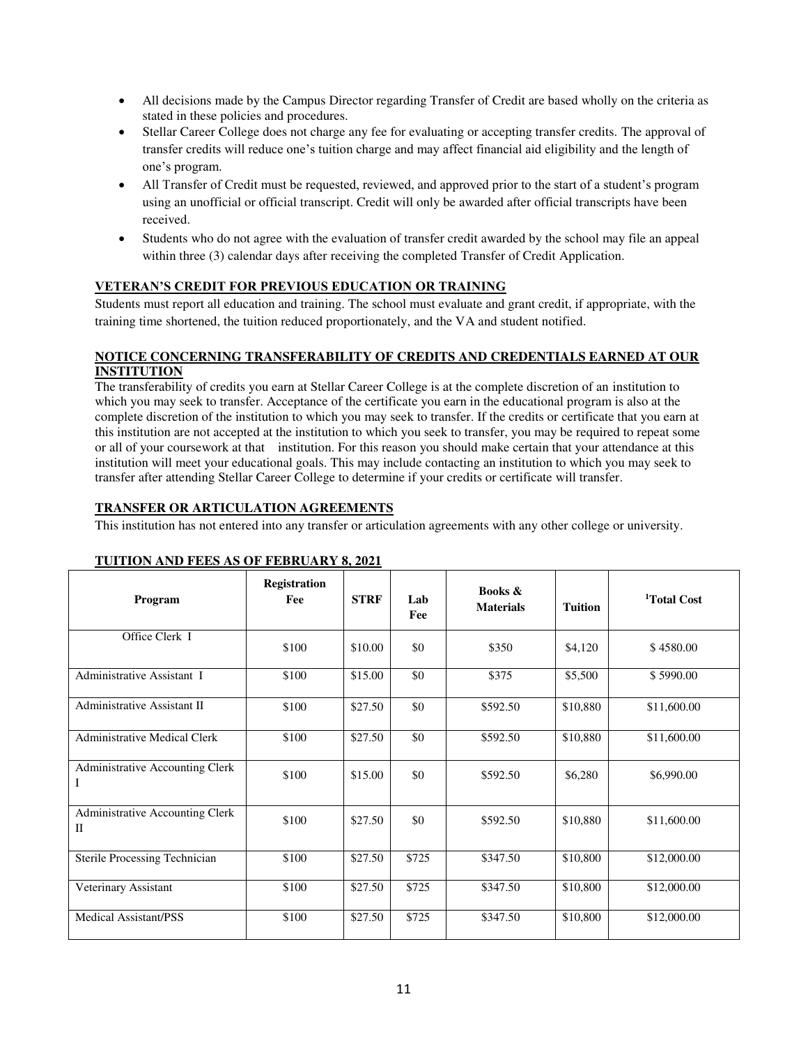- All decisions made by the Campus Director regarding Transfer of Credit are based wholly on the criteria as stated in these policies and procedures.
- Stellar Career College does not charge any fee for evaluating or accepting transfer credits. The approval of transfer credits will reduce one's tuition charge and may affect financial aid eligibility and the length of one's program.
- All Transfer of Credit must be requested, reviewed, and approved prior to the start of a student's program using an unofficial or official transcript. Credit will only be awarded after official transcripts have been received.
- Students who do not agree with the evaluation of transfer credit awarded by the school may file an appeal within three (3) calendar days after receiving the completed Transfer of Credit Application.

## VETERAN'S CREDIT FOR PREVIOUS EDUCATION OR TRAINING

Students must report all education and training. The school must evaluate and grant credit, if appropriate, with the training time shortened, the tuition reduced proportionately, and the VA and student notified.

## NOTICE CONCERNING TRANSFERABILITY OF CREDITS AND CREDENTIALS EARNED AT OUR INSTITUTION

The transferability of credits you earn at Stellar Career College is at the complete discretion of an institution to which you may seek to transfer. Acceptance of the certificate you earn in the educational program is also at the complete discretion of the institution to which you may seek to transfer. If the credits or certificate that you earn at this institution are not accepted at the institution to which you seek to transfer, you may be required to repeat some or all of your coursework at that institution. For this reason you should make certain that your attendance at this institution will meet your educational goals. This may include contacting an institution to which you may seek to transfer after attending Stellar Career College to determine if your credits or certificate will transfer.

## TRANSFER OR ARTICULATION AGREEMENTS

This institution has not entered into any transfer or articulation agreements with any other college or university.

## TUITION AND FEES AS OF FEBRUARY 8, 2021

| Program | Registration Fee | STRF | Lab Fee | Books & Materials | Tuition | [1]Total Cost |
|---|---|---|---|---|---|---|
| Office Clerk I | $100 | $10.00 | $0 | $350 | $4,120 | $ 4580.00 |
| Administrative Assistant I | $100 | $15.00 | $0 | $375 | $5,500 | $ 5990.00 |
| Administrative Assistant II | $100 | $27.50 | $0 | $592.50 | $10,880 | $11,600.00 |
| Administrative Medical Clerk | $100 | $27.50 | $0 | $592.50 | $10,880 | $11,600.00 |
| Administrative Accounting Clerk I | $100 | $15.00 | $0 | $592.50 | $6,280 | $6,990.00 |
| Administrative Accounting Clerk II | $100 | $27.50 | $0 | $592.50 | $10,880 | $11,600.00 |
| Sterile Processing Technician | $100 | $27.50 | $725 | $347.50 | $10,800 | $12,000.00 |
| Veterinary Assistant | $100 | $27.50 | $725 | $347.50 | $10,800 | $12,000.00 |
| Medical Assistant/PSS | $100 | $27.50 | $725 | $347.50 | $10,800 | $12,000.00 |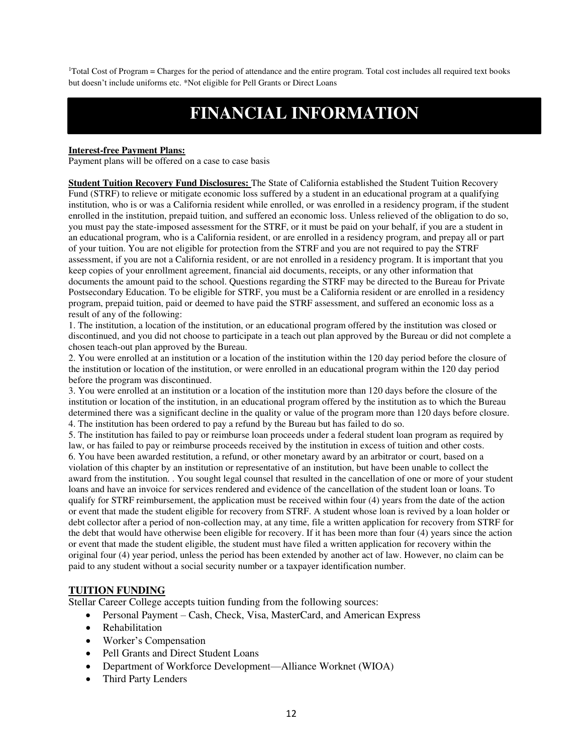[1]Total Cost of Program = Charges for the period of attendance and the entire program. Total cost includes all required text books but doesn't include uniforms etc. *Not eligible for Pell Grants or Direct Loans

# FINANCIAL INFORMATION

**Interest-free Payment Plans:**
Payment plans will be offered on a case to case basis

**Student Tuition Recovery Fund Disclosures:** The State of California established the Student Tuition Recovery Fund (STRF) to relieve or mitigate economic loss suffered by a student in an educational program at a qualifying institution, who is or was a California resident while enrolled, or was enrolled in a residency program, if the student enrolled in the institution, prepaid tuition, and suffered an economic loss. Unless relieved of the obligation to do so, you must pay the state-imposed assessment for the STRF, or it must be paid on your behalf, if you are a student in an educational program, who is a California resident, or are enrolled in a residency program, and prepay all or part of your tuition. You are not eligible for protection from the STRF and you are not required to pay the STRF assessment, if you are not a California resident, or are not enrolled in a residency program. It is important that you keep copies of your enrollment agreement, financial aid documents, receipts, or any other information that documents the amount paid to the school. Questions regarding the STRF may be directed to the Bureau for Private Postsecondary Education. To be eligible for STRF, you must be a California resident or are enrolled in a residency program, prepaid tuition, paid or deemed to have paid the STRF assessment, and suffered an economic loss as a result of any of the following:

1. The institution, a location of the institution, or an educational program offered by the institution was closed or discontinued, and you did not choose to participate in a teach out plan approved by the Bureau or did not complete a chosen teach-out plan approved by the Bureau.
2. You were enrolled at an institution or a location of the institution within the 120 day period before the closure of the institution or location of the institution, or were enrolled in an educational program within the 120 day period before the program was discontinued.
3. You were enrolled at an institution or a location of the institution more than 120 days before the closure of the institution or location of the institution, in an educational program offered by the institution as to which the Bureau determined there was a significant decline in the quality or value of the program more than 120 days before closure.
4. The institution has been ordered to pay a refund by the Bureau but has failed to do so.
5. The institution has failed to pay or reimburse loan proceeds under a federal student loan program as required by law, or has failed to pay or reimburse proceeds received by the institution in excess of tuition and other costs.
6. You have been awarded restitution, a refund, or other monetary award by an arbitrator or court, based on a violation of this chapter by an institution or representative of an institution, but have been unable to collect the award from the institution. . You sought legal counsel that resulted in the cancellation of one or more of your student loans and have an invoice for services rendered and evidence of the cancellation of the student loan or loans. To qualify for STRF reimbursement, the application must be received within four (4) years from the date of the action or event that made the student eligible for recovery from STRF. A student whose loan is revived by a loan holder or debt collector after a period of non-collection may, at any time, file a written application for recovery from STRF for the debt that would have otherwise been eligible for recovery. If it has been more than four (4) years since the action or event that made the student eligible, the student must have filed a written application for recovery within the original four (4) year period, unless the period has been extended by another act of law. However, no claim can be paid to any student without a social security number or a taxpayer identification number.

## TUITION FUNDING

Stellar Career College accepts tuition funding from the following sources:

- Personal Payment – Cash, Check, Visa, MasterCard, and American Express
- Rehabilitation
- Worker's Compensation
- Pell Grants and Direct Student Loans
- Department of Workforce Development—Alliance Worknet (WIOA)
- Third Party Lenders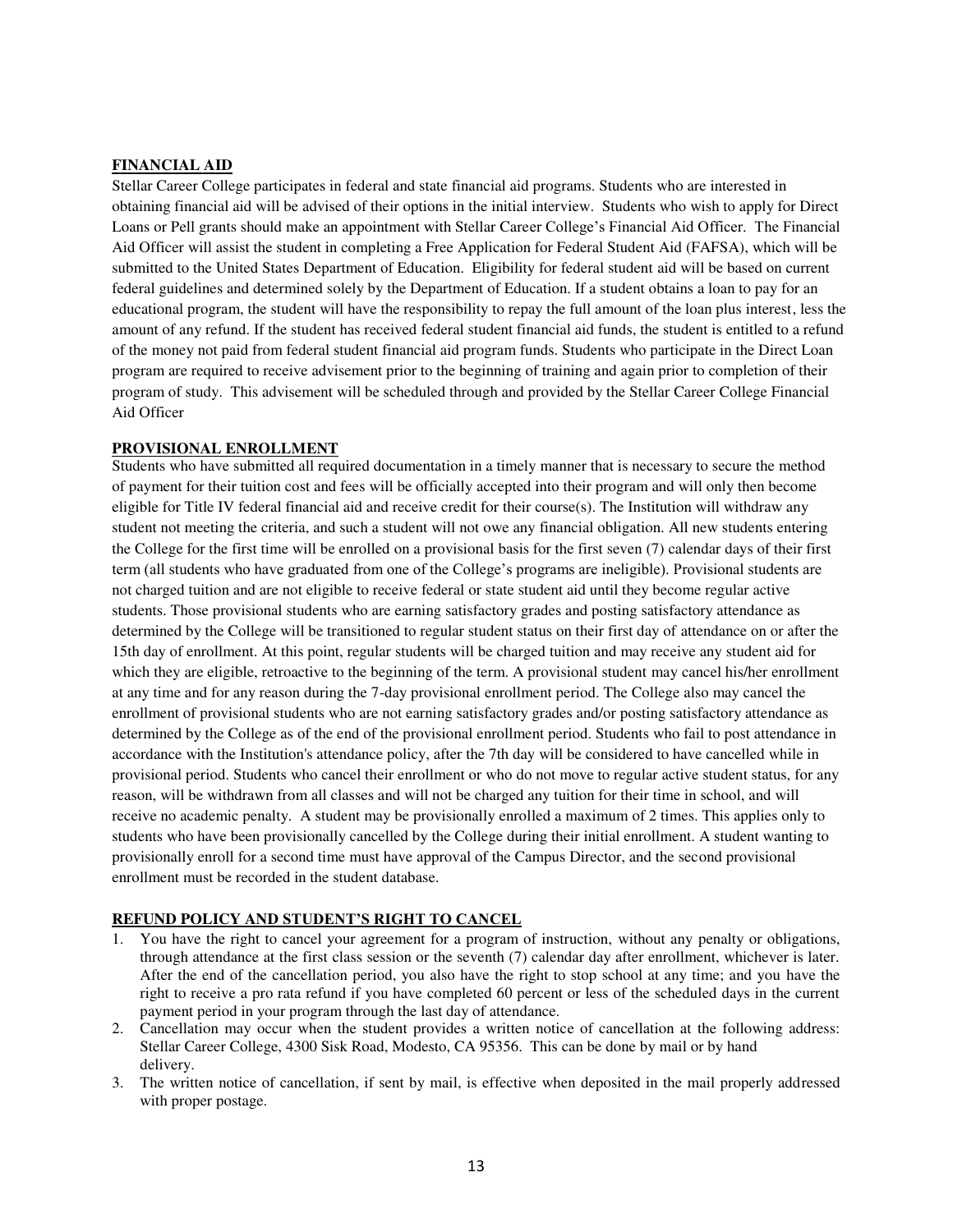## FINANCIAL AID

Stellar Career College participates in federal and state financial aid programs. Students who are interested in obtaining financial aid will be advised of their options in the initial interview. Students who wish to apply for Direct Loans or Pell grants should make an appointment with Stellar Career College's Financial Aid Officer. The Financial Aid Officer will assist the student in completing a Free Application for Federal Student Aid (FAFSA), which will be submitted to the United States Department of Education. Eligibility for federal student aid will be based on current federal guidelines and determined solely by the Department of Education. If a student obtains a loan to pay for an educational program, the student will have the responsibility to repay the full amount of the loan plus interest, less the amount of any refund. If the student has received federal student financial aid funds, the student is entitled to a refund of the money not paid from federal student financial aid program funds. Students who participate in the Direct Loan program are required to receive advisement prior to the beginning of training and again prior to completion of their program of study. This advisement will be scheduled through and provided by the Stellar Career College Financial Aid Officer

## PROVISIONAL ENROLLMENT

Students who have submitted all required documentation in a timely manner that is necessary to secure the method of payment for their tuition cost and fees will be officially accepted into their program and will only then become eligible for Title IV federal financial aid and receive credit for their course(s). The Institution will withdraw any student not meeting the criteria, and such a student will not owe any financial obligation. All new students entering the College for the first time will be enrolled on a provisional basis for the first seven (7) calendar days of their first term (all students who have graduated from one of the College's programs are ineligible). Provisional students are not charged tuition and are not eligible to receive federal or state student aid until they become regular active students. Those provisional students who are earning satisfactory grades and posting satisfactory attendance as determined by the College will be transitioned to regular student status on their first day of attendance on or after the 15th day of enrollment. At this point, regular students will be charged tuition and may receive any student aid for which they are eligible, retroactive to the beginning of the term. A provisional student may cancel his/her enrollment at any time and for any reason during the 7-day provisional enrollment period. The College also may cancel the enrollment of provisional students who are not earning satisfactory grades and/or posting satisfactory attendance as determined by the College as of the end of the provisional enrollment period. Students who fail to post attendance in accordance with the Institution's attendance policy, after the 7th day will be considered to have cancelled while in provisional period. Students who cancel their enrollment or who do not move to regular active student status, for any reason, will be withdrawn from all classes and will not be charged any tuition for their time in school, and will receive no academic penalty. A student may be provisionally enrolled a maximum of 2 times. This applies only to students who have been provisionally cancelled by the College during their initial enrollment. A student wanting to provisionally enroll for a second time must have approval of the Campus Director, and the second provisional enrollment must be recorded in the student database.

## REFUND POLICY AND STUDENT'S RIGHT TO CANCEL

1. You have the right to cancel your agreement for a program of instruction, without any penalty or obligations, through attendance at the first class session or the seventh (7) calendar day after enrollment, whichever is later. After the end of the cancellation period, you also have the right to stop school at any time; and you have the right to receive a pro rata refund if you have completed 60 percent or less of the scheduled days in the current payment period in your program through the last day of attendance.
2. Cancellation may occur when the student provides a written notice of cancellation at the following address: Stellar Career College, 4300 Sisk Road, Modesto, CA 95356. This can be done by mail or by hand delivery.
3. The written notice of cancellation, if sent by mail, is effective when deposited in the mail properly addressed with proper postage.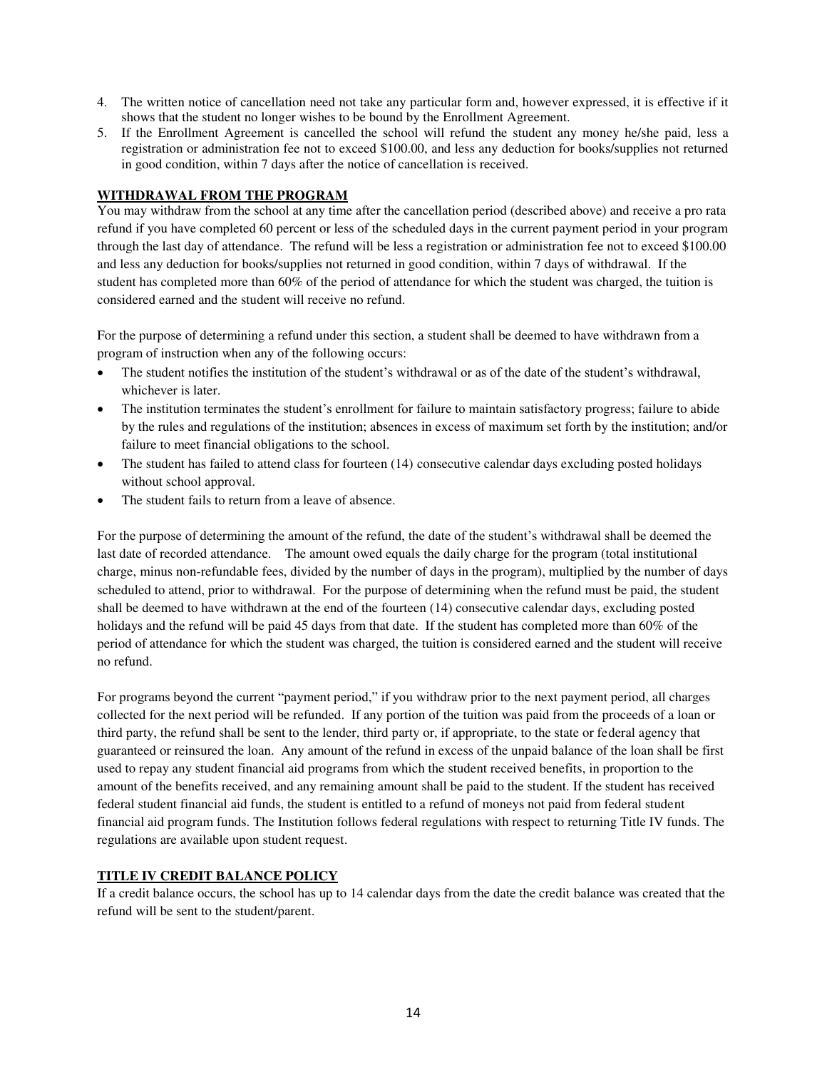4. The written notice of cancellation need not take any particular form and, however expressed, it is effective if it shows that the student no longer wishes to be bound by the Enrollment Agreement.
5. If the Enrollment Agreement is cancelled the school will refund the student any money he/she paid, less a registration or administration fee not to exceed $100.00, and less any deduction for books/supplies not returned in good condition, within 7 days after the notice of cancellation is received.

**WITHDRAWAL FROM THE PROGRAM**

You may withdraw from the school at any time after the cancellation period (described above) and receive a pro rata refund if you have completed 60 percent or less of the scheduled days in the current payment period in your program through the last day of attendance. The refund will be less a registration or administration fee not to exceed $100.00 and less any deduction for books/supplies not returned in good condition, within 7 days of withdrawal. If the student has completed more than 60% of the period of attendance for which the student was charged, the tuition is considered earned and the student will receive no refund.

For the purpose of determining a refund under this section, a student shall be deemed to have withdrawn from a program of instruction when any of the following occurs:

- The student notifies the institution of the student's withdrawal or as of the date of the student's withdrawal, whichever is later.
- The institution terminates the student's enrollment for failure to maintain satisfactory progress; failure to abide by the rules and regulations of the institution; absences in excess of maximum set forth by the institution; and/or failure to meet financial obligations to the school.
- The student has failed to attend class for fourteen (14) consecutive calendar days excluding posted holidays without school approval.
- The student fails to return from a leave of absence.

For the purpose of determining the amount of the refund, the date of the student's withdrawal shall be deemed the last date of recorded attendance. The amount owed equals the daily charge for the program (total institutional charge, minus non-refundable fees, divided by the number of days in the program), multiplied by the number of days scheduled to attend, prior to withdrawal. For the purpose of determining when the refund must be paid, the student shall be deemed to have withdrawn at the end of the fourteen (14) consecutive calendar days, excluding posted holidays and the refund will be paid 45 days from that date. If the student has completed more than 60% of the period of attendance for which the student was charged, the tuition is considered earned and the student will receive no refund.

For programs beyond the current "payment period," if you withdraw prior to the next payment period, all charges collected for the next period will be refunded. If any portion of the tuition was paid from the proceeds of a loan or third party, the refund shall be sent to the lender, third party or, if appropriate, to the state or federal agency that guaranteed or reinsured the loan. Any amount of the refund in excess of the unpaid balance of the loan shall be first used to repay any student financial aid programs from which the student received benefits, in proportion to the amount of the benefits received, and any remaining amount shall be paid to the student. If the student has received federal student financial aid funds, the student is entitled to a refund of moneys not paid from federal student financial aid program funds. The Institution follows federal regulations with respect to returning Title IV funds. The regulations are available upon student request.

**TITLE IV CREDIT BALANCE POLICY**

If a credit balance occurs, the school has up to 14 calendar days from the date the credit balance was created that the refund will be sent to the student/parent.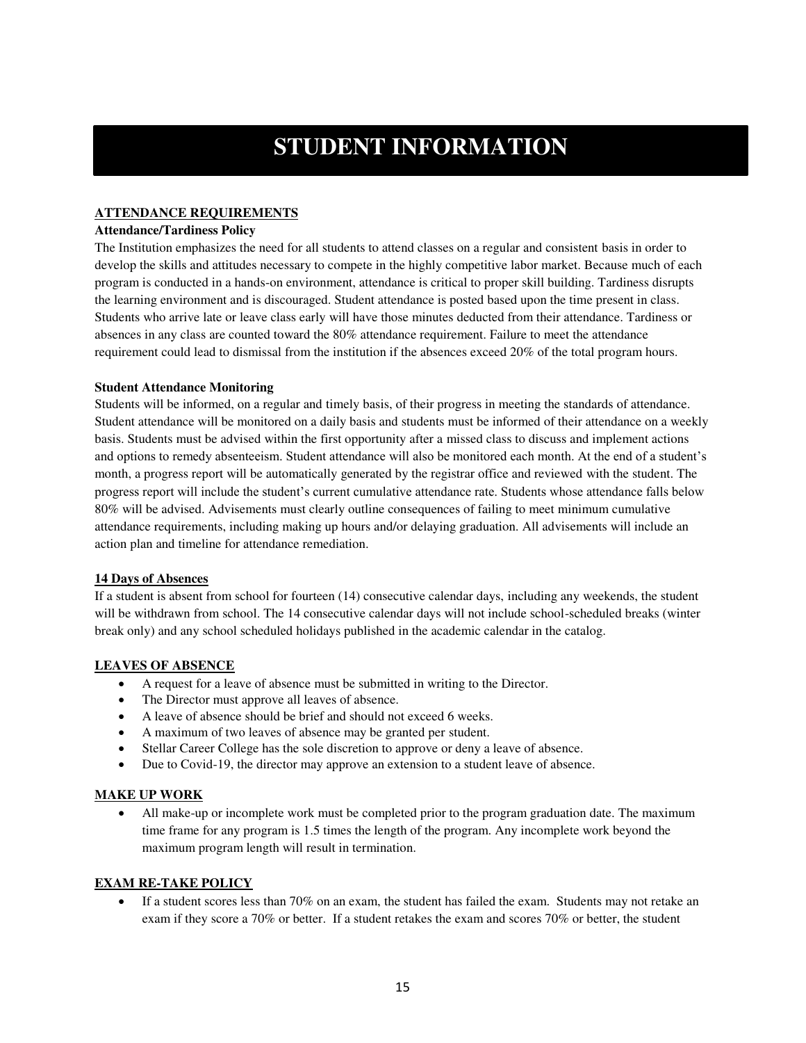# STUDENT INFORMATION

## ATTENDANCE REQUIREMENTS

### Attendance/Tardiness Policy

The Institution emphasizes the need for all students to attend classes on a regular and consistent basis in order to develop the skills and attitudes necessary to compete in the highly competitive labor market. Because much of each program is conducted in a hands-on environment, attendance is critical to proper skill building. Tardiness disrupts the learning environment and is discouraged. Student attendance is posted based upon the time present in class. Students who arrive late or leave class early will have those minutes deducted from their attendance. Tardiness or absences in any class are counted toward the 80% attendance requirement. Failure to meet the attendance requirement could lead to dismissal from the institution if the absences exceed 20% of the total program hours.

### Student Attendance Monitoring

Students will be informed, on a regular and timely basis, of their progress in meeting the standards of attendance. Student attendance will be monitored on a daily basis and students must be informed of their attendance on a weekly basis. Students must be advised within the first opportunity after a missed class to discuss and implement actions and options to remedy absenteeism. Student attendance will also be monitored each month. At the end of a student's month, a progress report will be automatically generated by the registrar office and reviewed with the student. The progress report will include the student's current cumulative attendance rate. Students whose attendance falls below 80% will be advised. Advisements must clearly outline consequences of failing to meet minimum cumulative attendance requirements, including making up hours and/or delaying graduation. All advisements will include an action plan and timeline for attendance remediation.

## 14 Days of Absences

If a student is absent from school for fourteen (14) consecutive calendar days, including any weekends, the student will be withdrawn from school. The 14 consecutive calendar days will not include school-scheduled breaks (winter break only) and any school scheduled holidays published in the academic calendar in the catalog.

## LEAVES OF ABSENCE

- A request for a leave of absence must be submitted in writing to the Director.
- The Director must approve all leaves of absence.
- A leave of absence should be brief and should not exceed 6 weeks.
- A maximum of two leaves of absence may be granted per student.
- Stellar Career College has the sole discretion to approve or deny a leave of absence.
- Due to Covid-19, the director may approve an extension to a student leave of absence.

## MAKE UP WORK

- All make-up or incomplete work must be completed prior to the program graduation date. The maximum time frame for any program is 1.5 times the length of the program. Any incomplete work beyond the maximum program length will result in termination.

## EXAM RE-TAKE POLICY

- If a student scores less than 70% on an exam, the student has failed the exam. Students may not retake an exam if they score a 70% or better. If a student retakes the exam and scores 70% or better, the student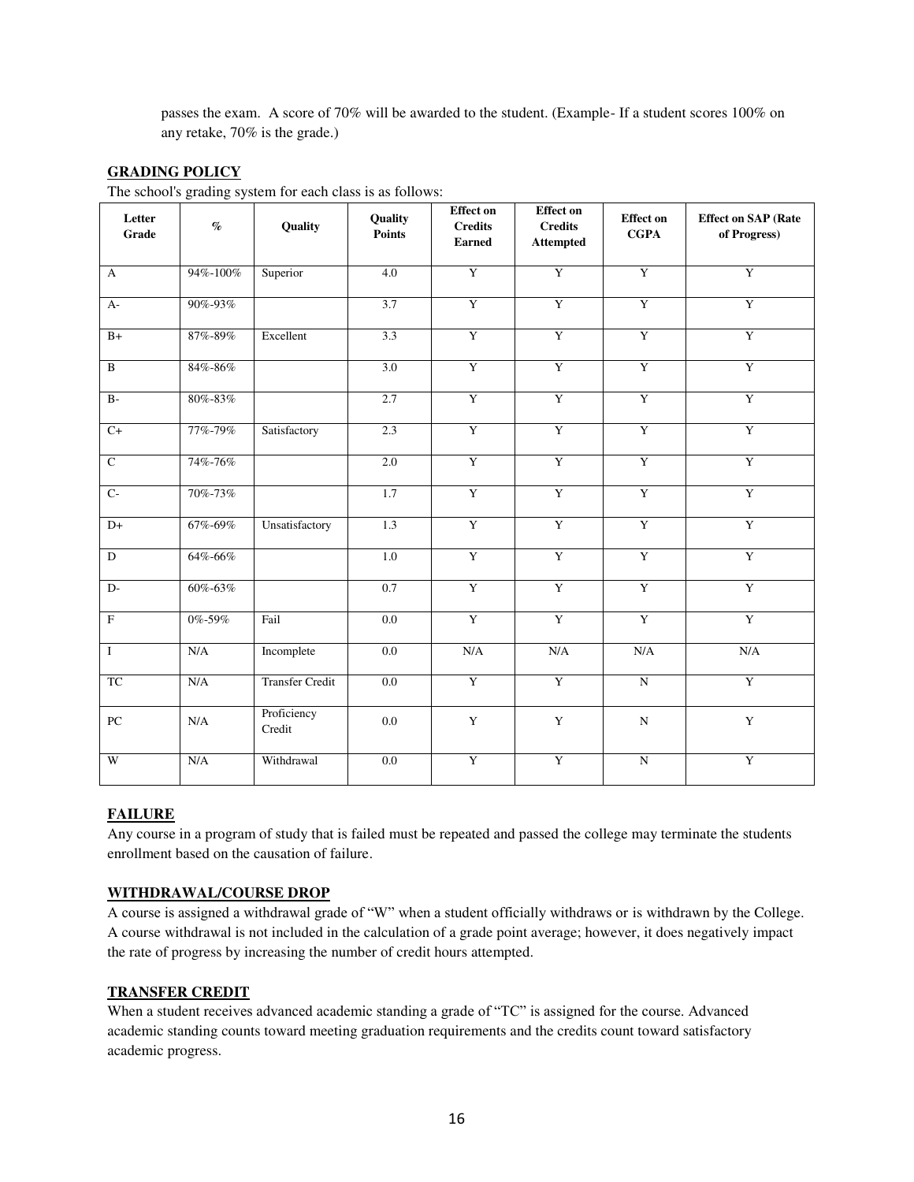passes the exam. A score of 70% will be awarded to the student. (Example- If a student scores 100% on any retake, 70% is the grade.)

**GRADING POLICY**

The school's grading system for each class is as follows:

| Letter Grade | % | Quality | Quality Points | Effect on Credits Earned | Effect on Credits Attempted | Effect on CGPA | Effect on SAP (Rate of Progress) |
|---|---|---|---|---|---|---|---|
| A | 94%-100% | Superior | 4.0 | Y | Y | Y | Y |
| A- | 90%-93% | | 3.7 | Y | Y | Y | Y |
| B+ | 87%-89% | Excellent | 3.3 | Y | Y | Y | Y |
| B | 84%-86% | | 3.0 | Y | Y | Y | Y |
| B- | 80%-83% | | 2.7 | Y | Y | Y | Y |
| C+ | 77%-79% | Satisfactory | 2.3 | Y | Y | Y | Y |
| C | 74%-76% | | 2.0 | Y | Y | Y | Y |
| C- | 70%-73% | | 1.7 | Y | Y | Y | Y |
| D+ | 67%-69% | Unsatisfactory | 1.3 | Y | Y | Y | Y |
| D | 64%-66% | | 1.0 | Y | Y | Y | Y |
| D- | 60%-63% | | 0.7 | Y | Y | Y | Y |
| F | 0%-59% | Fail | 0.0 | Y | Y | Y | Y |
| I | N/A | Incomplete | 0.0 | N/A | N/A | N/A | N/A |
| TC | N/A | Transfer Credit | 0.0 | Y | Y | N | Y |
| PC | N/A | Proficiency Credit | 0.0 | Y | Y | N | Y |
| W | N/A | Withdrawal | 0.0 | Y | Y | N | Y |

**FAILURE**

Any course in a program of study that is failed must be repeated and passed the college may terminate the students enrollment based on the causation of failure.

**WITHDRAWAL/COURSE DROP**

A course is assigned a withdrawal grade of "W" when a student officially withdraws or is withdrawn by the College. A course withdrawal is not included in the calculation of a grade point average; however, it does negatively impact the rate of progress by increasing the number of credit hours attempted.

**TRANSFER CREDIT**

When a student receives advanced academic standing a grade of "TC" is assigned for the course. Advanced academic standing counts toward meeting graduation requirements and the credits count toward satisfactory academic progress.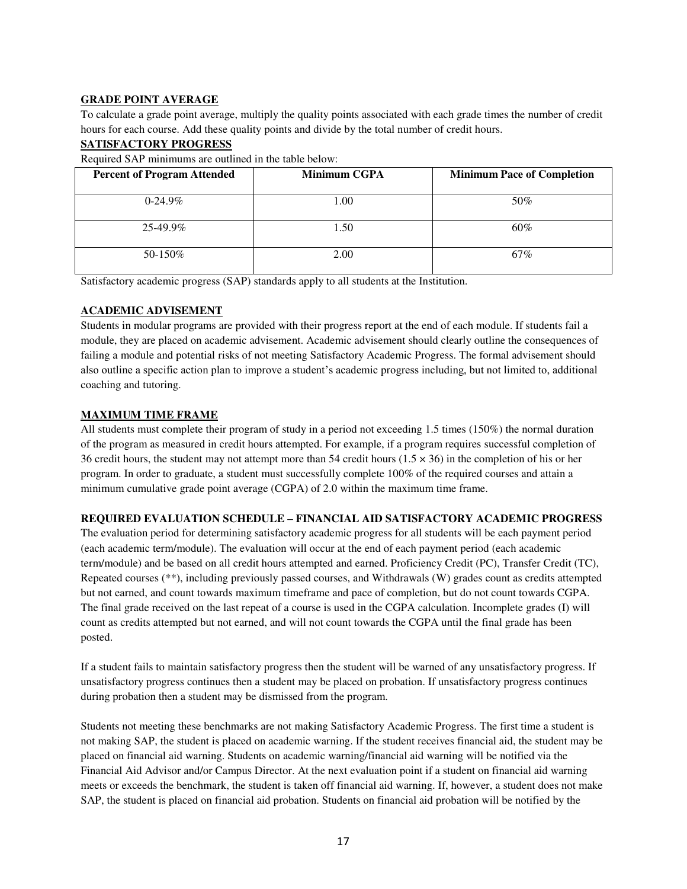## GRADE POINT AVERAGE

To calculate a grade point average, multiply the quality points associated with each grade times the number of credit hours for each course. Add these quality points and divide by the total number of credit hours.

## SATISFACTORY PROGRESS

Required SAP minimums are outlined in the table below:

| Percent of Program Attended | Minimum CGPA | Minimum Pace of Completion |
|---|---|---|
| 0-24.9% | 1.00 | 50% |
| 25-49.9% | 1.50 | 60% |
| 50-150% | 2.00 | 67% |

Satisfactory academic progress (SAP) standards apply to all students at the Institution.

## ACADEMIC ADVISEMENT

Students in modular programs are provided with their progress report at the end of each module. If students fail a module, they are placed on academic advisement. Academic advisement should clearly outline the consequences of failing a module and potential risks of not meeting Satisfactory Academic Progress. The formal advisement should also outline a specific action plan to improve a student's academic progress including, but not limited to, additional coaching and tutoring.

## MAXIMUM TIME FRAME

All students must complete their program of study in a period not exceeding 1.5 times (150%) the normal duration of the program as measured in credit hours attempted. For example, if a program requires successful completion of 36 credit hours, the student may not attempt more than 54 credit hours ($1.5 \times 36$) in the completion of his or her program. In order to graduate, a student must successfully complete 100% of the required courses and attain a minimum cumulative grade point average (CGPA) of 2.0 within the maximum time frame.

## REQUIRED EVALUATION SCHEDULE – FINANCIAL AID SATISFACTORY ACADEMIC PROGRESS

The evaluation period for determining satisfactory academic progress for all students will be each payment period (each academic term/module). The evaluation will occur at the end of each payment period (each academic term/module) and be based on all credit hours attempted and earned. Proficiency Credit (PC), Transfer Credit (TC), Repeated courses (**), including previously passed courses, and Withdrawals (W) grades count as credits attempted but not earned, and count towards maximum timeframe and pace of completion, but do not count towards CGPA. The final grade received on the last repeat of a course is used in the CGPA calculation. Incomplete grades (I) will count as credits attempted but not earned, and will not count towards the CGPA until the final grade has been posted.

If a student fails to maintain satisfactory progress then the student will be warned of any unsatisfactory progress. If unsatisfactory progress continues then a student may be placed on probation. If unsatisfactory progress continues during probation then a student may be dismissed from the program.

Students not meeting these benchmarks are not making Satisfactory Academic Progress. The first time a student is not making SAP, the student is placed on academic warning. If the student receives financial aid, the student may be placed on financial aid warning. Students on academic warning/financial aid warning will be notified via the Financial Aid Advisor and/or Campus Director. At the next evaluation point if a student on financial aid warning meets or exceeds the benchmark, the student is taken off financial aid warning. If, however, a student does not make SAP, the student is placed on financial aid probation. Students on financial aid probation will be notified by the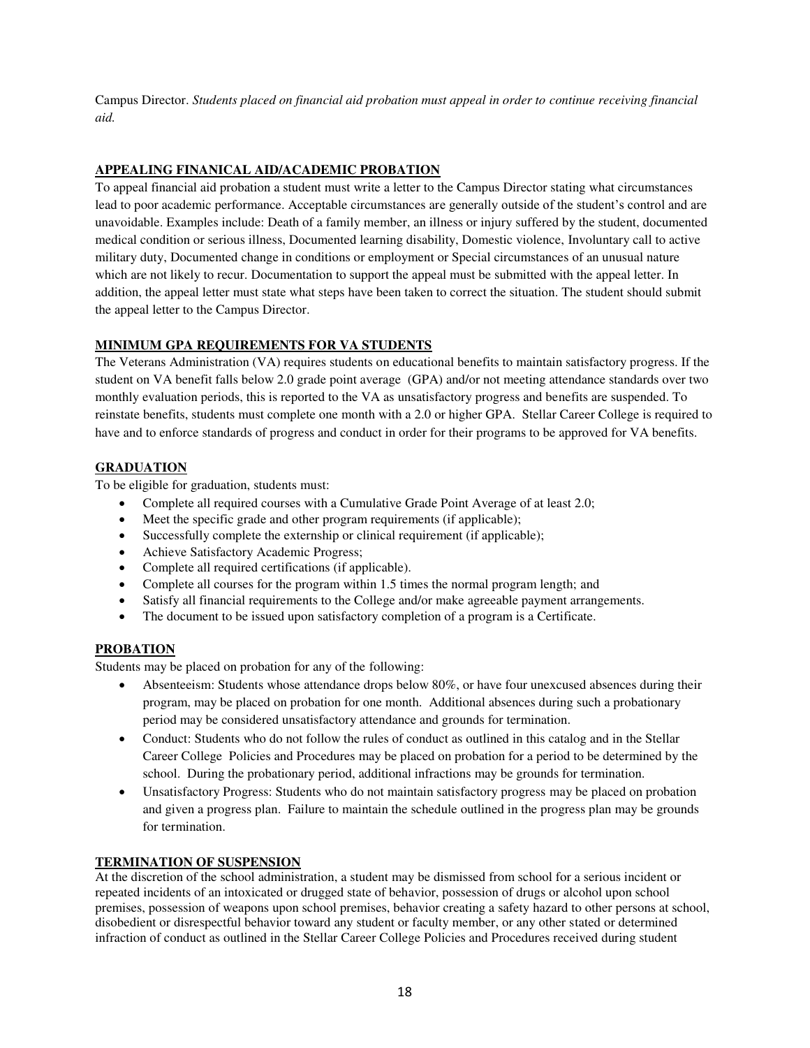Campus Director. *Students placed on financial aid probation must appeal in order to continue receiving financial aid.*

## APPEALING FINANICAL AID/ACADEMIC PROBATION

To appeal financial aid probation a student must write a letter to the Campus Director stating what circumstances lead to poor academic performance. Acceptable circumstances are generally outside of the student's control and are unavoidable. Examples include: Death of a family member, an illness or injury suffered by the student, documented medical condition or serious illness, Documented learning disability, Domestic violence, Involuntary call to active military duty, Documented change in conditions or employment or Special circumstances of an unusual nature which are not likely to recur. Documentation to support the appeal must be submitted with the appeal letter. In addition, the appeal letter must state what steps have been taken to correct the situation. The student should submit the appeal letter to the Campus Director.

## MINIMUM GPA REQUIREMENTS FOR VA STUDENTS

The Veterans Administration (VA) requires students on educational benefits to maintain satisfactory progress. If the student on VA benefit falls below 2.0 grade point average (GPA) and/or not meeting attendance standards over two monthly evaluation periods, this is reported to the VA as unsatisfactory progress and benefits are suspended. To reinstate benefits, students must complete one month with a 2.0 or higher GPA. Stellar Career College is required to have and to enforce standards of progress and conduct in order for their programs to be approved for VA benefits.

## GRADUATION

To be eligible for graduation, students must:

- Complete all required courses with a Cumulative Grade Point Average of at least 2.0;
- Meet the specific grade and other program requirements (if applicable);
- Successfully complete the externship or clinical requirement (if applicable);
- Achieve Satisfactory Academic Progress;
- Complete all required certifications (if applicable).
- Complete all courses for the program within 1.5 times the normal program length; and
- Satisfy all financial requirements to the College and/or make agreeable payment arrangements.
- The document to be issued upon satisfactory completion of a program is a Certificate.

## PROBATION

Students may be placed on probation for any of the following:

- Absenteeism: Students whose attendance drops below 80%, or have four unexcused absences during their program, may be placed on probation for one month. Additional absences during such a probationary period may be considered unsatisfactory attendance and grounds for termination.
- Conduct: Students who do not follow the rules of conduct as outlined in this catalog and in the Stellar Career College Policies and Procedures may be placed on probation for a period to be determined by the school. During the probationary period, additional infractions may be grounds for termination.
- Unsatisfactory Progress: Students who do not maintain satisfactory progress may be placed on probation and given a progress plan. Failure to maintain the schedule outlined in the progress plan may be grounds for termination.

## TERMINATION OF SUSPENSION

At the discretion of the school administration, a student may be dismissed from school for a serious incident or repeated incidents of an intoxicated or drugged state of behavior, possession of drugs or alcohol upon school premises, possession of weapons upon school premises, behavior creating a safety hazard to other persons at school, disobedient or disrespectful behavior toward any student or faculty member, or any other stated or determined infraction of conduct as outlined in the Stellar Career College Policies and Procedures received during student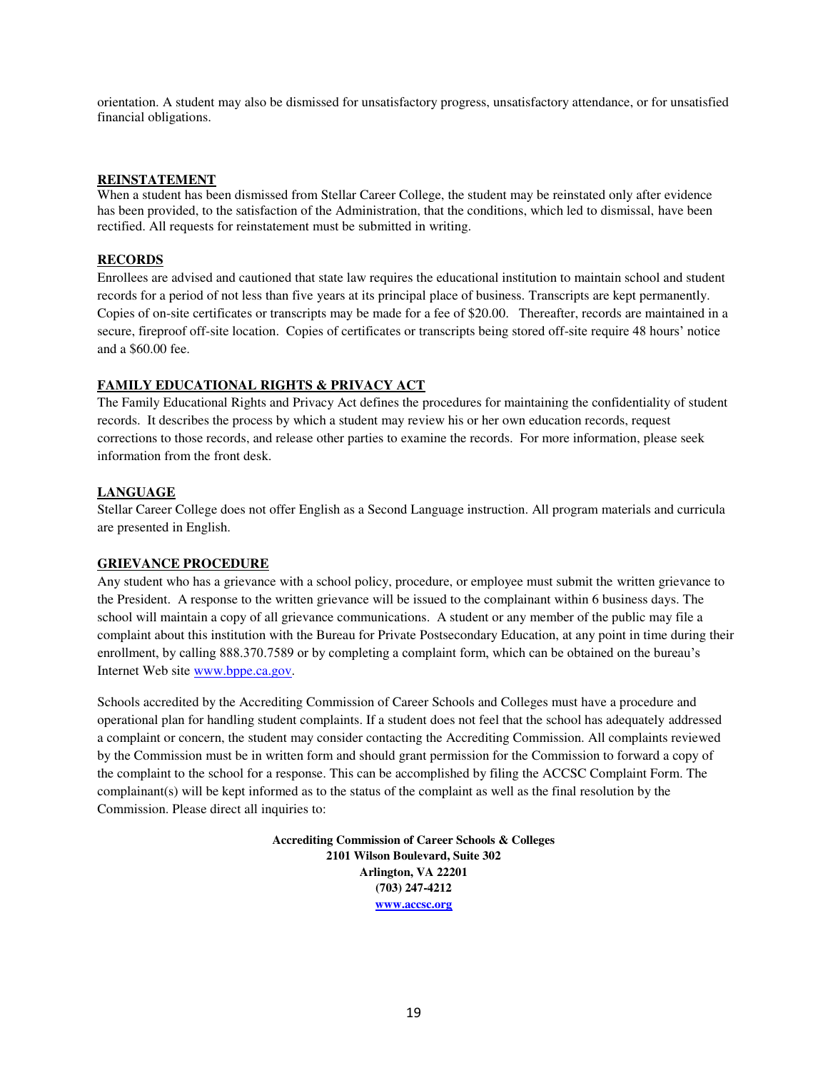orientation. A student may also be dismissed for unsatisfactory progress, unsatisfactory attendance, or for unsatisfied financial obligations.

## REINSTATEMENT

When a student has been dismissed from Stellar Career College, the student may be reinstated only after evidence has been provided, to the satisfaction of the Administration, that the conditions, which led to dismissal, have been rectified. All requests for reinstatement must be submitted in writing.

## RECORDS

Enrollees are advised and cautioned that state law requires the educational institution to maintain school and student records for a period of not less than five years at its principal place of business. Transcripts are kept permanently. Copies of on-site certificates or transcripts may be made for a fee of $20.00. Thereafter, records are maintained in a secure, fireproof off-site location. Copies of certificates or transcripts being stored off-site require 48 hours' notice and a $60.00 fee.

## FAMILY EDUCATIONAL RIGHTS & PRIVACY ACT

The Family Educational Rights and Privacy Act defines the procedures for maintaining the confidentiality of student records. It describes the process by which a student may review his or her own education records, request corrections to those records, and release other parties to examine the records. For more information, please seek information from the front desk.

## LANGUAGE

Stellar Career College does not offer English as a Second Language instruction. All program materials and curricula are presented in English.

## GRIEVANCE PROCEDURE

Any student who has a grievance with a school policy, procedure, or employee must submit the written grievance to the President. A response to the written grievance will be issued to the complainant within 6 business days. The school will maintain a copy of all grievance communications. A student or any member of the public may file a complaint about this institution with the Bureau for Private Postsecondary Education, at any point in time during their enrollment, by calling 888.370.7589 or by completing a complaint form, which can be obtained on the bureau's Internet Web site [www.bppe.ca.gov](http://www.bppe.ca.gov).

Schools accredited by the Accrediting Commission of Career Schools and Colleges must have a procedure and operational plan for handling student complaints. If a student does not feel that the school has adequately addressed a complaint or concern, the student may consider contacting the Accrediting Commission. All complaints reviewed by the Commission must be in written form and should grant permission for the Commission to forward a copy of the complaint to the school for a response. This can be accomplished by filing the ACCSC Complaint Form. The complainant(s) will be kept informed as to the status of the complaint as well as the final resolution by the Commission. Please direct all inquiries to:

**Accrediting Commission of Career Schools & Colleges**
**2101 Wilson Boulevard, Suite 302**
**Arlington, VA 22201**
**(703) 247-4212**
**[www.accsc.org](http://www.accsc.org)**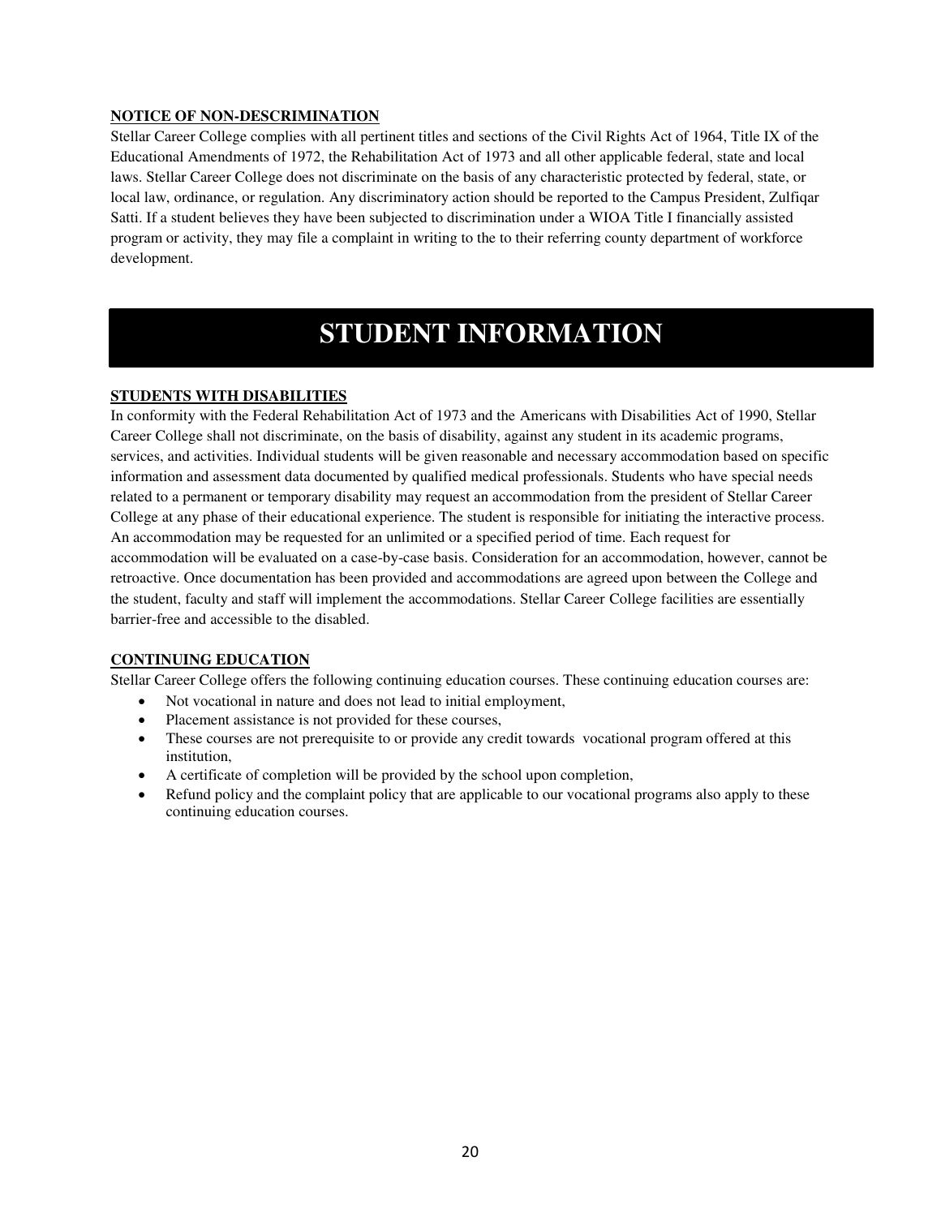**NOTICE OF NON-DESCRIMINATION**

Stellar Career College complies with all pertinent titles and sections of the Civil Rights Act of 1964, Title IX of the Educational Amendments of 1972, the Rehabilitation Act of 1973 and all other applicable federal, state and local laws. Stellar Career College does not discriminate on the basis of any characteristic protected by federal, state, or local law, ordinance, or regulation. Any discriminatory action should be reported to the Campus President, Zulfiqar Satti. If a student believes they have been subjected to discrimination under a WIOA Title I financially assisted program or activity, they may file a complaint in writing to the to their referring county department of workforce development.

# STUDENT INFORMATION

**STUDENTS WITH DISABILITIES**

In conformity with the Federal Rehabilitation Act of 1973 and the Americans with Disabilities Act of 1990, Stellar Career College shall not discriminate, on the basis of disability, against any student in its academic programs, services, and activities. Individual students will be given reasonable and necessary accommodation based on specific information and assessment data documented by qualified medical professionals. Students who have special needs related to a permanent or temporary disability may request an accommodation from the president of Stellar Career College at any phase of their educational experience. The student is responsible for initiating the interactive process. An accommodation may be requested for an unlimited or a specified period of time. Each request for accommodation will be evaluated on a case-by-case basis. Consideration for an accommodation, however, cannot be retroactive. Once documentation has been provided and accommodations are agreed upon between the College and the student, faculty and staff will implement the accommodations. Stellar Career College facilities are essentially barrier-free and accessible to the disabled.

**CONTINUING EDUCATION**

Stellar Career College offers the following continuing education courses. These continuing education courses are:

- Not vocational in nature and does not lead to initial employment,
- Placement assistance is not provided for these courses,
- These courses are not prerequisite to or provide any credit towards vocational program offered at this institution,
- A certificate of completion will be provided by the school upon completion,
- Refund policy and the complaint policy that are applicable to our vocational programs also apply to these continuing education courses.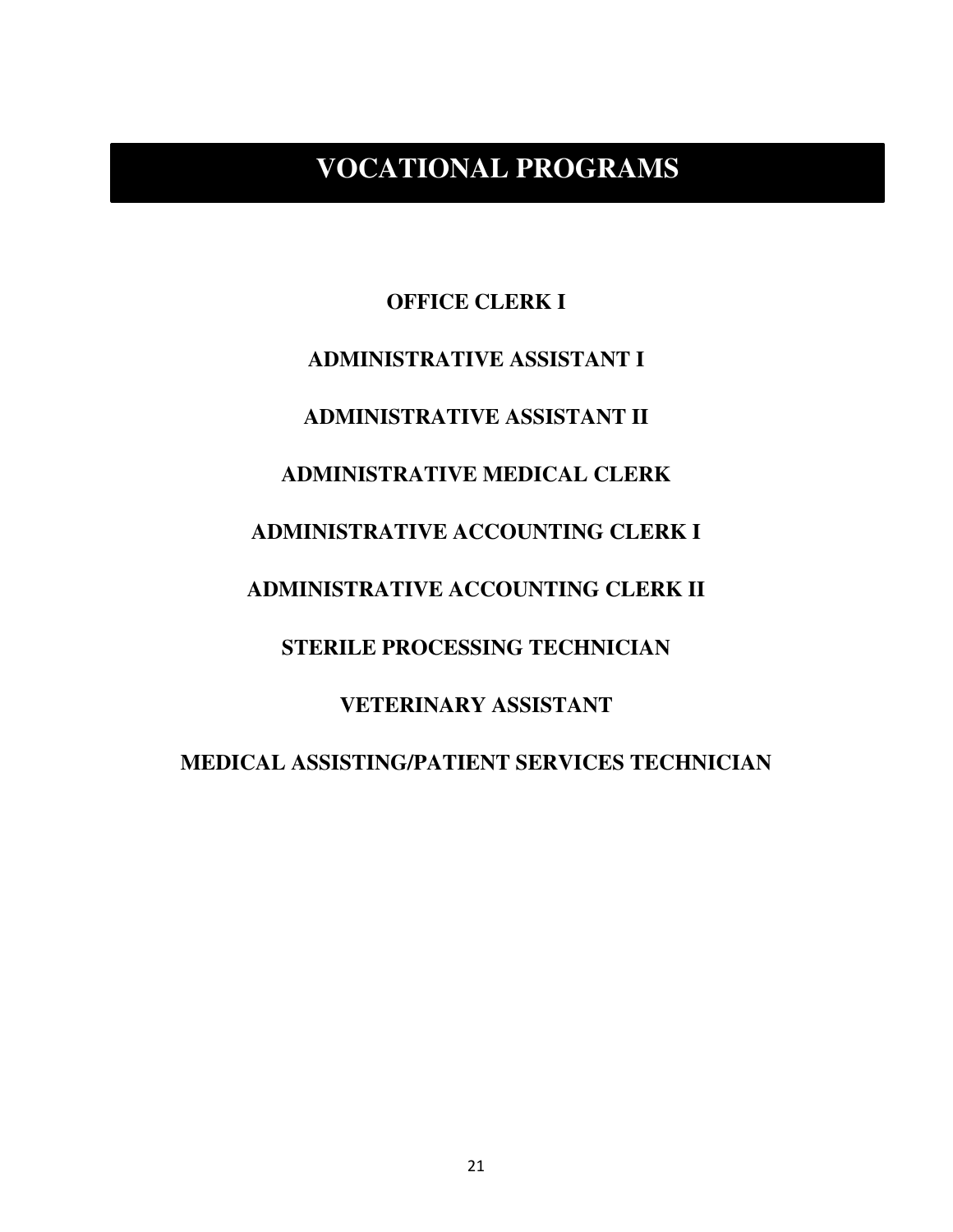# VOCATIONAL PROGRAMS

**OFFICE CLERK I**

**ADMINISTRATIVE ASSISTANT I**

**ADMINISTRATIVE ASSISTANT II**

**ADMINISTRATIVE MEDICAL CLERK**

**ADMINISTRATIVE ACCOUNTING CLERK I**

**ADMINISTRATIVE ACCOUNTING CLERK II**

**STERILE PROCESSING TECHNICIAN**

**VETERINARY ASSISTANT**

**MEDICAL ASSISTING/PATIENT SERVICES TECHNICIAN**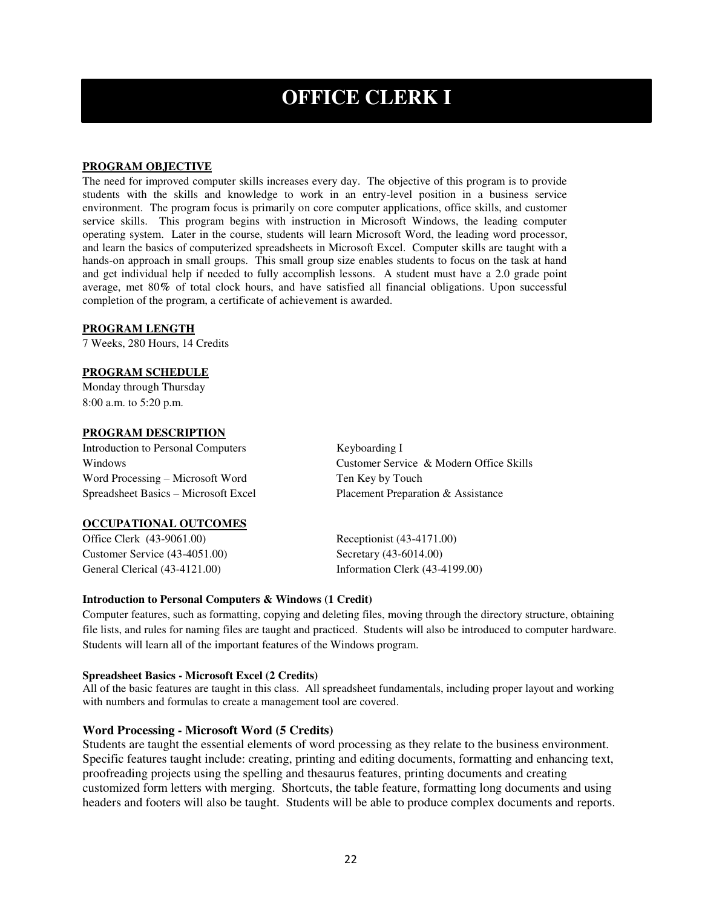# OFFICE CLERK I

**PROGRAM OBJECTIVE**

The need for improved computer skills increases every day. The objective of this program is to provide students with the skills and knowledge to work in an entry-level position in a business service environment. The program focus is primarily on core computer applications, office skills, and customer service skills. This program begins with instruction in Microsoft Windows, the leading computer operating system. Later in the course, students will learn Microsoft Word, the leading word processor, and learn the basics of computerized spreadsheets in Microsoft Excel. Computer skills are taught with a hands-on approach in small groups. This small group size enables students to focus on the task at hand and get individual help if needed to fully accomplish lessons. A student must have a 2.0 grade point average, met 80% of total clock hours, and have satisfied all financial obligations. Upon successful completion of the program, a certificate of achievement is awarded.

**PROGRAM LENGTH**

7 Weeks, 280 Hours, 14 Credits

**PROGRAM SCHEDULE**

Monday through Thursday
8:00 a.m. to 5:20 p.m.

**PROGRAM DESCRIPTION**

- Introduction to Personal Computers
- Windows
- Word Processing – Microsoft Word
- Spreadsheet Basics – Microsoft Excel
- Keyboarding I
- Customer Service & Modern Office Skills
- Ten Key by Touch
- Placement Preparation & Assistance

**OCCUPATIONAL OUTCOMES**

- Office Clerk (43-9061.00)
- Customer Service (43-4051.00)
- General Clerical (43-4121.00)
- Receptionist (43-4171.00)
- Secretary (43-6014.00)
- Information Clerk (43-4199.00)

**Introduction to Personal Computers & Windows (1 Credit)**

Computer features, such as formatting, copying and deleting files, moving through the directory structure, obtaining file lists, and rules for naming files are taught and practiced. Students will also be introduced to computer hardware. Students will learn all of the important features of the Windows program.

**Spreadsheet Basics - Microsoft Excel (2 Credits)**

All of the basic features are taught in this class. All spreadsheet fundamentals, including proper layout and working with numbers and formulas to create a management tool are covered.

**Word Processing - Microsoft Word (5 Credits)**

Students are taught the essential elements of word processing as they relate to the business environment. Specific features taught include: creating, printing and editing documents, formatting and enhancing text, proofreading projects using the spelling and thesaurus features, printing documents and creating customized form letters with merging. Shortcuts, the table feature, formatting long documents and using headers and footers will also be taught. Students will be able to produce complex documents and reports.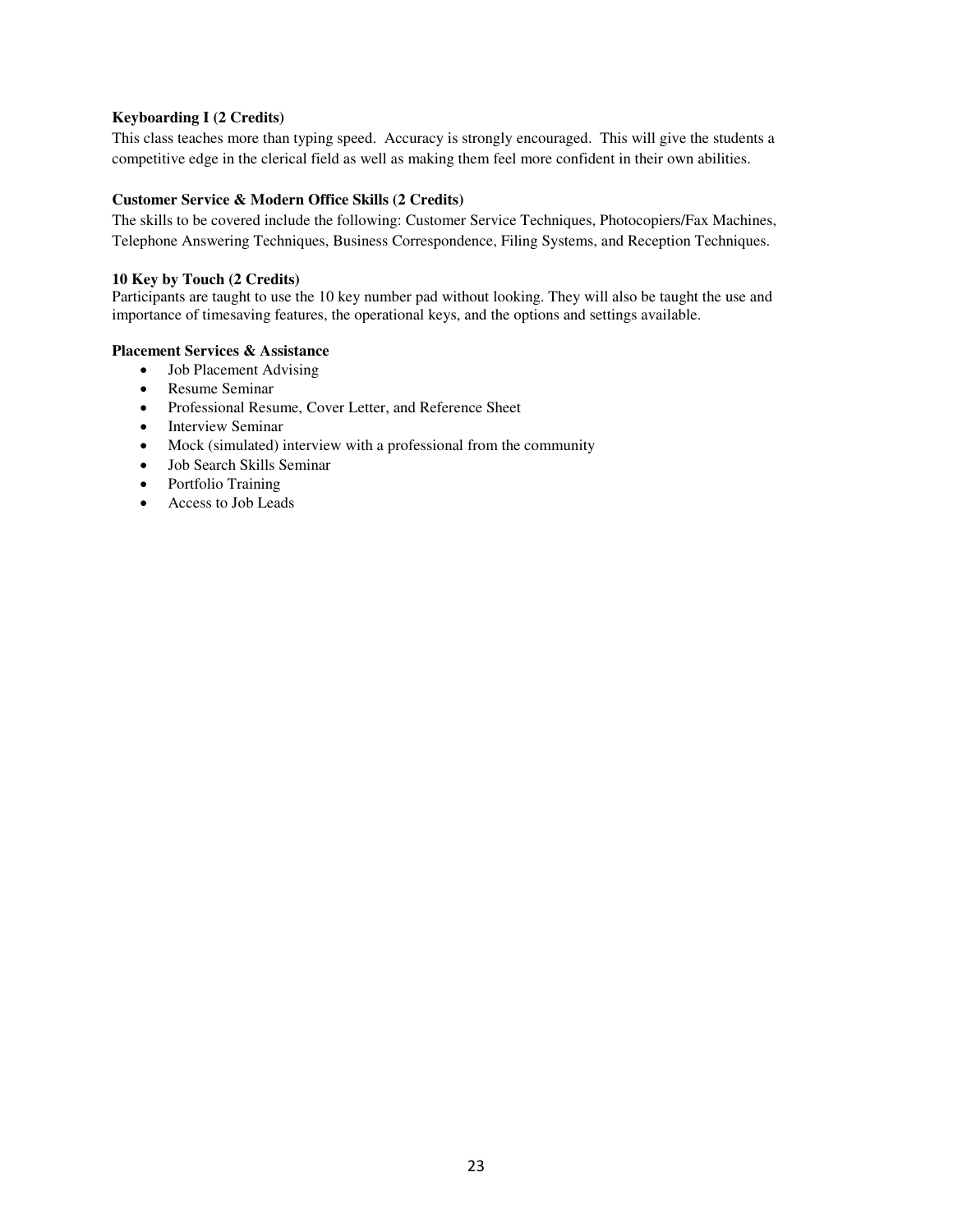**Keyboarding I (2 Credits)**
This class teaches more than typing speed. Accuracy is strongly encouraged. This will give the students a competitive edge in the clerical field as well as making them feel more confident in their own abilities.

**Customer Service & Modern Office Skills (2 Credits)**
The skills to be covered include the following: Customer Service Techniques, Photocopiers/Fax Machines, Telephone Answering Techniques, Business Correspondence, Filing Systems, and Reception Techniques.

**10 Key by Touch (2 Credits)**
Participants are taught to use the 10 key number pad without looking. They will also be taught the use and importance of timesaving features, the operational keys, and the options and settings available.

**Placement Services & Assistance**

- Job Placement Advising
- Resume Seminar
- Professional Resume, Cover Letter, and Reference Sheet
- Interview Seminar
- Mock (simulated) interview with a professional from the community
- Job Search Skills Seminar
- Portfolio Training
- Access to Job Leads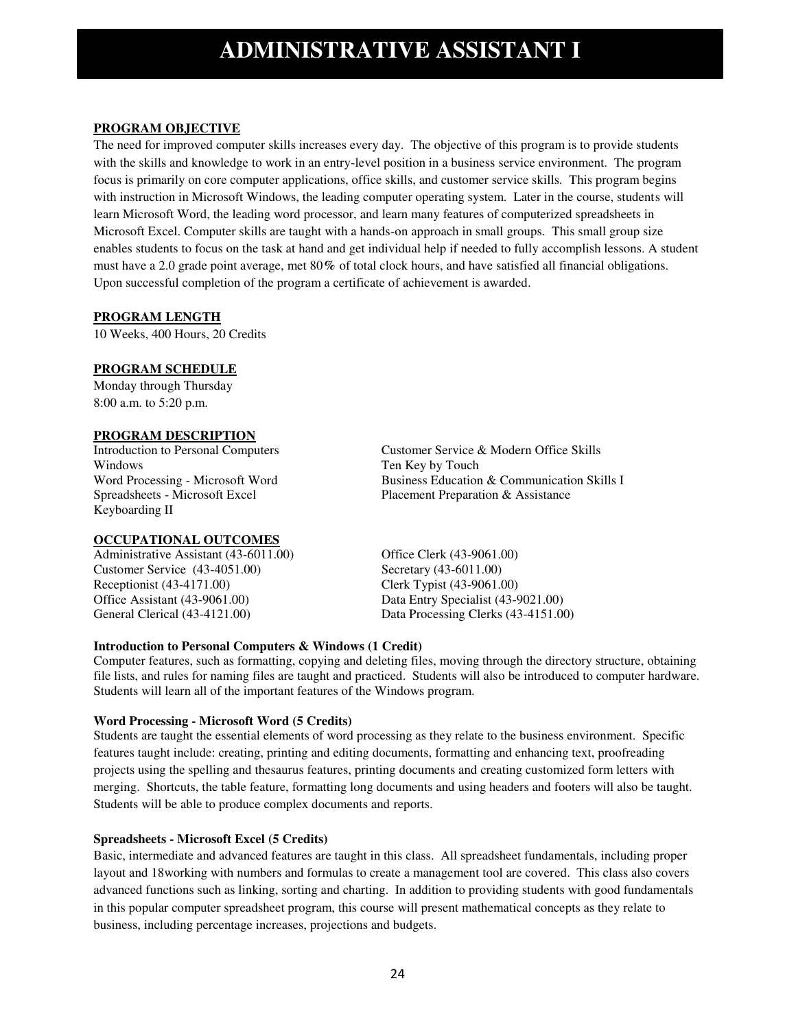# ADMINISTRATIVE ASSISTANT I

**PROGRAM OBJECTIVE**

The need for improved computer skills increases every day. The objective of this program is to provide students with the skills and knowledge to work in an entry-level position in a business service environment. The program focus is primarily on core computer applications, office skills, and customer service skills. This program begins with instruction in Microsoft Windows, the leading computer operating system. Later in the course, students will learn Microsoft Word, the leading word processor, and learn many features of computerized spreadsheets in Microsoft Excel. Computer skills are taught with a hands-on approach in small groups. This small group size enables students to focus on the task at hand and get individual help if needed to fully accomplish lessons. A student must have a 2.0 grade point average, met 80% of total clock hours, and have satisfied all financial obligations. Upon successful completion of the program a certificate of achievement is awarded.

**PROGRAM LENGTH**

10 Weeks, 400 Hours, 20 Credits

**PROGRAM SCHEDULE**

Monday through Thursday
8:00 a.m. to 5:20 p.m.

**PROGRAM DESCRIPTION**

Introduction to Personal Computers
Windows
Word Processing - Microsoft Word
Spreadsheets - Microsoft Excel
Keyboarding II
Customer Service & Modern Office Skills
Ten Key by Touch
Business Education & Communication Skills I
Placement Preparation & Assistance

**OCCUPATIONAL OUTCOMES**

Administrative Assistant (43-6011.00)
Customer Service (43-4051.00)
Receptionist (43-4171.00)
Office Assistant (43-9061.00)
General Clerical (43-4121.00)
Office Clerk (43-9061.00)
Secretary (43-6011.00)
Clerk Typist (43-9061.00)
Data Entry Specialist (43-9021.00)
Data Processing Clerks (43-4151.00)

**Introduction to Personal Computers & Windows (1 Credit)**

Computer features, such as formatting, copying and deleting files, moving through the directory structure, obtaining file lists, and rules for naming files are taught and practiced. Students will also be introduced to computer hardware. Students will learn all of the important features of the Windows program.

**Word Processing - Microsoft Word (5 Credits)**

Students are taught the essential elements of word processing as they relate to the business environment. Specific features taught include: creating, printing and editing documents, formatting and enhancing text, proofreading projects using the spelling and thesaurus features, printing documents and creating customized form letters with merging. Shortcuts, the table feature, formatting long documents and using headers and footers will also be taught. Students will be able to produce complex documents and reports.

**Spreadsheets - Microsoft Excel (5 Credits)**

Basic, intermediate and advanced features are taught in this class. All spreadsheet fundamentals, including proper layout and 18working with numbers and formulas to create a management tool are covered. This class also covers advanced functions such as linking, sorting and charting. In addition to providing students with good fundamentals in this popular computer spreadsheet program, this course will present mathematical concepts as they relate to business, including percentage increases, projections and budgets.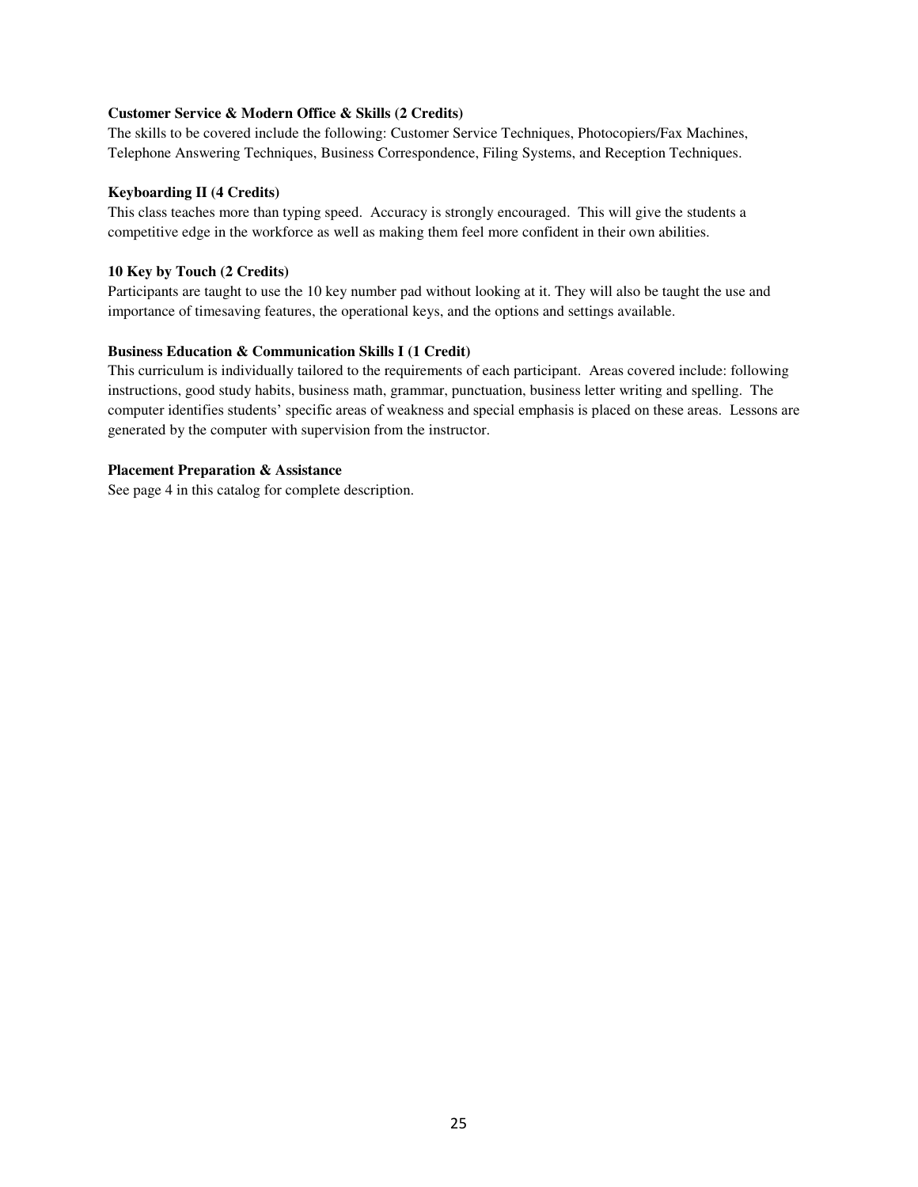**Customer Service & Modern Office & Skills (2 Credits)**

The skills to be covered include the following: Customer Service Techniques, Photocopiers/Fax Machines, Telephone Answering Techniques, Business Correspondence, Filing Systems, and Reception Techniques.

**Keyboarding II (4 Credits)**

This class teaches more than typing speed. Accuracy is strongly encouraged. This will give the students a competitive edge in the workforce as well as making them feel more confident in their own abilities.

**10 Key by Touch (2 Credits)**

Participants are taught to use the 10 key number pad without looking at it. They will also be taught the use and importance of timesaving features, the operational keys, and the options and settings available.

**Business Education & Communication Skills I (1 Credit)**

This curriculum is individually tailored to the requirements of each participant. Areas covered include: following instructions, good study habits, business math, grammar, punctuation, business letter writing and spelling. The computer identifies students' specific areas of weakness and special emphasis is placed on these areas. Lessons are generated by the computer with supervision from the instructor.

**Placement Preparation & Assistance**

See page 4 in this catalog for complete description.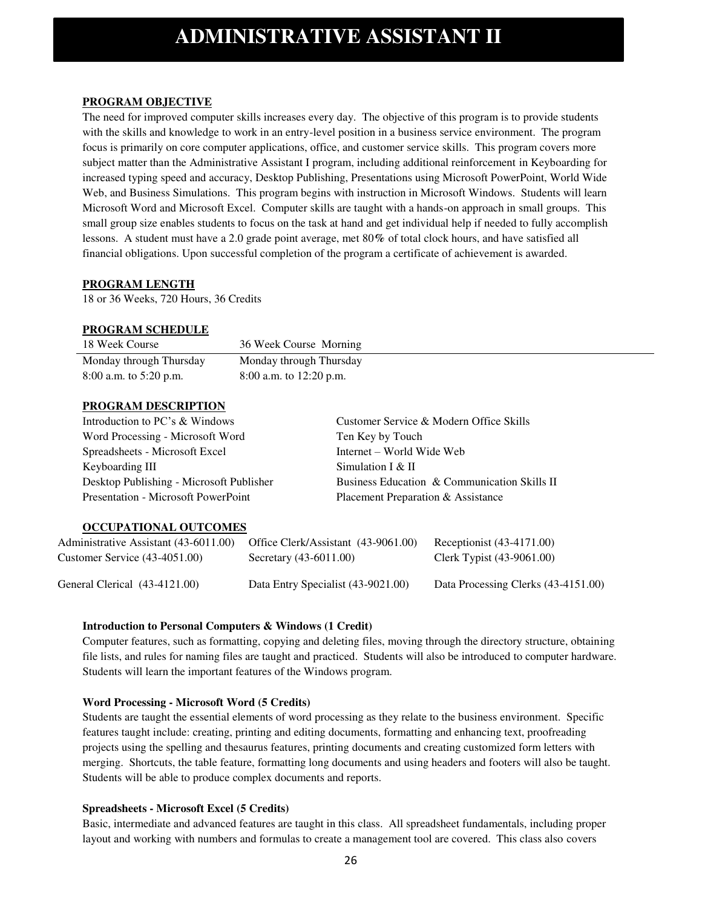# ADMINISTRATIVE ASSISTANT II

**PROGRAM OBJECTIVE**

The need for improved computer skills increases every day. The objective of this program is to provide students with the skills and knowledge to work in an entry-level position in a business service environment. The program focus is primarily on core computer applications, office, and customer service skills. This program covers more subject matter than the Administrative Assistant I program, including additional reinforcement in Keyboarding for increased typing speed and accuracy, Desktop Publishing, Presentations using Microsoft PowerPoint, World Wide Web, and Business Simulations. This program begins with instruction in Microsoft Windows. Students will learn Microsoft Word and Microsoft Excel. Computer skills are taught with a hands-on approach in small groups. This small group size enables students to focus on the task at hand and get individual help if needed to fully accomplish lessons. A student must have a 2.0 grade point average, met 80% of total clock hours, and have satisfied all financial obligations. Upon successful completion of the program a certificate of achievement is awarded.

**PROGRAM LENGTH**

18 or 36 Weeks, 720 Hours, 36 Credits

**PROGRAM SCHEDULE**

| 18 Week Course | 36 Week Course Morning |
|---|---|
| Monday through Thursday | Monday through Thursday |
| 8:00 a.m. to 5:20 p.m. | 8:00 a.m. to 12:20 p.m. |

**PROGRAM DESCRIPTION**

| | |
|---|---|
| Introduction to PC's & Windows | Customer Service & Modern Office Skills |
| Word Processing - Microsoft Word | Ten Key by Touch |
| Spreadsheets - Microsoft Excel | Internet – World Wide Web |
| Keyboarding III | Simulation I & II |
| Desktop Publishing - Microsoft Publisher | Business Education & Communication Skills II |
| Presentation - Microsoft PowerPoint | Placement Preparation & Assistance |

**OCCUPATIONAL OUTCOMES**

| | | |
|---|---|---|
| Administrative Assistant (43-6011.00) | Office Clerk/Assistant (43-9061.00) | Receptionist (43-4171.00) |
| Customer Service (43-4051.00) | Secretary (43-6011.00) | Clerk Typist (43-9061.00) |
| General Clerical (43-4121.00) | Data Entry Specialist (43-9021.00) | Data Processing Clerks (43-4151.00) |

**Introduction to Personal Computers & Windows (1 Credit)**

Computer features, such as formatting, copying and deleting files, moving through the directory structure, obtaining file lists, and rules for naming files are taught and practiced. Students will also be introduced to computer hardware. Students will learn the important features of the Windows program.

**Word Processing - Microsoft Word (5 Credits)**

Students are taught the essential elements of word processing as they relate to the business environment. Specific features taught include: creating, printing and editing documents, formatting and enhancing text, proofreading projects using the spelling and thesaurus features, printing documents and creating customized form letters with merging. Shortcuts, the table feature, formatting long documents and using headers and footers will also be taught. Students will be able to produce complex documents and reports.

**Spreadsheets - Microsoft Excel (5 Credits)**

Basic, intermediate and advanced features are taught in this class. All spreadsheet fundamentals, including proper layout and working with numbers and formulas to create a management tool are covered. This class also covers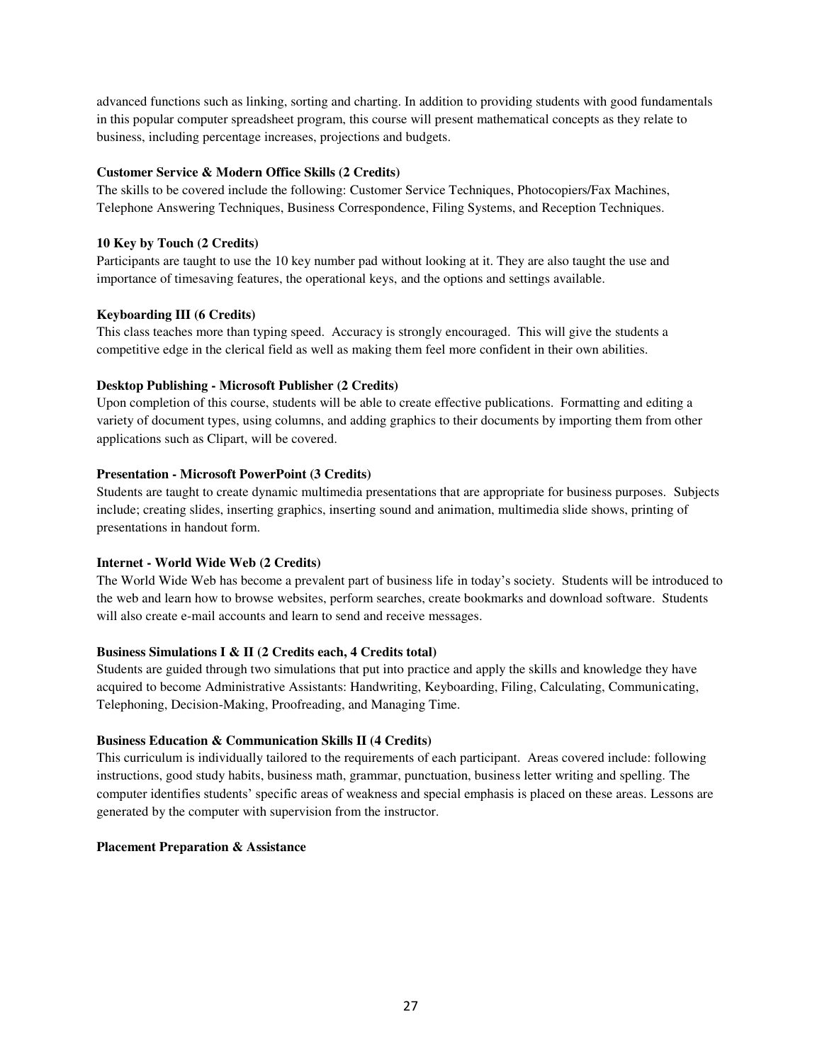advanced functions such as linking, sorting and charting. In addition to providing students with good fundamentals in this popular computer spreadsheet program, this course will present mathematical concepts as they relate to business, including percentage increases, projections and budgets.

**Customer Service & Modern Office Skills (2 Credits)**

The skills to be covered include the following: Customer Service Techniques, Photocopiers/Fax Machines, Telephone Answering Techniques, Business Correspondence, Filing Systems, and Reception Techniques.

**10 Key by Touch (2 Credits)**

Participants are taught to use the 10 key number pad without looking at it. They are also taught the use and importance of timesaving features, the operational keys, and the options and settings available.

**Keyboarding III (6 Credits)**

This class teaches more than typing speed. Accuracy is strongly encouraged. This will give the students a competitive edge in the clerical field as well as making them feel more confident in their own abilities.

**Desktop Publishing - Microsoft Publisher (2 Credits)**

Upon completion of this course, students will be able to create effective publications. Formatting and editing a variety of document types, using columns, and adding graphics to their documents by importing them from other applications such as Clipart, will be covered.

**Presentation - Microsoft PowerPoint (3 Credits)**

Students are taught to create dynamic multimedia presentations that are appropriate for business purposes. Subjects include; creating slides, inserting graphics, inserting sound and animation, multimedia slide shows, printing of presentations in handout form.

**Internet - World Wide Web (2 Credits)**

The World Wide Web has become a prevalent part of business life in today's society. Students will be introduced to the web and learn how to browse websites, perform searches, create bookmarks and download software. Students will also create e-mail accounts and learn to send and receive messages.

**Business Simulations I & II (2 Credits each, 4 Credits total)**

Students are guided through two simulations that put into practice and apply the skills and knowledge they have acquired to become Administrative Assistants: Handwriting, Keyboarding, Filing, Calculating, Communicating, Telephoning, Decision-Making, Proofreading, and Managing Time.

**Business Education & Communication Skills II (4 Credits)**

This curriculum is individually tailored to the requirements of each participant. Areas covered include: following instructions, good study habits, business math, grammar, punctuation, business letter writing and spelling. The computer identifies students' specific areas of weakness and special emphasis is placed on these areas. Lessons are generated by the computer with supervision from the instructor.

**Placement Preparation & Assistance**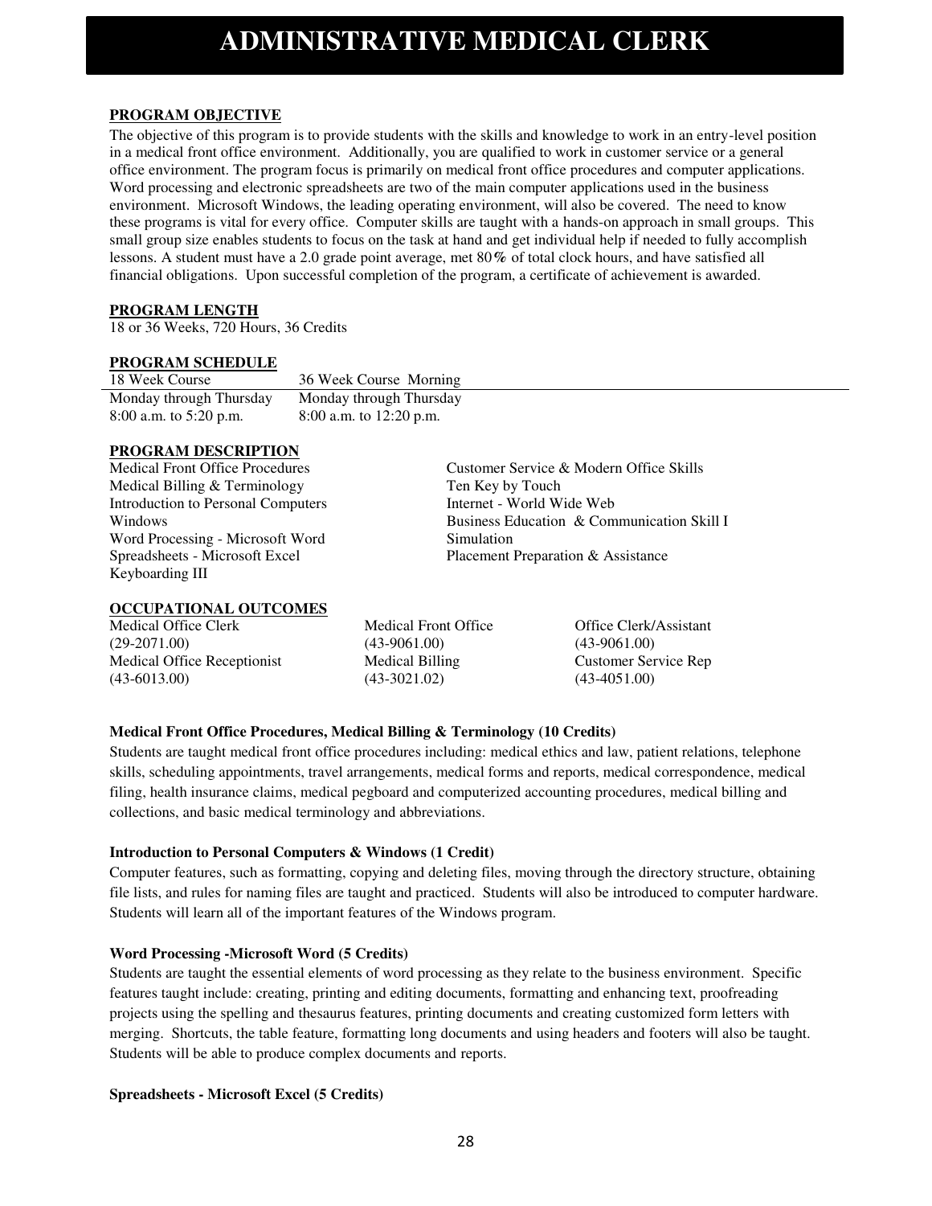# ADMINISTRATIVE MEDICAL CLERK

**PROGRAM OBJECTIVE**

The objective of this program is to provide students with the skills and knowledge to work in an entry-level position in a medical front office environment. Additionally, you are qualified to work in customer service or a general office environment. The program focus is primarily on medical front office procedures and computer applications. Word processing and electronic spreadsheets are two of the main computer applications used in the business environment. Microsoft Windows, the leading operating environment, will also be covered. The need to know these programs is vital for every office. Computer skills are taught with a hands-on approach in small groups. This small group size enables students to focus on the task at hand and get individual help if needed to fully accomplish lessons. A student must have a 2.0 grade point average, met 80% of total clock hours, and have satisfied all financial obligations. Upon successful completion of the program, a certificate of achievement is awarded.

**PROGRAM LENGTH**

18 or 36 Weeks, 720 Hours, 36 Credits

**PROGRAM SCHEDULE**

| 18 Week Course | 36 Week Course Morning |
|---|---|
| Monday through Thursday | Monday through Thursday |
| 8:00 a.m. to 5:20 p.m. | 8:00 a.m. to 12:20 p.m. |

**PROGRAM DESCRIPTION**

- Medical Front Office Procedures
- Medical Billing & Terminology
- Introduction to Personal Computers
- Windows
- Word Processing - Microsoft Word
- Spreadsheets - Microsoft Excel
- Keyboarding III
- Customer Service & Modern Office Skills
- Ten Key by Touch
- Internet - World Wide Web
- Business Education & Communication Skill I
- Simulation
- Placement Preparation & Assistance

**OCCUPATIONAL OUTCOMES**

| | | |
|---|---|---|
| Medical Office Clerk (29-2071.00) | Medical Front Office (43-9061.00) | Office Clerk/Assistant (43-9061.00) |
| Medical Office Receptionist (43-6013.00) | Medical Billing (43-3021.02) | Customer Service Rep (43-4051.00) |

**Medical Front Office Procedures, Medical Billing & Terminology (10 Credits)**

Students are taught medical front office procedures including: medical ethics and law, patient relations, telephone skills, scheduling appointments, travel arrangements, medical forms and reports, medical correspondence, medical filing, health insurance claims, medical pegboard and computerized accounting procedures, medical billing and collections, and basic medical terminology and abbreviations.

**Introduction to Personal Computers & Windows (1 Credit)**

Computer features, such as formatting, copying and deleting files, moving through the directory structure, obtaining file lists, and rules for naming files are taught and practiced. Students will also be introduced to computer hardware. Students will learn all of the important features of the Windows program.

**Word Processing -Microsoft Word (5 Credits)**

Students are taught the essential elements of word processing as they relate to the business environment. Specific features taught include: creating, printing and editing documents, formatting and enhancing text, proofreading projects using the spelling and thesaurus features, printing documents and creating customized form letters with merging. Shortcuts, the table feature, formatting long documents and using headers and footers will also be taught. Students will be able to produce complex documents and reports.

**Spreadsheets - Microsoft Excel (5 Credits)**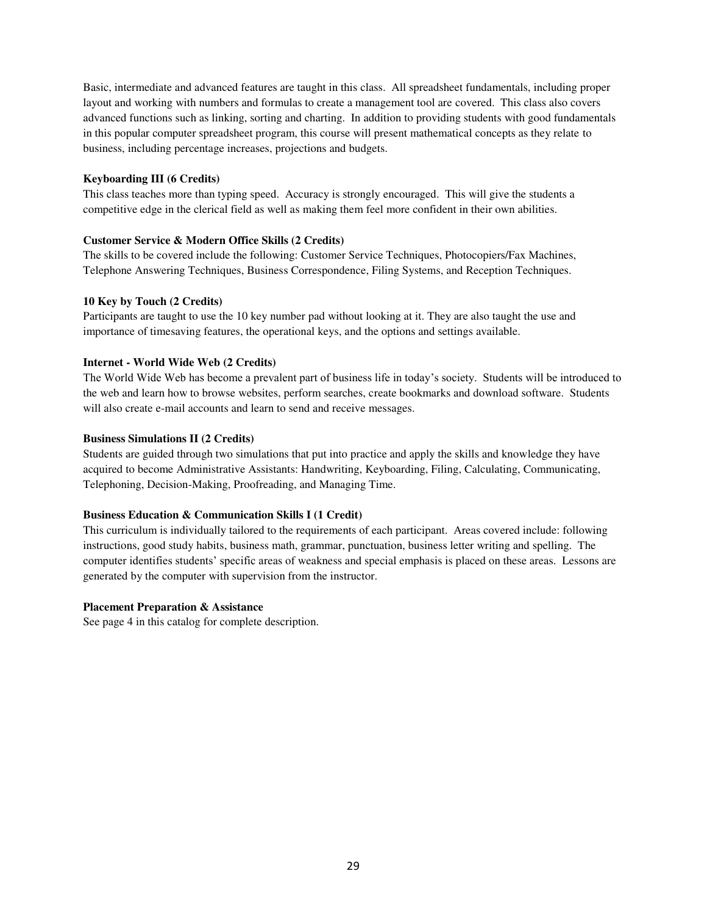Basic, intermediate and advanced features are taught in this class. All spreadsheet fundamentals, including proper layout and working with numbers and formulas to create a management tool are covered. This class also covers advanced functions such as linking, sorting and charting. In addition to providing students with good fundamentals in this popular computer spreadsheet program, this course will present mathematical concepts as they relate to business, including percentage increases, projections and budgets.

**Keyboarding III (6 Credits)**

This class teaches more than typing speed. Accuracy is strongly encouraged. This will give the students a competitive edge in the clerical field as well as making them feel more confident in their own abilities.

**Customer Service & Modern Office Skills (2 Credits)**

The skills to be covered include the following: Customer Service Techniques, Photocopiers/Fax Machines, Telephone Answering Techniques, Business Correspondence, Filing Systems, and Reception Techniques.

**10 Key by Touch (2 Credits)**

Participants are taught to use the 10 key number pad without looking at it. They are also taught the use and importance of timesaving features, the operational keys, and the options and settings available.

**Internet - World Wide Web (2 Credits)**

The World Wide Web has become a prevalent part of business life in today's society. Students will be introduced to the web and learn how to browse websites, perform searches, create bookmarks and download software. Students will also create e-mail accounts and learn to send and receive messages.

**Business Simulations II (2 Credits)**

Students are guided through two simulations that put into practice and apply the skills and knowledge they have acquired to become Administrative Assistants: Handwriting, Keyboarding, Filing, Calculating, Communicating, Telephoning, Decision-Making, Proofreading, and Managing Time.

**Business Education & Communication Skills I (1 Credit)**

This curriculum is individually tailored to the requirements of each participant. Areas covered include: following instructions, good study habits, business math, grammar, punctuation, business letter writing and spelling. The computer identifies students' specific areas of weakness and special emphasis is placed on these areas. Lessons are generated by the computer with supervision from the instructor.

**Placement Preparation & Assistance**

See page 4 in this catalog for complete description.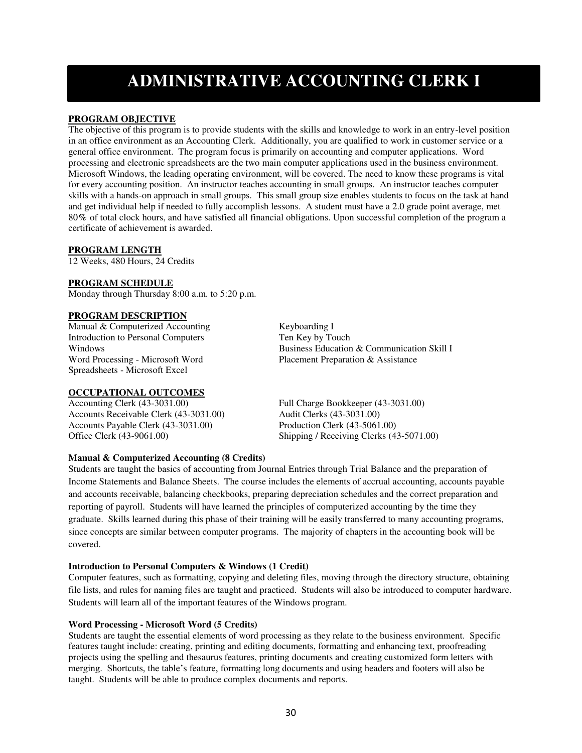# ADMINISTRATIVE ACCOUNTING CLERK I

**PROGRAM OBJECTIVE**

The objective of this program is to provide students with the skills and knowledge to work in an entry-level position in an office environment as an Accounting Clerk. Additionally, you are qualified to work in customer service or a general office environment. The program focus is primarily on accounting and computer applications. Word processing and electronic spreadsheets are the two main computer applications used in the business environment. Microsoft Windows, the leading operating environment, will be covered. The need to know these programs is vital for every accounting position. An instructor teaches accounting in small groups. An instructor teaches computer skills with a hands-on approach in small groups. This small group size enables students to focus on the task at hand and get individual help if needed to fully accomplish lessons. A student must have a 2.0 grade point average, met 80% of total clock hours, and have satisfied all financial obligations. Upon successful completion of the program a certificate of achievement is awarded.

**PROGRAM LENGTH**

12 Weeks, 480 Hours, 24 Credits

**PROGRAM SCHEDULE**

Monday through Thursday 8:00 a.m. to 5:20 p.m.

**PROGRAM DESCRIPTION**

Manual & Computerized Accounting
Introduction to Personal Computers
Windows
Word Processing - Microsoft Word
Spreadsheets - Microsoft Excel
Keyboarding I
Ten Key by Touch
Business Education & Communication Skill I
Placement Preparation & Assistance

**OCCUPATIONAL OUTCOMES**

Accounting Clerk (43-3031.00)
Accounts Receivable Clerk (43-3031.00)
Accounts Payable Clerk (43-3031.00)
Office Clerk (43-9061.00)
Full Charge Bookkeeper (43-3031.00)
Audit Clerks (43-3031.00)
Production Clerk (43-5061.00)
Shipping / Receiving Clerks (43-5071.00)

**Manual & Computerized Accounting (8 Credits)**

Students are taught the basics of accounting from Journal Entries through Trial Balance and the preparation of Income Statements and Balance Sheets. The course includes the elements of accrual accounting, accounts payable and accounts receivable, balancing checkbooks, preparing depreciation schedules and the correct preparation and reporting of payroll. Students will have learned the principles of computerized accounting by the time they graduate. Skills learned during this phase of their training will be easily transferred to many accounting programs, since concepts are similar between computer programs. The majority of chapters in the accounting book will be covered.

**Introduction to Personal Computers & Windows (1 Credit)**

Computer features, such as formatting, copying and deleting files, moving through the directory structure, obtaining file lists, and rules for naming files are taught and practiced. Students will also be introduced to computer hardware. Students will learn all of the important features of the Windows program.

**Word Processing - Microsoft Word (5 Credits)**

Students are taught the essential elements of word processing as they relate to the business environment. Specific features taught include: creating, printing and editing documents, formatting and enhancing text, proofreading projects using the spelling and thesaurus features, printing documents and creating customized form letters with merging. Shortcuts, the table's feature, formatting long documents and using headers and footers will also be taught. Students will be able to produce complex documents and reports.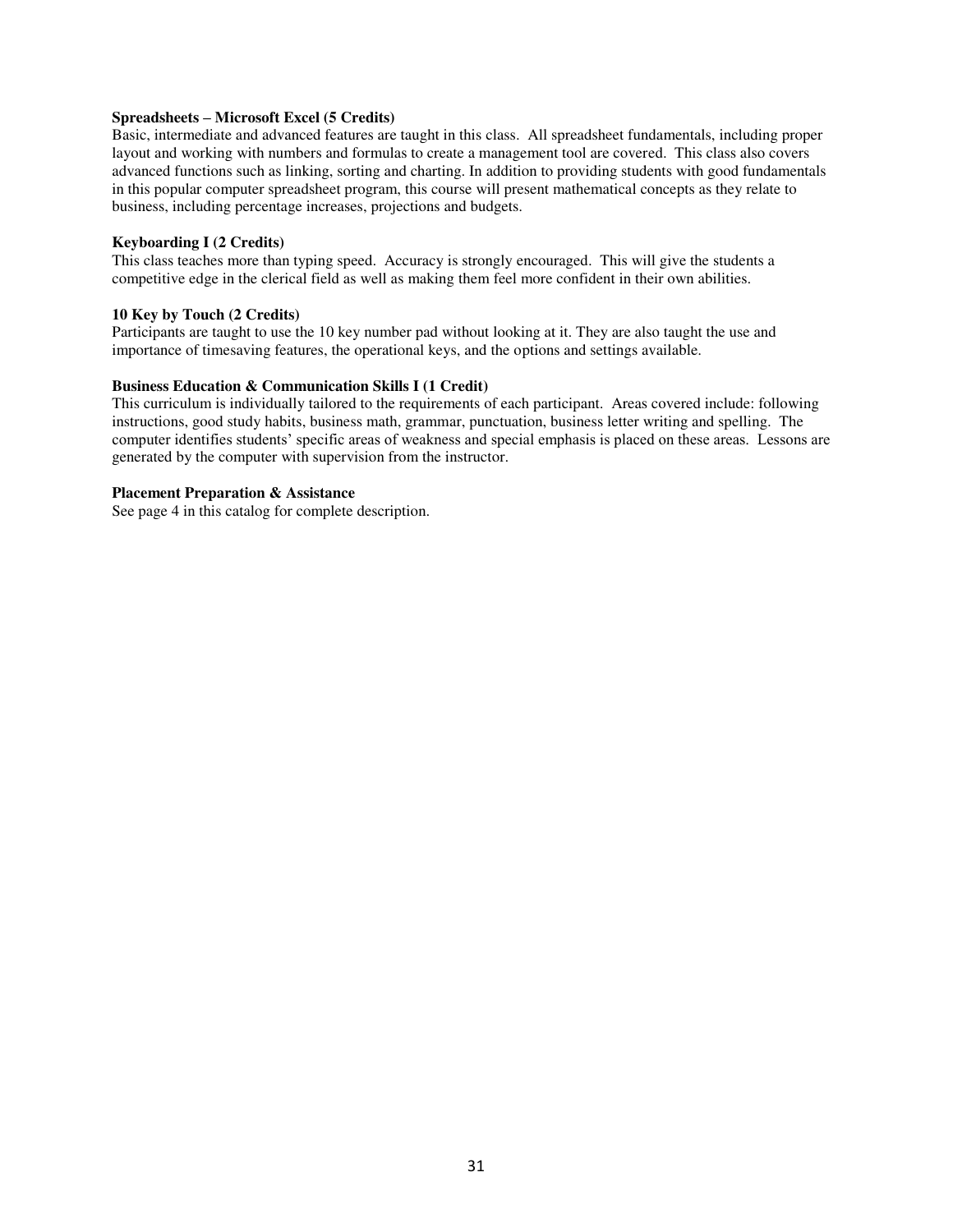**Spreadsheets – Microsoft Excel (5 Credits)**
Basic, intermediate and advanced features are taught in this class. All spreadsheet fundamentals, including proper layout and working with numbers and formulas to create a management tool are covered. This class also covers advanced functions such as linking, sorting and charting. In addition to providing students with good fundamentals in this popular computer spreadsheet program, this course will present mathematical concepts as they relate to business, including percentage increases, projections and budgets.

**Keyboarding I (2 Credits)**
This class teaches more than typing speed. Accuracy is strongly encouraged. This will give the students a competitive edge in the clerical field as well as making them feel more confident in their own abilities.

**10 Key by Touch (2 Credits)**
Participants are taught to use the 10 key number pad without looking at it. They are also taught the use and importance of timesaving features, the operational keys, and the options and settings available.

**Business Education & Communication Skills I (1 Credit)**
This curriculum is individually tailored to the requirements of each participant. Areas covered include: following instructions, good study habits, business math, grammar, punctuation, business letter writing and spelling. The computer identifies students' specific areas of weakness and special emphasis is placed on these areas. Lessons are generated by the computer with supervision from the instructor.

**Placement Preparation & Assistance**
See page 4 in this catalog for complete description.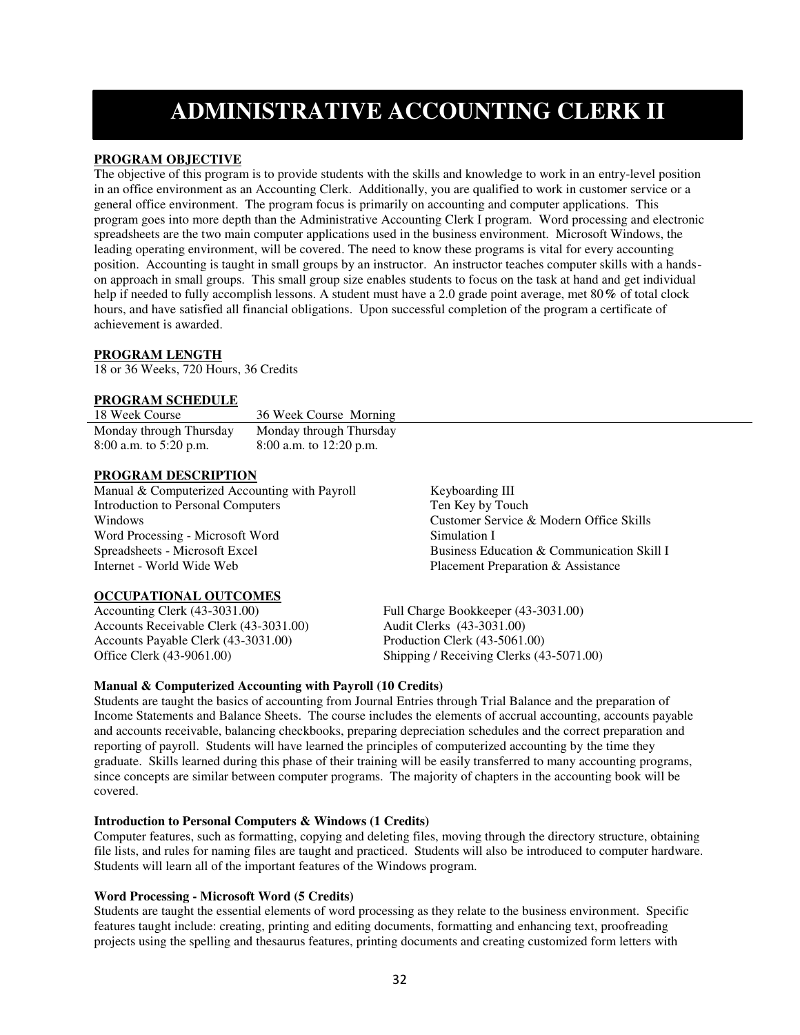# ADMINISTRATIVE ACCOUNTING CLERK II

**PROGRAM OBJECTIVE**

The objective of this program is to provide students with the skills and knowledge to work in an entry-level position in an office environment as an Accounting Clerk. Additionally, you are qualified to work in customer service or a general office environment. The program focus is primarily on accounting and computer applications. This program goes into more depth than the Administrative Accounting Clerk I program. Word processing and electronic spreadsheets are the two main computer applications used in the business environment. Microsoft Windows, the leading operating environment, will be covered. The need to know these programs is vital for every accounting position. Accounting is taught in small groups by an instructor. An instructor teaches computer skills with a hands-on approach in small groups. This small group size enables students to focus on the task at hand and get individual help if needed to fully accomplish lessons. A student must have a 2.0 grade point average, met 80% of total clock hours, and have satisfied all financial obligations. Upon successful completion of the program a certificate of achievement is awarded.

**PROGRAM LENGTH**

18 or 36 Weeks, 720 Hours, 36 Credits

**PROGRAM SCHEDULE**

| 18 Week Course | 36 Week Course Morning |
|---|---|
| Monday through Thursday | Monday through Thursday |
| 8:00 a.m. to 5:20 p.m. | 8:00 a.m. to 12:20 p.m. |

**PROGRAM DESCRIPTION**

- Manual & Computerized Accounting with Payroll
- Introduction to Personal Computers
- Windows
- Word Processing - Microsoft Word
- Spreadsheets - Microsoft Excel
- Internet - World Wide Web
- Keyboarding III
- Ten Key by Touch
- Customer Service & Modern Office Skills
- Simulation I
- Business Education & Communication Skill I
- Placement Preparation & Assistance

**OCCUPATIONAL OUTCOMES**

- Accounting Clerk (43-3031.00)
- Accounts Receivable Clerk (43-3031.00)
- Accounts Payable Clerk (43-3031.00)
- Office Clerk (43-9061.00)
- Full Charge Bookkeeper (43-3031.00)
- Audit Clerks (43-3031.00)
- Production Clerk (43-5061.00)
- Shipping / Receiving Clerks (43-5071.00)

**Manual & Computerized Accounting with Payroll (10 Credits)**

Students are taught the basics of accounting from Journal Entries through Trial Balance and the preparation of Income Statements and Balance Sheets. The course includes the elements of accrual accounting, accounts payable and accounts receivable, balancing checkbooks, preparing depreciation schedules and the correct preparation and reporting of payroll. Students will have learned the principles of computerized accounting by the time they graduate. Skills learned during this phase of their training will be easily transferred to many accounting programs, since concepts are similar between computer programs. The majority of chapters in the accounting book will be covered.

**Introduction to Personal Computers & Windows (1 Credits)**

Computer features, such as formatting, copying and deleting files, moving through the directory structure, obtaining file lists, and rules for naming files are taught and practiced. Students will also be introduced to computer hardware. Students will learn all of the important features of the Windows program.

**Word Processing - Microsoft Word (5 Credits)**

Students are taught the essential elements of word processing as they relate to the business environment. Specific features taught include: creating, printing and editing documents, formatting and enhancing text, proofreading projects using the spelling and thesaurus features, printing documents and creating customized form letters with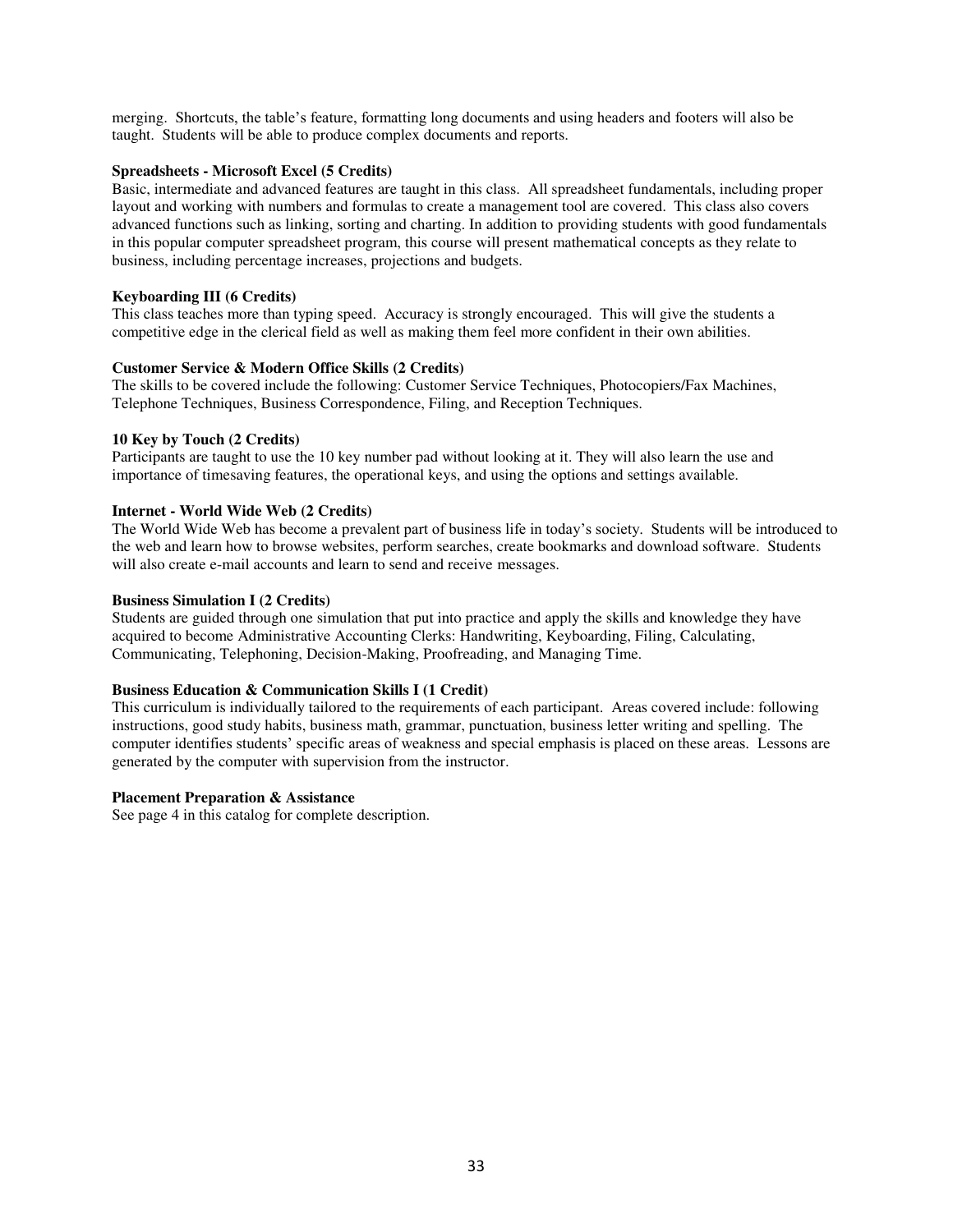merging. Shortcuts, the table's feature, formatting long documents and using headers and footers will also be taught. Students will be able to produce complex documents and reports.

**Spreadsheets - Microsoft Excel (5 Credits)**
Basic, intermediate and advanced features are taught in this class. All spreadsheet fundamentals, including proper layout and working with numbers and formulas to create a management tool are covered. This class also covers advanced functions such as linking, sorting and charting. In addition to providing students with good fundamentals in this popular computer spreadsheet program, this course will present mathematical concepts as they relate to business, including percentage increases, projections and budgets.

**Keyboarding III (6 Credits)**
This class teaches more than typing speed. Accuracy is strongly encouraged. This will give the students a competitive edge in the clerical field as well as making them feel more confident in their own abilities.

**Customer Service & Modern Office Skills (2 Credits)**
The skills to be covered include the following: Customer Service Techniques, Photocopiers/Fax Machines, Telephone Techniques, Business Correspondence, Filing, and Reception Techniques.

**10 Key by Touch (2 Credits)**
Participants are taught to use the 10 key number pad without looking at it. They will also learn the use and importance of timesaving features, the operational keys, and using the options and settings available.

**Internet - World Wide Web (2 Credits)**
The World Wide Web has become a prevalent part of business life in today's society. Students will be introduced to the web and learn how to browse websites, perform searches, create bookmarks and download software. Students will also create e-mail accounts and learn to send and receive messages.

**Business Simulation I (2 Credits)**
Students are guided through one simulation that put into practice and apply the skills and knowledge they have acquired to become Administrative Accounting Clerks: Handwriting, Keyboarding, Filing, Calculating, Communicating, Telephoning, Decision-Making, Proofreading, and Managing Time.

**Business Education & Communication Skills I (1 Credit)**
This curriculum is individually tailored to the requirements of each participant. Areas covered include: following instructions, good study habits, business math, grammar, punctuation, business letter writing and spelling. The computer identifies students' specific areas of weakness and special emphasis is placed on these areas. Lessons are generated by the computer with supervision from the instructor.

**Placement Preparation & Assistance**
See page 4 in this catalog for complete description.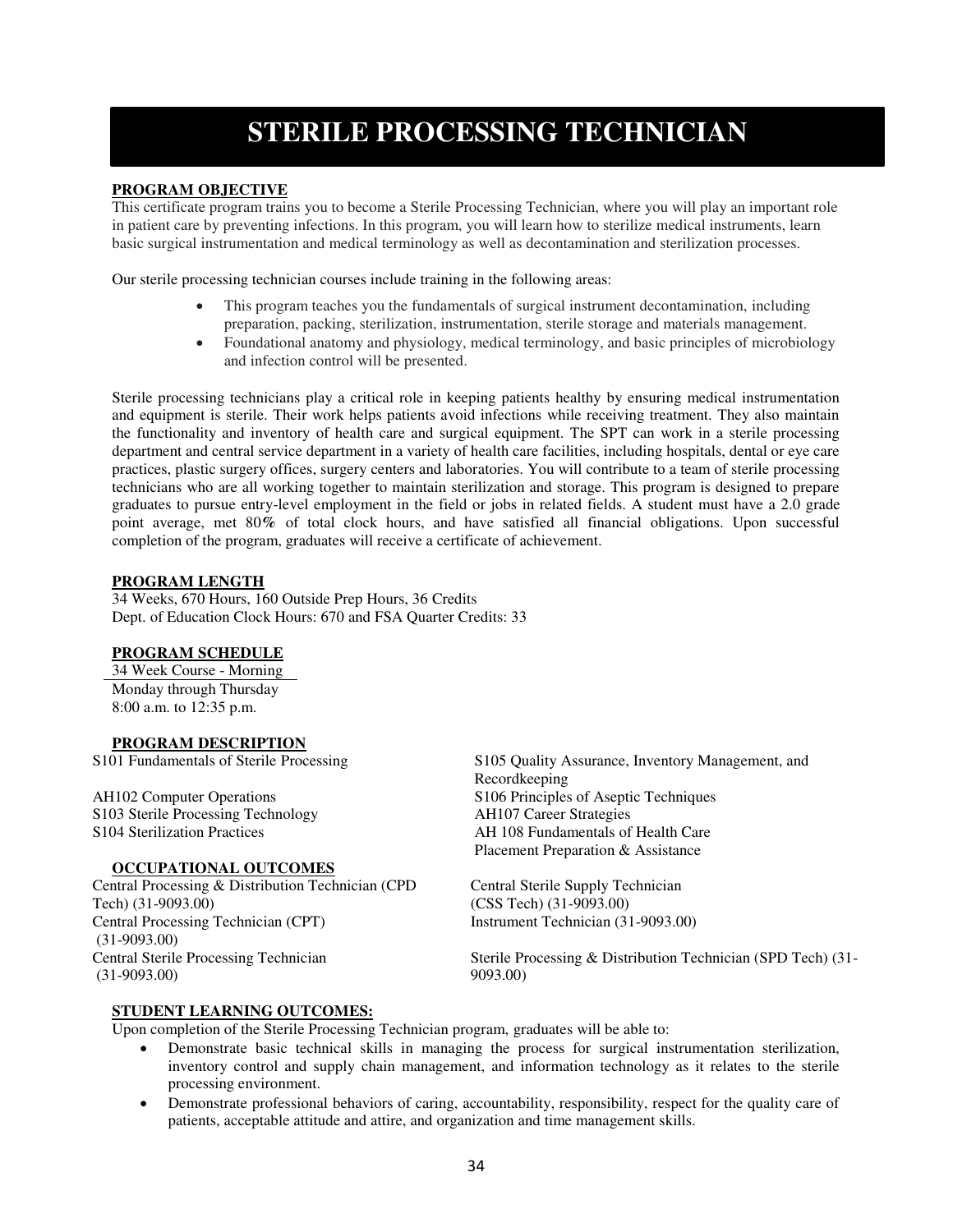# STERILE PROCESSING TECHNICIAN

**PROGRAM OBJECTIVE**

This certificate program trains you to become a Sterile Processing Technician, where you will play an important role in patient care by preventing infections. In this program, you will learn how to sterilize medical instruments, learn basic surgical instrumentation and medical terminology as well as decontamination and sterilization processes.

Our sterile processing technician courses include training in the following areas:

- This program teaches you the fundamentals of surgical instrument decontamination, including preparation, packing, sterilization, instrumentation, sterile storage and materials management.
- Foundational anatomy and physiology, medical terminology, and basic principles of microbiology and infection control will be presented.

Sterile processing technicians play a critical role in keeping patients healthy by ensuring medical instrumentation and equipment is sterile. Their work helps patients avoid infections while receiving treatment. They also maintain the functionality and inventory of health care and surgical equipment. The SPT can work in a sterile processing department and central service department in a variety of health care facilities, including hospitals, dental or eye care practices, plastic surgery offices, surgery centers and laboratories. You will contribute to a team of sterile processing technicians who are all working together to maintain sterilization and storage. This program is designed to prepare graduates to pursue entry-level employment in the field or jobs in related fields. A student must have a 2.0 grade point average, met 80% of total clock hours, and have satisfied all financial obligations. Upon successful completion of the program, graduates will receive a certificate of achievement.

**PROGRAM LENGTH**

34 Weeks, 670 Hours, 160 Outside Prep Hours, 36 Credits
Dept. of Education Clock Hours: 670 and FSA Quarter Credits: 33

**PROGRAM SCHEDULE**

34 Week Course - Morning
Monday through Thursday
8:00 a.m. to 12:35 p.m.

**PROGRAM DESCRIPTION**

S101 Fundamentals of Sterile Processing

AH102 Computer Operations
S103 Sterile Processing Technology
S104 Sterilization Practices
S105 Quality Assurance, Inventory Management, and Recordkeeping
S106 Principles of Aseptic Techniques
AH107 Career Strategies
AH 108 Fundamentals of Health Care
Placement Preparation & Assistance

**OCCUPATIONAL OUTCOMES**

Central Processing & Distribution Technician (CPD Tech) (31-9093.00)
Central Processing Technician (CPT) (31-9093.00)
Central Sterile Processing Technician (31-9093.00)
Central Sterile Supply Technician (CSS Tech) (31-9093.00)
Instrument Technician (31-9093.00)
Sterile Processing & Distribution Technician (SPD Tech) (31-9093.00)

**STUDENT LEARNING OUTCOMES:**

Upon completion of the Sterile Processing Technician program, graduates will be able to:

- Demonstrate basic technical skills in managing the process for surgical instrumentation sterilization, inventory control and supply chain management, and information technology as it relates to the sterile processing environment.
- Demonstrate professional behaviors of caring, accountability, responsibility, respect for the quality care of patients, acceptable attitude and attire, and organization and time management skills.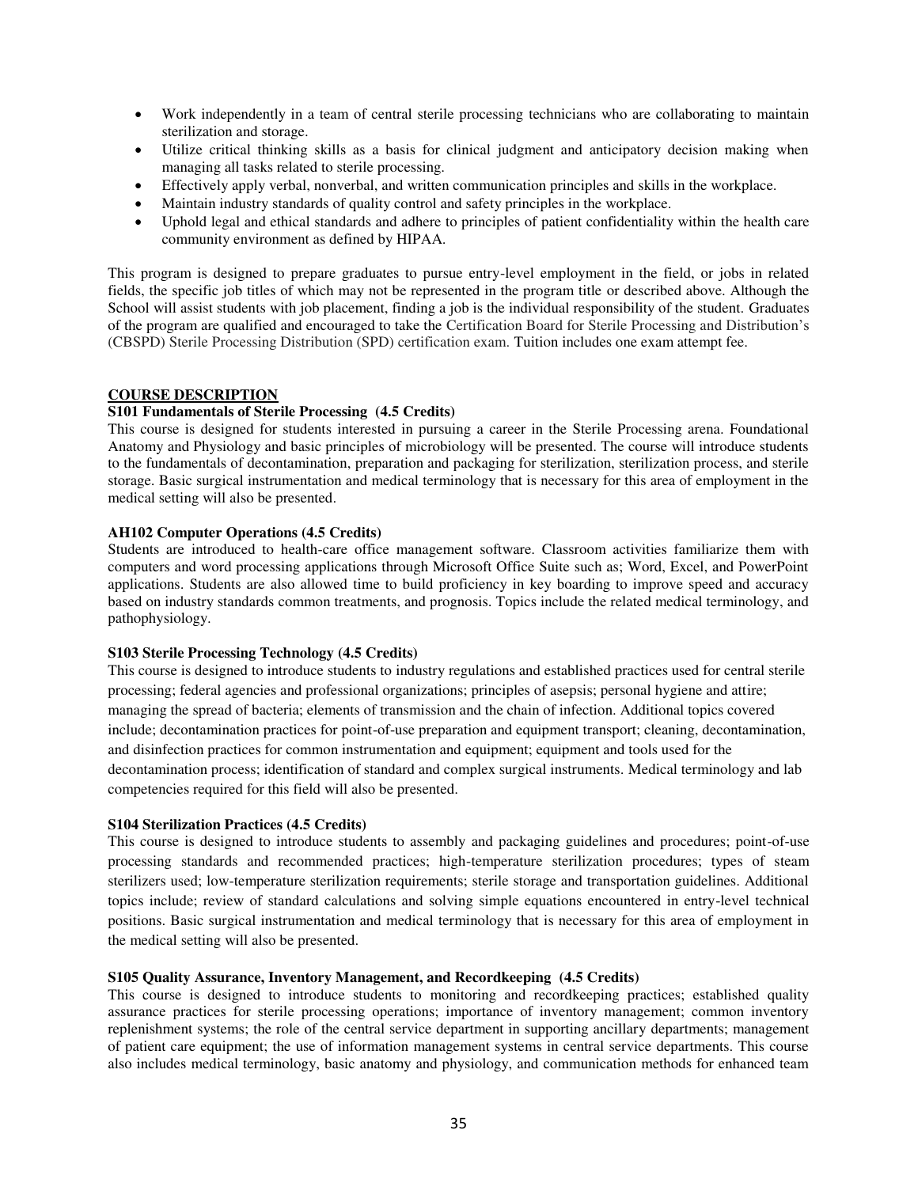- Work independently in a team of central sterile processing technicians who are collaborating to maintain sterilization and storage.
- Utilize critical thinking skills as a basis for clinical judgment and anticipatory decision making when managing all tasks related to sterile processing.
- Effectively apply verbal, nonverbal, and written communication principles and skills in the workplace.
- Maintain industry standards of quality control and safety principles in the workplace.
- Uphold legal and ethical standards and adhere to principles of patient confidentiality within the health care community environment as defined by HIPAA.

This program is designed to prepare graduates to pursue entry-level employment in the field, or jobs in related fields, the specific job titles of which may not be represented in the program title or described above. Although the School will assist students with job placement, finding a job is the individual responsibility of the student. Graduates of the program are qualified and encouraged to take the Certification Board for Sterile Processing and Distribution's (CBSPD) Sterile Processing Distribution (SPD) certification exam. Tuition includes one exam attempt fee.

## COURSE DESCRIPTION

**S101 Fundamentals of Sterile Processing (4.5 Credits)**

This course is designed for students interested in pursuing a career in the Sterile Processing arena. Foundational Anatomy and Physiology and basic principles of microbiology will be presented. The course will introduce students to the fundamentals of decontamination, preparation and packaging for sterilization, sterilization process, and sterile storage. Basic surgical instrumentation and medical terminology that is necessary for this area of employment in the medical setting will also be presented.

**AH102 Computer Operations (4.5 Credits)**

Students are introduced to health-care office management software. Classroom activities familiarize them with computers and word processing applications through Microsoft Office Suite such as; Word, Excel, and PowerPoint applications. Students are also allowed time to build proficiency in key boarding to improve speed and accuracy based on industry standards common treatments, and prognosis. Topics include the related medical terminology, and pathophysiology.

**S103 Sterile Processing Technology (4.5 Credits)**

This course is designed to introduce students to industry regulations and established practices used for central sterile processing; federal agencies and professional organizations; principles of asepsis; personal hygiene and attire; managing the spread of bacteria; elements of transmission and the chain of infection. Additional topics covered include; decontamination practices for point-of-use preparation and equipment transport; cleaning, decontamination, and disinfection practices for common instrumentation and equipment; equipment and tools used for the decontamination process; identification of standard and complex surgical instruments. Medical terminology and lab competencies required for this field will also be presented.

**S104 Sterilization Practices (4.5 Credits)**

This course is designed to introduce students to assembly and packaging guidelines and procedures; point-of-use processing standards and recommended practices; high-temperature sterilization procedures; types of steam sterilizers used; low-temperature sterilization requirements; sterile storage and transportation guidelines. Additional topics include; review of standard calculations and solving simple equations encountered in entry-level technical positions. Basic surgical instrumentation and medical terminology that is necessary for this area of employment in the medical setting will also be presented.

**S105 Quality Assurance, Inventory Management, and Recordkeeping (4.5 Credits)**

This course is designed to introduce students to monitoring and recordkeeping practices; established quality assurance practices for sterile processing operations; importance of inventory management; common inventory replenishment systems; the role of the central service department in supporting ancillary departments; management of patient care equipment; the use of information management systems in central service departments. This course also includes medical terminology, basic anatomy and physiology, and communication methods for enhanced team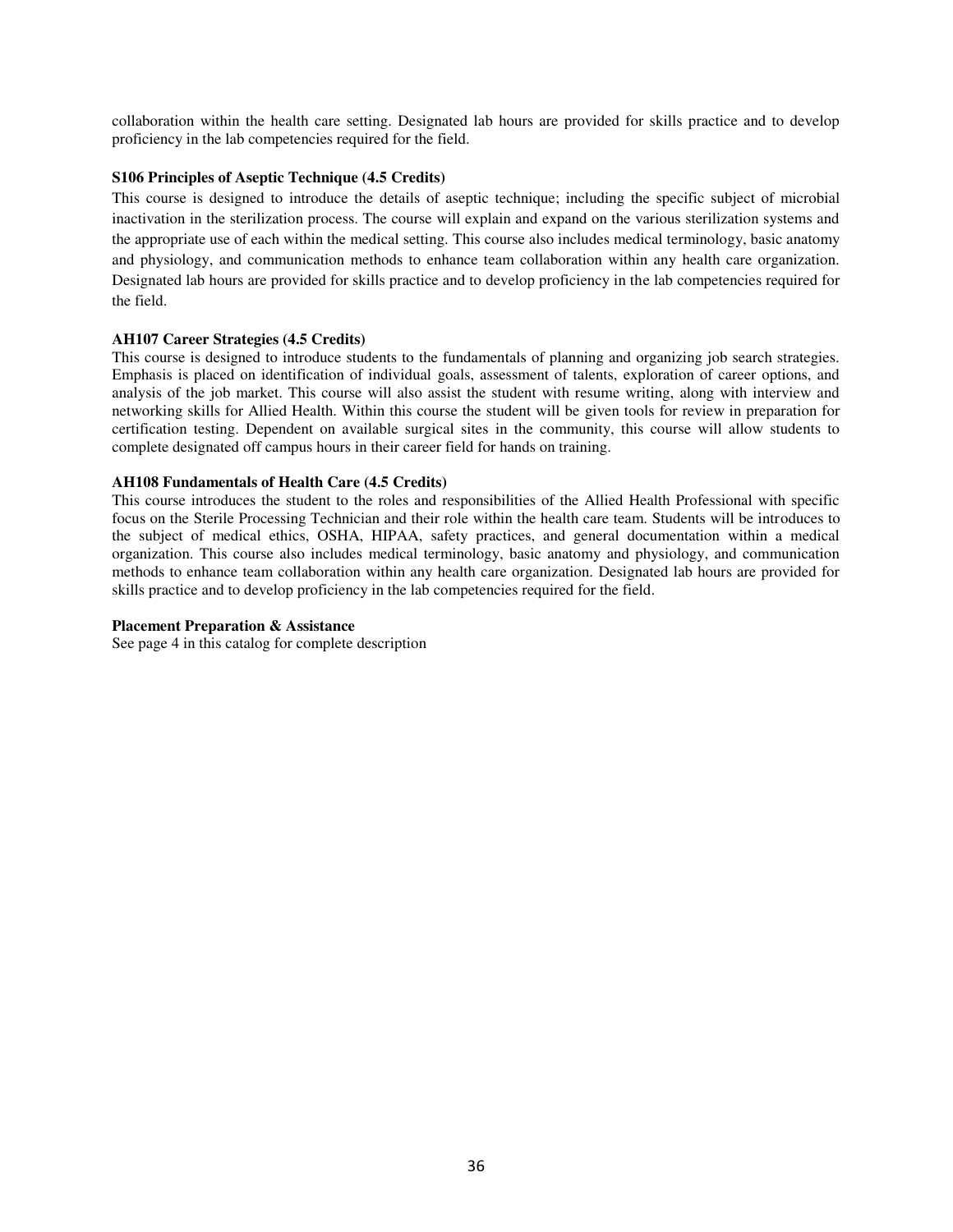collaboration within the health care setting. Designated lab hours are provided for skills practice and to develop proficiency in the lab competencies required for the field.

**S106 Principles of Aseptic Technique (4.5 Credits)**

This course is designed to introduce the details of aseptic technique; including the specific subject of microbial inactivation in the sterilization process. The course will explain and expand on the various sterilization systems and the appropriate use of each within the medical setting. This course also includes medical terminology, basic anatomy and physiology, and communication methods to enhance team collaboration within any health care organization. Designated lab hours are provided for skills practice and to develop proficiency in the lab competencies required for the field.

**AH107 Career Strategies (4.5 Credits)**

This course is designed to introduce students to the fundamentals of planning and organizing job search strategies. Emphasis is placed on identification of individual goals, assessment of talents, exploration of career options, and analysis of the job market. This course will also assist the student with resume writing, along with interview and networking skills for Allied Health. Within this course the student will be given tools for review in preparation for certification testing. Dependent on available surgical sites in the community, this course will allow students to complete designated off campus hours in their career field for hands on training.

**AH108 Fundamentals of Health Care (4.5 Credits)**

This course introduces the student to the roles and responsibilities of the Allied Health Professional with specific focus on the Sterile Processing Technician and their role within the health care team. Students will be introduces to the subject of medical ethics, OSHA, HIPAA, safety practices, and general documentation within a medical organization. This course also includes medical terminology, basic anatomy and physiology, and communication methods to enhance team collaboration within any health care organization. Designated lab hours are provided for skills practice and to develop proficiency in the lab competencies required for the field.

**Placement Preparation & Assistance**

See page 4 in this catalog for complete description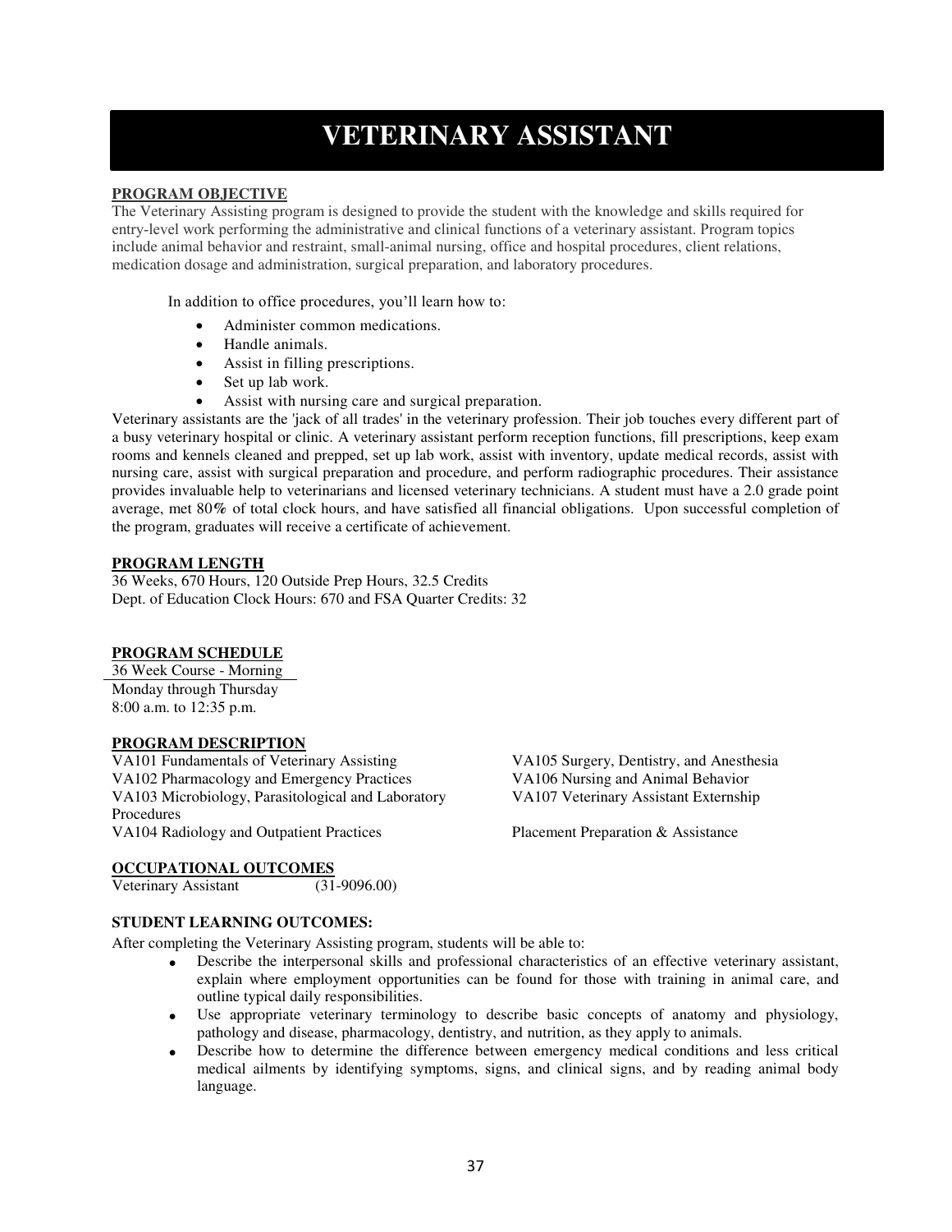# VETERINARY ASSISTANT

## PROGRAM OBJECTIVE

The Veterinary Assisting program is designed to provide the student with the knowledge and skills required for entry-level work performing the administrative and clinical functions of a veterinary assistant. Program topics include animal behavior and restraint, small-animal nursing, office and hospital procedures, client relations, medication dosage and administration, surgical preparation, and laboratory procedures.

In addition to office procedures, you'll learn how to:

- Administer common medications.
- Handle animals.
- Assist in filling prescriptions.
- Set up lab work.
- Assist with nursing care and surgical preparation.

Veterinary assistants are the 'jack of all trades' in the veterinary profession. Their job touches every different part of a busy veterinary hospital or clinic. A veterinary assistant perform reception functions, fill prescriptions, keep exam rooms and kennels cleaned and prepped, set up lab work, assist with inventory, update medical records, assist with nursing care, assist with surgical preparation and procedure, and perform radiographic procedures. Their assistance provides invaluable help to veterinarians and licensed veterinary technicians. A student must have a 2.0 grade point average, met 80% of total clock hours, and have satisfied all financial obligations. Upon successful completion of the program, graduates will receive a certificate of achievement.

## PROGRAM LENGTH

36 Weeks, 670 Hours, 120 Outside Prep Hours, 32.5 Credits
Dept. of Education Clock Hours: 670 and FSA Quarter Credits: 32

## PROGRAM SCHEDULE

36 Week Course - Morning
Monday through Thursday
8:00 a.m. to 12:35 p.m.

## PROGRAM DESCRIPTION

VA101 Fundamentals of Veterinary Assisting
VA102 Pharmacology and Emergency Practices
VA103 Microbiology, Parasitological and Laboratory Procedures
VA104 Radiology and Outpatient Practices
VA105 Surgery, Dentistry, and Anesthesia
VA106 Nursing and Animal Behavior
VA107 Veterinary Assistant Externship

Placement Preparation & Assistance

## OCCUPATIONAL OUTCOMES

Veterinary Assistant (31-9096.00)

### STUDENT LEARNING OUTCOMES:

After completing the Veterinary Assisting program, students will be able to:

- Describe the interpersonal skills and professional characteristics of an effective veterinary assistant, explain where employment opportunities can be found for those with training in animal care, and outline typical daily responsibilities.
- Use appropriate veterinary terminology to describe basic concepts of anatomy and physiology, pathology and disease, pharmacology, dentistry, and nutrition, as they apply to animals.
- Describe how to determine the difference between emergency medical conditions and less critical medical ailments by identifying symptoms, signs, and clinical signs, and by reading animal body language.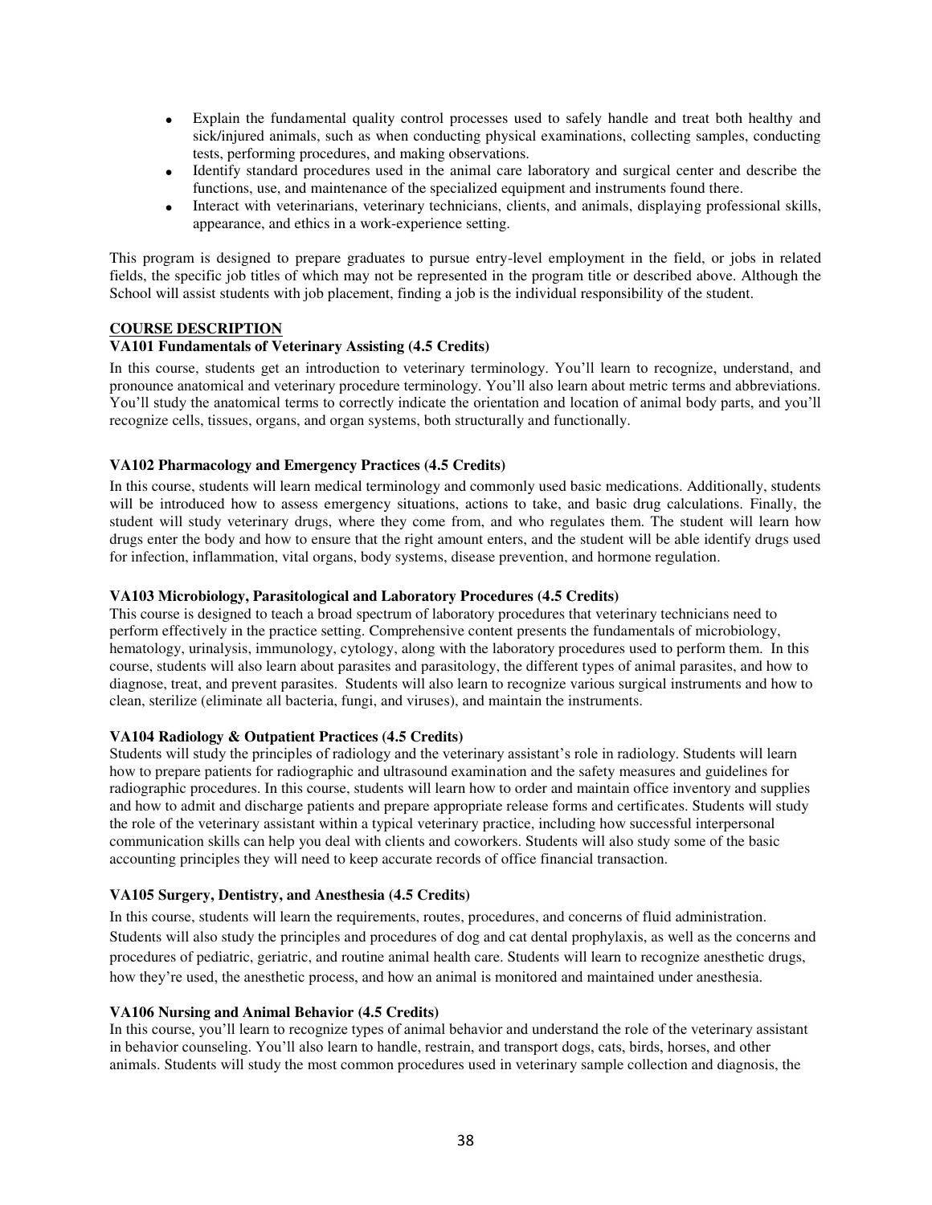- Explain the fundamental quality control processes used to safely handle and treat both healthy and sick/injured animals, such as when conducting physical examinations, collecting samples, conducting tests, performing procedures, and making observations.
- Identify standard procedures used in the animal care laboratory and surgical center and describe the functions, use, and maintenance of the specialized equipment and instruments found there.
- Interact with veterinarians, veterinary technicians, clients, and animals, displaying professional skills, appearance, and ethics in a work-experience setting.

This program is designed to prepare graduates to pursue entry-level employment in the field, or jobs in related fields, the specific job titles of which may not be represented in the program title or described above. Although the School will assist students with job placement, finding a job is the individual responsibility of the student.

## COURSE DESCRIPTION

### VA101 Fundamentals of Veterinary Assisting (4.5 Credits)

In this course, students get an introduction to veterinary terminology. You'll learn to recognize, understand, and pronounce anatomical and veterinary procedure terminology. You'll also learn about metric terms and abbreviations. You'll study the anatomical terms to correctly indicate the orientation and location of animal body parts, and you'll recognize cells, tissues, organs, and organ systems, both structurally and functionally.

### VA102 Pharmacology and Emergency Practices (4.5 Credits)

In this course, students will learn medical terminology and commonly used basic medications. Additionally, students will be introduced how to assess emergency situations, actions to take, and basic drug calculations. Finally, the student will study veterinary drugs, where they come from, and who regulates them. The student will learn how drugs enter the body and how to ensure that the right amount enters, and the student will be able identify drugs used for infection, inflammation, vital organs, body systems, disease prevention, and hormone regulation.

### VA103 Microbiology, Parasitological and Laboratory Procedures (4.5 Credits)

This course is designed to teach a broad spectrum of laboratory procedures that veterinary technicians need to perform effectively in the practice setting. Comprehensive content presents the fundamentals of microbiology, hematology, urinalysis, immunology, cytology, along with the laboratory procedures used to perform them. In this course, students will also learn about parasites and parasitology, the different types of animal parasites, and how to diagnose, treat, and prevent parasites. Students will also learn to recognize various surgical instruments and how to clean, sterilize (eliminate all bacteria, fungi, and viruses), and maintain the instruments.

### VA104 Radiology & Outpatient Practices (4.5 Credits)

Students will study the principles of radiology and the veterinary assistant's role in radiology. Students will learn how to prepare patients for radiographic and ultrasound examination and the safety measures and guidelines for radiographic procedures. In this course, students will learn how to order and maintain office inventory and supplies and how to admit and discharge patients and prepare appropriate release forms and certificates. Students will study the role of the veterinary assistant within a typical veterinary practice, including how successful interpersonal communication skills can help you deal with clients and coworkers. Students will also study some of the basic accounting principles they will need to keep accurate records of office financial transaction.

### VA105 Surgery, Dentistry, and Anesthesia (4.5 Credits)

In this course, students will learn the requirements, routes, procedures, and concerns of fluid administration. Students will also study the principles and procedures of dog and cat dental prophylaxis, as well as the concerns and procedures of pediatric, geriatric, and routine animal health care. Students will learn to recognize anesthetic drugs, how they're used, the anesthetic process, and how an animal is monitored and maintained under anesthesia.

### VA106 Nursing and Animal Behavior (4.5 Credits)

In this course, you'll learn to recognize types of animal behavior and understand the role of the veterinary assistant in behavior counseling. You'll also learn to handle, restrain, and transport dogs, cats, birds, horses, and other animals. Students will study the most common procedures used in veterinary sample collection and diagnosis, the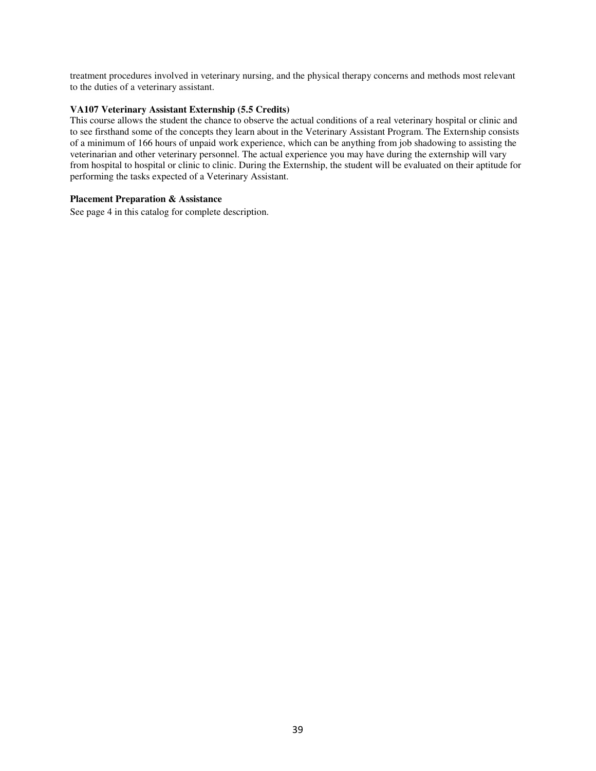treatment procedures involved in veterinary nursing, and the physical therapy concerns and methods most relevant to the duties of a veterinary assistant.

**VA107 Veterinary Assistant Externship (5.5 Credits)**

This course allows the student the chance to observe the actual conditions of a real veterinary hospital or clinic and to see firsthand some of the concepts they learn about in the Veterinary Assistant Program. The Externship consists of a minimum of 166 hours of unpaid work experience, which can be anything from job shadowing to assisting the veterinarian and other veterinary personnel. The actual experience you may have during the externship will vary from hospital to hospital or clinic to clinic. During the Externship, the student will be evaluated on their aptitude for performing the tasks expected of a Veterinary Assistant.

**Placement Preparation & Assistance**

See page 4 in this catalog for complete description.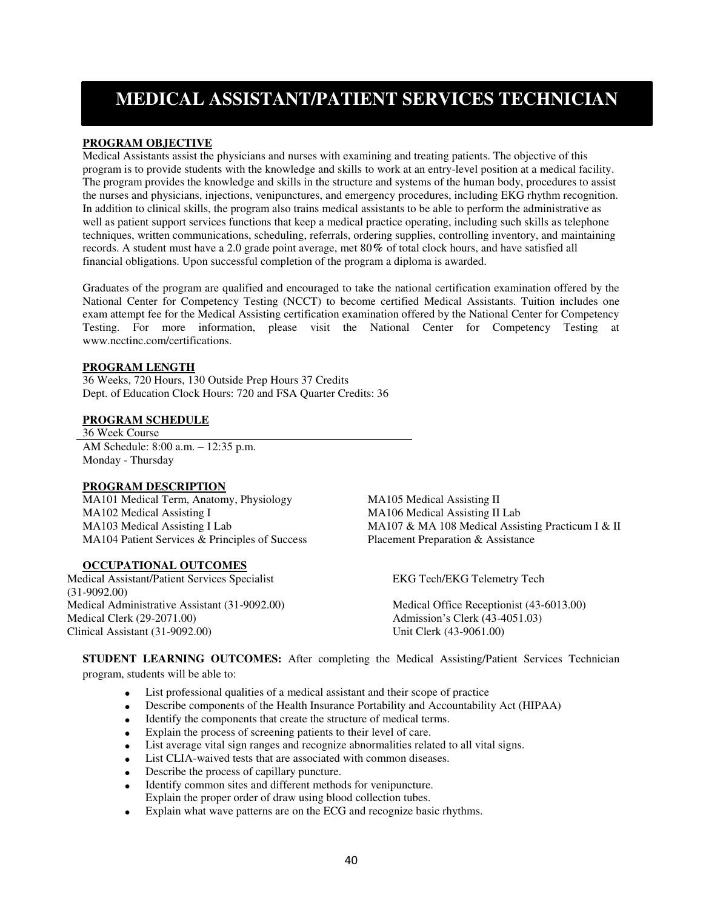# MEDICAL ASSISTANT/PATIENT SERVICES TECHNICIAN

## PROGRAM OBJECTIVE

Medical Assistants assist the physicians and nurses with examining and treating patients. The objective of this program is to provide students with the knowledge and skills to work at an entry-level position at a medical facility. The program provides the knowledge and skills in the structure and systems of the human body, procedures to assist the nurses and physicians, injections, venipunctures, and emergency procedures, including EKG rhythm recognition. In addition to clinical skills, the program also trains medical assistants to be able to perform the administrative as well as patient support services functions that keep a medical practice operating, including such skills as telephone techniques, written communications, scheduling, referrals, ordering supplies, controlling inventory, and maintaining records. A student must have a 2.0 grade point average, met 80% of total clock hours, and have satisfied all financial obligations. Upon successful completion of the program a diploma is awarded.

Graduates of the program are qualified and encouraged to take the national certification examination offered by the National Center for Competency Testing (NCCT) to become certified Medical Assistants. Tuition includes one exam attempt fee for the Medical Assisting certification examination offered by the National Center for Competency Testing. For more information, please visit the National Center for Competency Testing at www.ncctinc.com/certifications.

## PROGRAM LENGTH

36 Weeks, 720 Hours, 130 Outside Prep Hours 37 Credits
Dept. of Education Clock Hours: 720 and FSA Quarter Credits: 36

## PROGRAM SCHEDULE

36 Week Course

AM Schedule: 8:00 a.m. – 12:35 p.m.
Monday - Thursday

## PROGRAM DESCRIPTION

MA101 Medical Term, Anatomy, Physiology
MA102 Medical Assisting I
MA103 Medical Assisting I Lab
MA104 Patient Services & Principles of Success
MA105 Medical Assisting II
MA106 Medical Assisting II Lab
MA107 & MA 108 Medical Assisting Practicum I & II
Placement Preparation & Assistance

## OCCUPATIONAL OUTCOMES

Medical Assistant/Patient Services Specialist (31-9092.00)
Medical Administrative Assistant (31-9092.00)
Medical Clerk (29-2071.00)
Clinical Assistant (31-9092.00)
EKG Tech/EKG Telemetry Tech
Medical Office Receptionist (43-6013.00)
Admission's Clerk (43-4051.03)
Unit Clerk (43-9061.00)

**STUDENT LEARNING OUTCOMES:** After completing the Medical Assisting/Patient Services Technician program, students will be able to:

- List professional qualities of a medical assistant and their scope of practice
- Describe components of the Health Insurance Portability and Accountability Act (HIPAA)
- Identify the components that create the structure of medical terms.
- Explain the process of screening patients to their level of care.
- List average vital sign ranges and recognize abnormalities related to all vital signs.
- List CLIA-waived tests that are associated with common diseases.
- Describe the process of capillary puncture.
- Identify common sites and different methods for venipuncture.
  Explain the proper order of draw using blood collection tubes.
- Explain what wave patterns are on the ECG and recognize basic rhythms.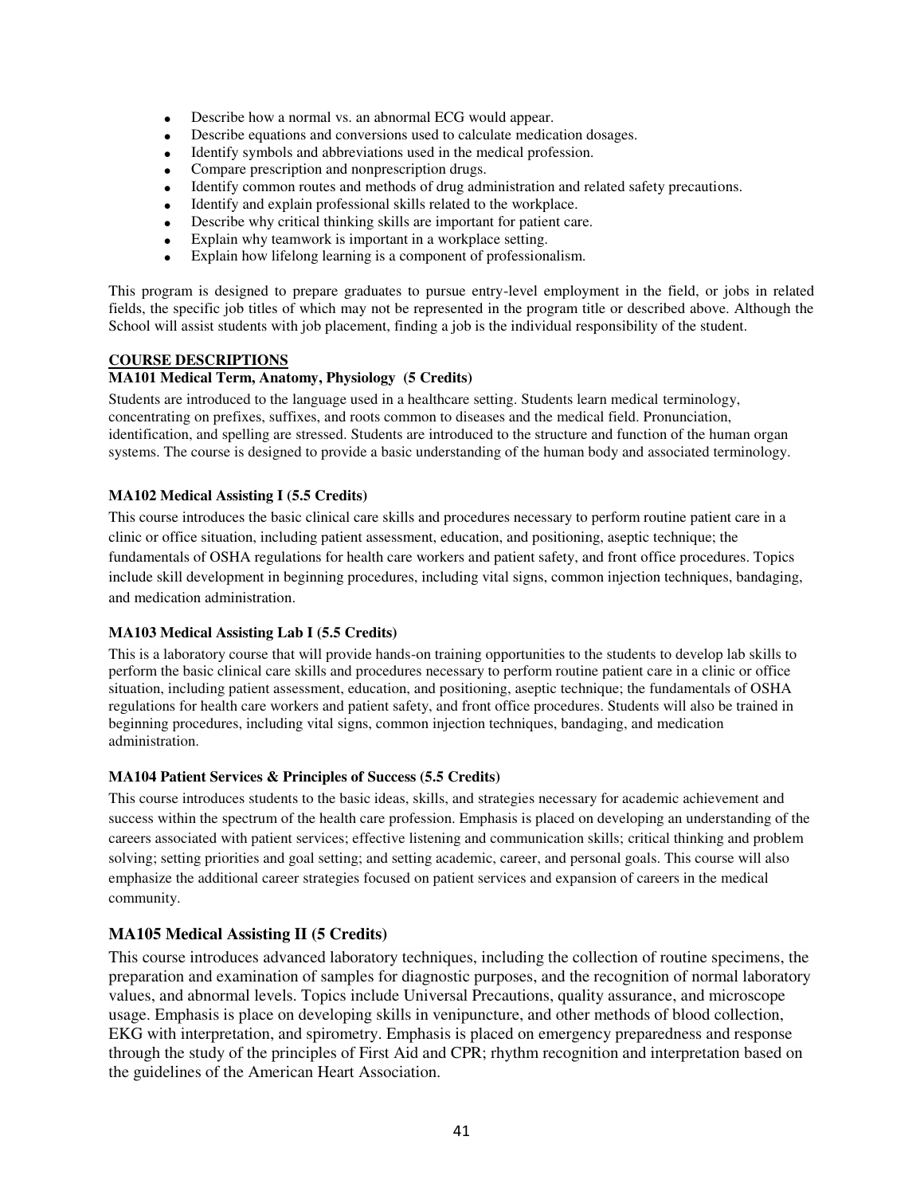- Describe how a normal vs. an abnormal ECG would appear.
- Describe equations and conversions used to calculate medication dosages.
- Identify symbols and abbreviations used in the medical profession.
- Compare prescription and nonprescription drugs.
- Identify common routes and methods of drug administration and related safety precautions.
- Identify and explain professional skills related to the workplace.
- Describe why critical thinking skills are important for patient care.
- Explain why teamwork is important in a workplace setting.
- Explain how lifelong learning is a component of professionalism.

This program is designed to prepare graduates to pursue entry-level employment in the field, or jobs in related fields, the specific job titles of which may not be represented in the program title or described above. Although the School will assist students with job placement, finding a job is the individual responsibility of the student.

## COURSE DESCRIPTIONS

### MA101 Medical Term, Anatomy, Physiology (5 Credits)

Students are introduced to the language used in a healthcare setting. Students learn medical terminology, concentrating on prefixes, suffixes, and roots common to diseases and the medical field. Pronunciation, identification, and spelling are stressed. Students are introduced to the structure and function of the human organ systems. The course is designed to provide a basic understanding of the human body and associated terminology.

### MA102 Medical Assisting I (5.5 Credits)

This course introduces the basic clinical care skills and procedures necessary to perform routine patient care in a clinic or office situation, including patient assessment, education, and positioning, aseptic technique; the fundamentals of OSHA regulations for health care workers and patient safety, and front office procedures. Topics include skill development in beginning procedures, including vital signs, common injection techniques, bandaging, and medication administration.

### MA103 Medical Assisting Lab I (5.5 Credits)

This is a laboratory course that will provide hands-on training opportunities to the students to develop lab skills to perform the basic clinical care skills and procedures necessary to perform routine patient care in a clinic or office situation, including patient assessment, education, and positioning, aseptic technique; the fundamentals of OSHA regulations for health care workers and patient safety, and front office procedures. Students will also be trained in beginning procedures, including vital signs, common injection techniques, bandaging, and medication administration.

### MA104 Patient Services & Principles of Success (5.5 Credits)

This course introduces students to the basic ideas, skills, and strategies necessary for academic achievement and success within the spectrum of the health care profession. Emphasis is placed on developing an understanding of the careers associated with patient services; effective listening and communication skills; critical thinking and problem solving; setting priorities and goal setting; and setting academic, career, and personal goals. This course will also emphasize the additional career strategies focused on patient services and expansion of careers in the medical community.

### MA105 Medical Assisting II (5 Credits)

This course introduces advanced laboratory techniques, including the collection of routine specimens, the preparation and examination of samples for diagnostic purposes, and the recognition of normal laboratory values, and abnormal levels. Topics include Universal Precautions, quality assurance, and microscope usage. Emphasis is place on developing skills in venipuncture, and other methods of blood collection, EKG with interpretation, and spirometry. Emphasis is placed on emergency preparedness and response through the study of the principles of First Aid and CPR; rhythm recognition and interpretation based on the guidelines of the American Heart Association.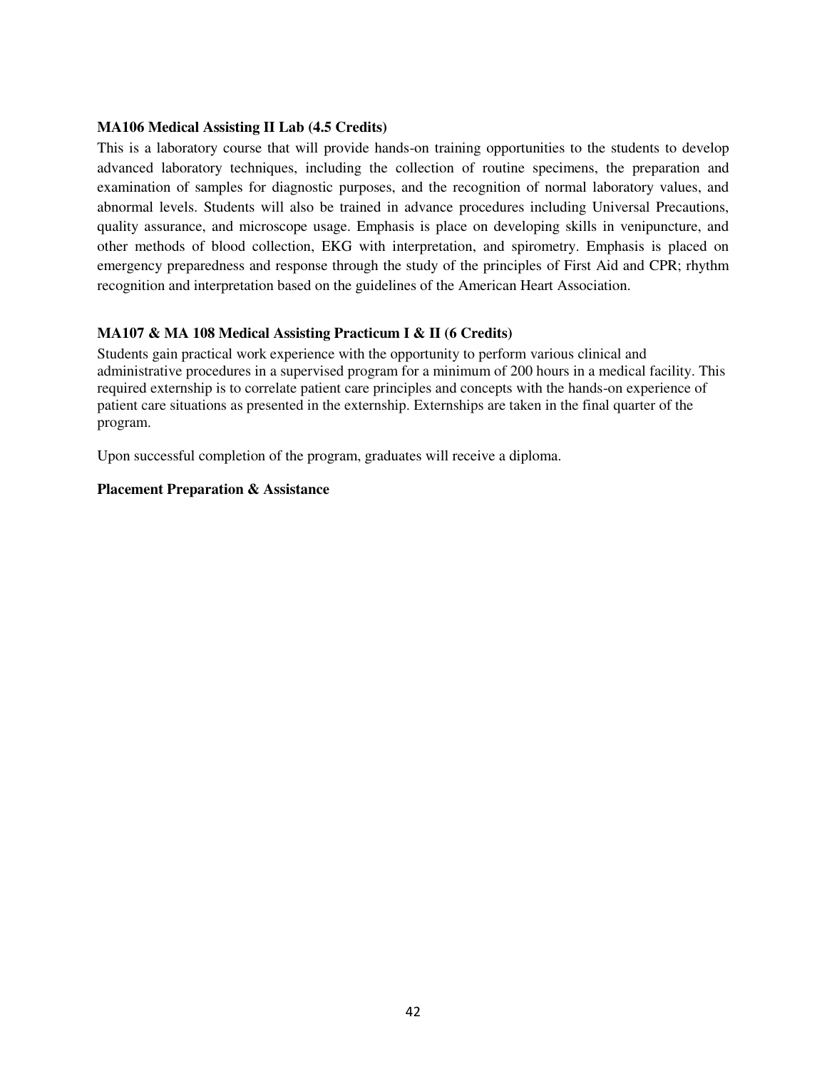**MA106 Medical Assisting II Lab (4.5 Credits)**

This is a laboratory course that will provide hands-on training opportunities to the students to develop advanced laboratory techniques, including the collection of routine specimens, the preparation and examination of samples for diagnostic purposes, and the recognition of normal laboratory values, and abnormal levels. Students will also be trained in advance procedures including Universal Precautions, quality assurance, and microscope usage. Emphasis is place on developing skills in venipuncture, and other methods of blood collection, EKG with interpretation, and spirometry. Emphasis is placed on emergency preparedness and response through the study of the principles of First Aid and CPR; rhythm recognition and interpretation based on the guidelines of the American Heart Association.

**MA107 & MA 108 Medical Assisting Practicum I & II (6 Credits)**

Students gain practical work experience with the opportunity to perform various clinical and administrative procedures in a supervised program for a minimum of 200 hours in a medical facility. This required externship is to correlate patient care principles and concepts with the hands-on experience of patient care situations as presented in the externship. Externships are taken in the final quarter of the program.

Upon successful completion of the program, graduates will receive a diploma.

**Placement Preparation & Assistance**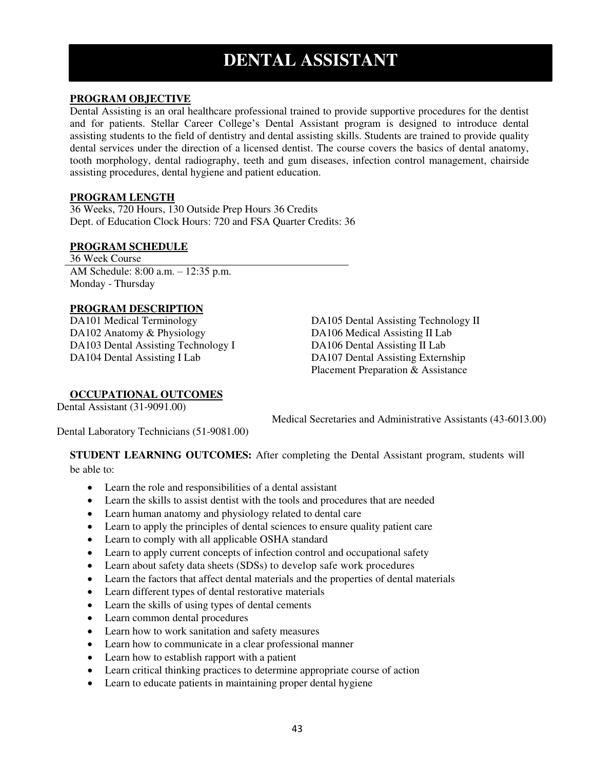# DENTAL ASSISTANT

**PROGRAM OBJECTIVE**

Dental Assisting is an oral healthcare professional trained to provide supportive procedures for the dentist and for patients. Stellar Career College's Dental Assistant program is designed to introduce dental assisting students to the field of dentistry and dental assisting skills. Students are trained to provide quality dental services under the direction of a licensed dentist. The course covers the basics of dental anatomy, tooth morphology, dental radiography, teeth and gum diseases, infection control management, chairside assisting procedures, dental hygiene and patient education.

**PROGRAM LENGTH**

36 Weeks, 720 Hours, 130 Outside Prep Hours 36 Credits
Dept. of Education Clock Hours: 720 and FSA Quarter Credits: 36

**PROGRAM SCHEDULE**

36 Week Course
AM Schedule: 8:00 a.m. – 12:35 p.m.
Monday - Thursday

**PROGRAM DESCRIPTION**

DA101 Medical Terminology
DA102 Anatomy & Physiology
DA103 Dental Assisting Technology I
DA104 Dental Assisting I Lab
DA105 Dental Assisting Technology II
DA106 Medical Assisting II Lab
DA106 Dental Assisting II Lab
DA107 Dental Assisting Externship
Placement Preparation & Assistance

**OCCUPATIONAL OUTCOMES**

Dental Assistant (31-9091.00)
Medical Secretaries and Administrative Assistants (43-6013.00)
Dental Laboratory Technicians (51-9081.00)

**STUDENT LEARNING OUTCOMES:** After completing the Dental Assistant program, students will be able to:

- Learn the role and responsibilities of a dental assistant
- Learn the skills to assist dentist with the tools and procedures that are needed
- Learn human anatomy and physiology related to dental care
- Learn to apply the principles of dental sciences to ensure quality patient care
- Learn to comply with all applicable OSHA standard
- Learn to apply current concepts of infection control and occupational safety
- Learn about safety data sheets (SDSs) to develop safe work procedures
- Learn the factors that affect dental materials and the properties of dental materials
- Learn different types of dental restorative materials
- Learn the skills of using types of dental cements
- Learn common dental procedures
- Learn how to work sanitation and safety measures
- Learn how to communicate in a clear professional manner
- Learn how to establish rapport with a patient
- Learn critical thinking practices to determine appropriate course of action
- Learn to educate patients in maintaining proper dental hygiene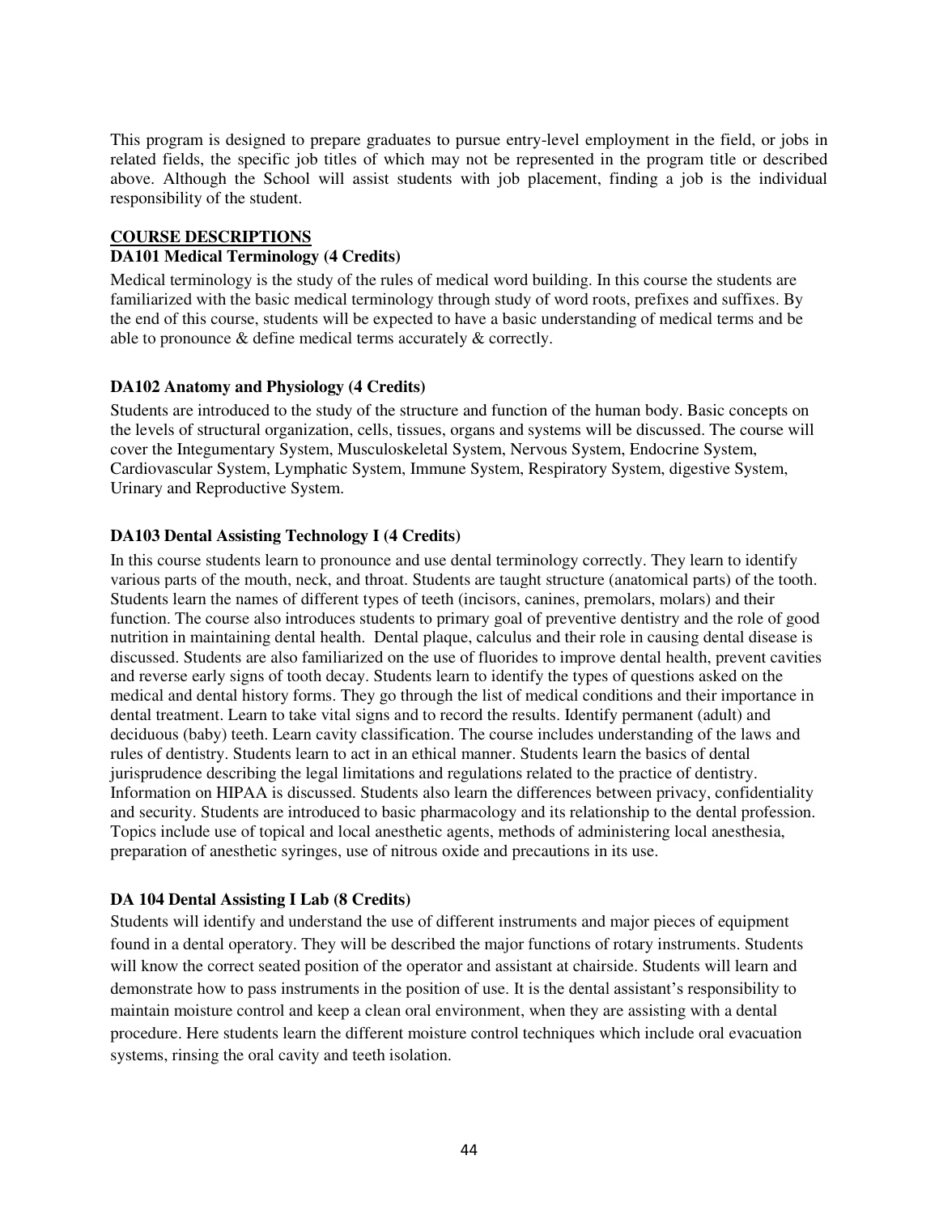This program is designed to prepare graduates to pursue entry-level employment in the field, or jobs in related fields, the specific job titles of which may not be represented in the program title or described above. Although the School will assist students with job placement, finding a job is the individual responsibility of the student.

## COURSE DESCRIPTIONS

### DA101 Medical Terminology (4 Credits)

Medical terminology is the study of the rules of medical word building. In this course the students are familiarized with the basic medical terminology through study of word roots, prefixes and suffixes. By the end of this course, students will be expected to have a basic understanding of medical terms and be able to pronounce & define medical terms accurately & correctly.

### DA102 Anatomy and Physiology (4 Credits)

Students are introduced to the study of the structure and function of the human body. Basic concepts on the levels of structural organization, cells, tissues, organs and systems will be discussed. The course will cover the Integumentary System, Musculoskeletal System, Nervous System, Endocrine System, Cardiovascular System, Lymphatic System, Immune System, Respiratory System, digestive System, Urinary and Reproductive System.

### DA103 Dental Assisting Technology I (4 Credits)

In this course students learn to pronounce and use dental terminology correctly. They learn to identify various parts of the mouth, neck, and throat. Students are taught structure (anatomical parts) of the tooth. Students learn the names of different types of teeth (incisors, canines, premolars, molars) and their function. The course also introduces students to primary goal of preventive dentistry and the role of good nutrition in maintaining dental health. Dental plaque, calculus and their role in causing dental disease is discussed. Students are also familiarized on the use of fluorides to improve dental health, prevent cavities and reverse early signs of tooth decay. Students learn to identify the types of questions asked on the medical and dental history forms. They go through the list of medical conditions and their importance in dental treatment. Learn to take vital signs and to record the results. Identify permanent (adult) and deciduous (baby) teeth. Learn cavity classification. The course includes understanding of the laws and rules of dentistry. Students learn to act in an ethical manner. Students learn the basics of dental jurisprudence describing the legal limitations and regulations related to the practice of dentistry. Information on HIPAA is discussed. Students also learn the differences between privacy, confidentiality and security. Students are introduced to basic pharmacology and its relationship to the dental profession. Topics include use of topical and local anesthetic agents, methods of administering local anesthesia, preparation of anesthetic syringes, use of nitrous oxide and precautions in its use.

### DA 104 Dental Assisting I Lab (8 Credits)

Students will identify and understand the use of different instruments and major pieces of equipment found in a dental operatory. They will be described the major functions of rotary instruments. Students will know the correct seated position of the operator and assistant at chairside. Students will learn and demonstrate how to pass instruments in the position of use. It is the dental assistant's responsibility to maintain moisture control and keep a clean oral environment, when they are assisting with a dental procedure. Here students learn the different moisture control techniques which include oral evacuation systems, rinsing the oral cavity and teeth isolation.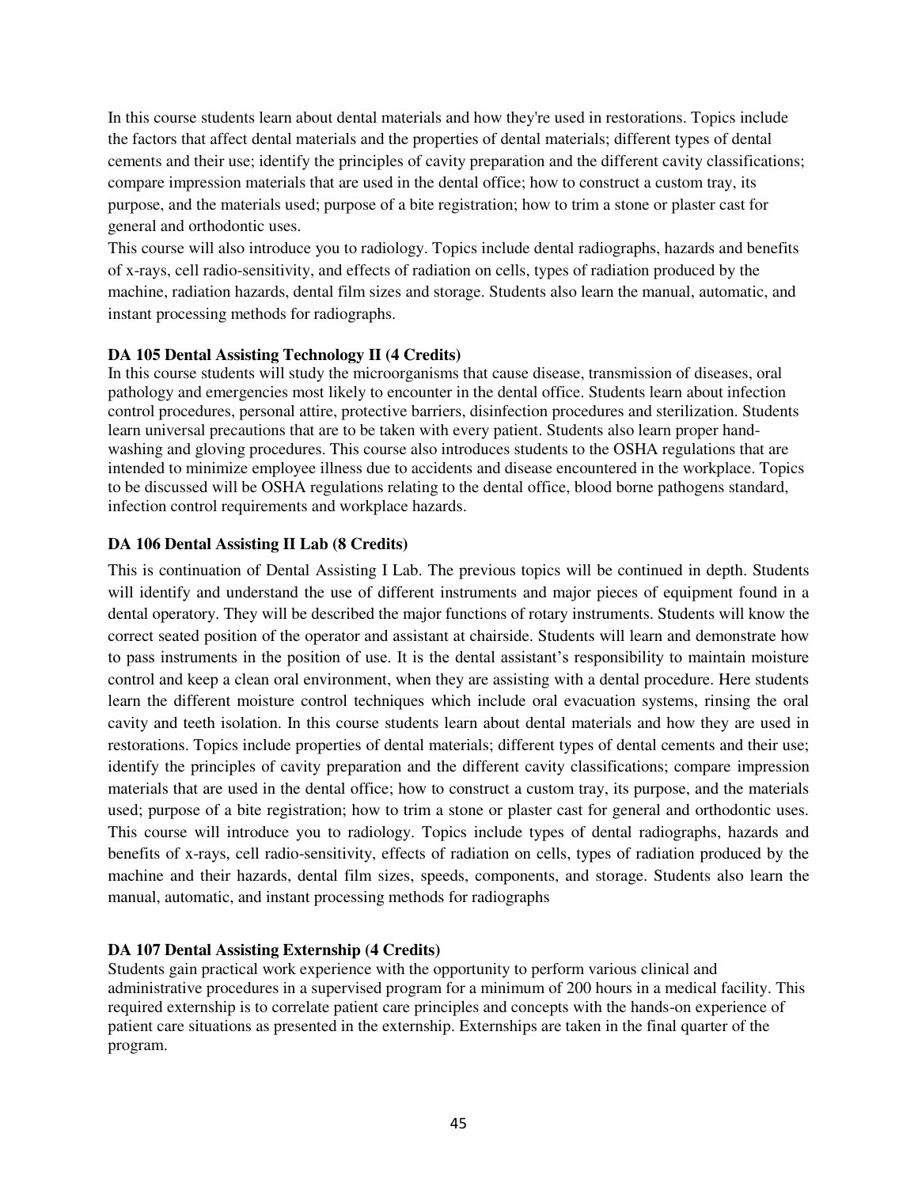In this course students learn about dental materials and how they're used in restorations. Topics include the factors that affect dental materials and the properties of dental materials; different types of dental cements and their use; identify the principles of cavity preparation and the different cavity classifications; compare impression materials that are used in the dental office; how to construct a custom tray, its purpose, and the materials used; purpose of a bite registration; how to trim a stone or plaster cast for general and orthodontic uses.

This course will also introduce you to radiology. Topics include dental radiographs, hazards and benefits of x-rays, cell radio-sensitivity, and effects of radiation on cells, types of radiation produced by the machine, radiation hazards, dental film sizes and storage. Students also learn the manual, automatic, and instant processing methods for radiographs.

**DA 105 Dental Assisting Technology II (4 Credits)**

In this course students will study the microorganisms that cause disease, transmission of diseases, oral pathology and emergencies most likely to encounter in the dental office. Students learn about infection control procedures, personal attire, protective barriers, disinfection procedures and sterilization. Students learn universal precautions that are to be taken with every patient. Students also learn proper hand-washing and gloving procedures. This course also introduces students to the OSHA regulations that are intended to minimize employee illness due to accidents and disease encountered in the workplace. Topics to be discussed will be OSHA regulations relating to the dental office, blood borne pathogens standard, infection control requirements and workplace hazards.

**DA 106 Dental Assisting II Lab (8 Credits)**

This is continuation of Dental Assisting I Lab. The previous topics will be continued in depth. Students will identify and understand the use of different instruments and major pieces of equipment found in a dental operatory. They will be described the major functions of rotary instruments. Students will know the correct seated position of the operator and assistant at chairside. Students will learn and demonstrate how to pass instruments in the position of use. It is the dental assistant's responsibility to maintain moisture control and keep a clean oral environment, when they are assisting with a dental procedure. Here students learn the different moisture control techniques which include oral evacuation systems, rinsing the oral cavity and teeth isolation. In this course students learn about dental materials and how they are used in restorations. Topics include properties of dental materials; different types of dental cements and their use; identify the principles of cavity preparation and the different cavity classifications; compare impression materials that are used in the dental office; how to construct a custom tray, its purpose, and the materials used; purpose of a bite registration; how to trim a stone or plaster cast for general and orthodontic uses. This course will introduce you to radiology. Topics include types of dental radiographs, hazards and benefits of x-rays, cell radio-sensitivity, effects of radiation on cells, types of radiation produced by the machine and their hazards, dental film sizes, speeds, components, and storage. Students also learn the manual, automatic, and instant processing methods for radiographs

**DA 107 Dental Assisting Externship (4 Credits)**

Students gain practical work experience with the opportunity to perform various clinical and administrative procedures in a supervised program for a minimum of 200 hours in a medical facility. This required externship is to correlate patient care principles and concepts with the hands-on experience of patient care situations as presented in the externship. Externships are taken in the final quarter of the program.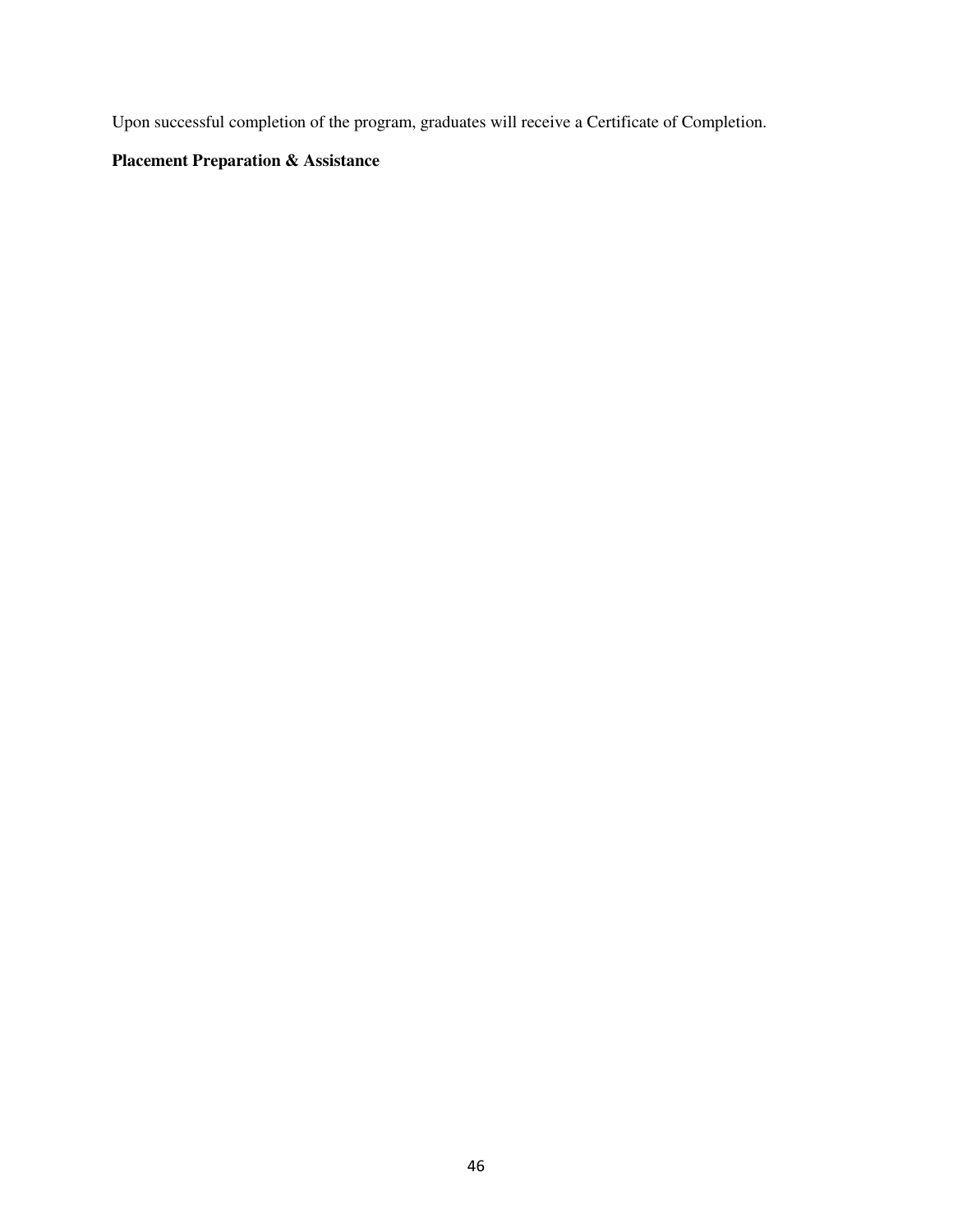Upon successful completion of the program, graduates will receive a Certificate of Completion.

**Placement Preparation & Assistance**